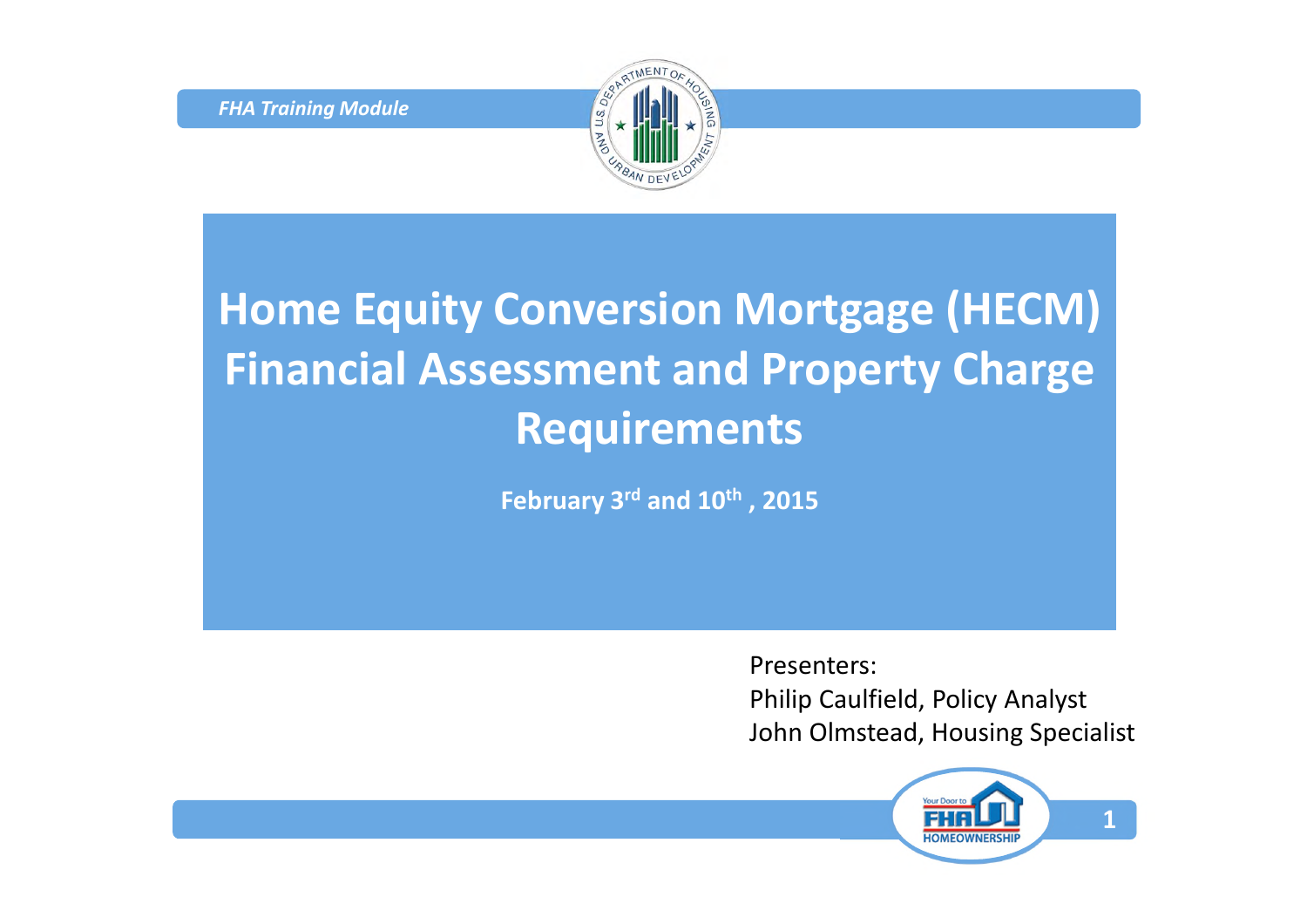*FHA Training Module*

# Home Equity Conversion Mortgage (HECM) Financial Assessment and Property Charge Requirements

**February 3rd and 10th, 2015**

Presenters:
Philip Caulfield, Policy Analyst
John Olmstead, Housing Specialist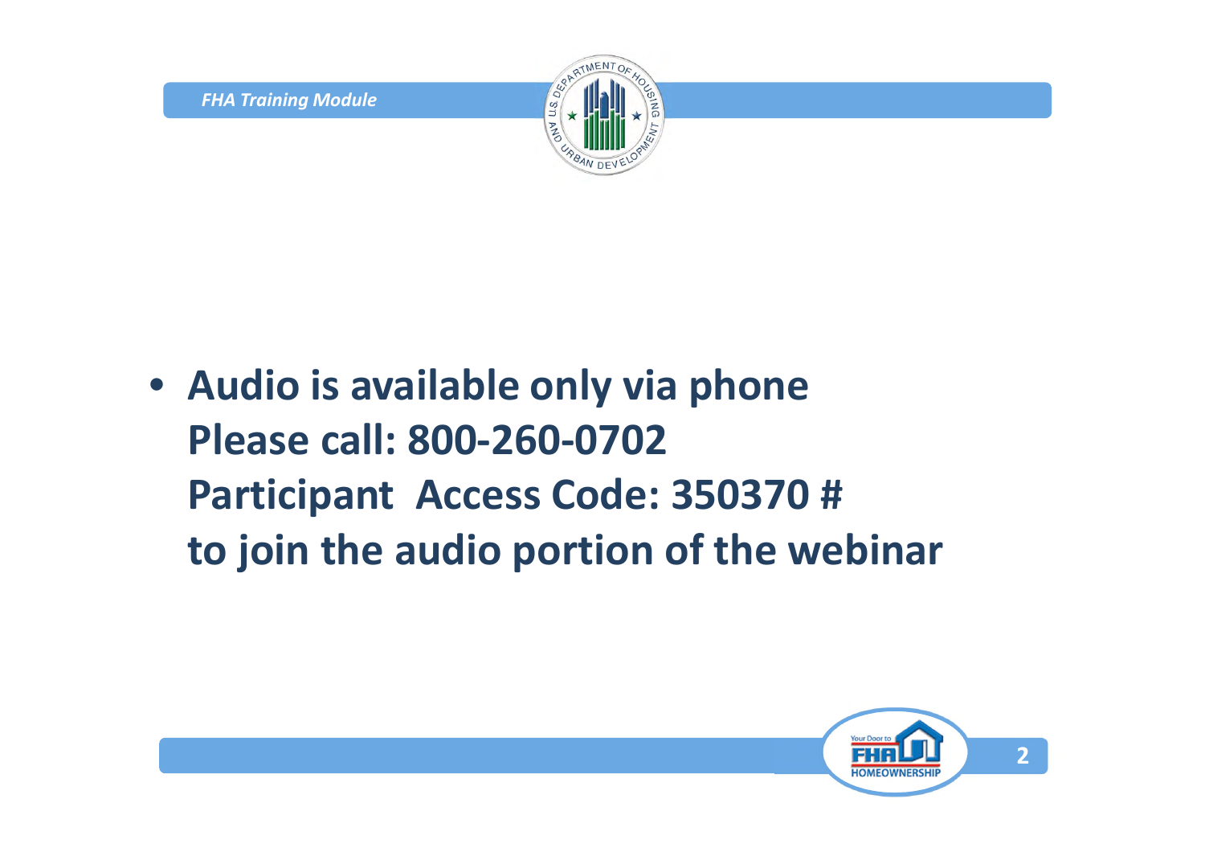- **Audio is available only via phone**
  **Please call: 800-260-0702**
  **Participant  Access Code: 350370 #**
  **to join the audio portion of the webinar**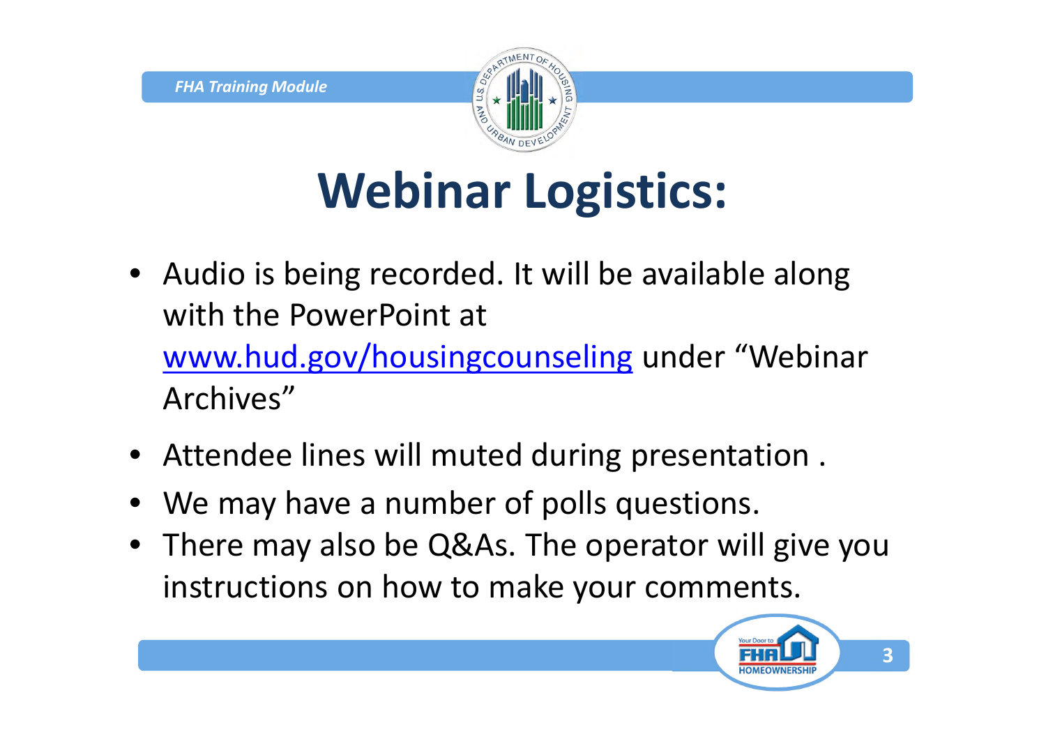# Webinar Logistics:

- Audio is being recorded. It will be available along with the PowerPoint at [www.hud.gov/housingcounseling](http://www.hud.gov/housingcounseling) under "Webinar Archives"
- Attendee lines will muted during presentation .
- We may have a number of polls questions.
- There may also be Q&As. The operator will give you instructions on how to make your comments.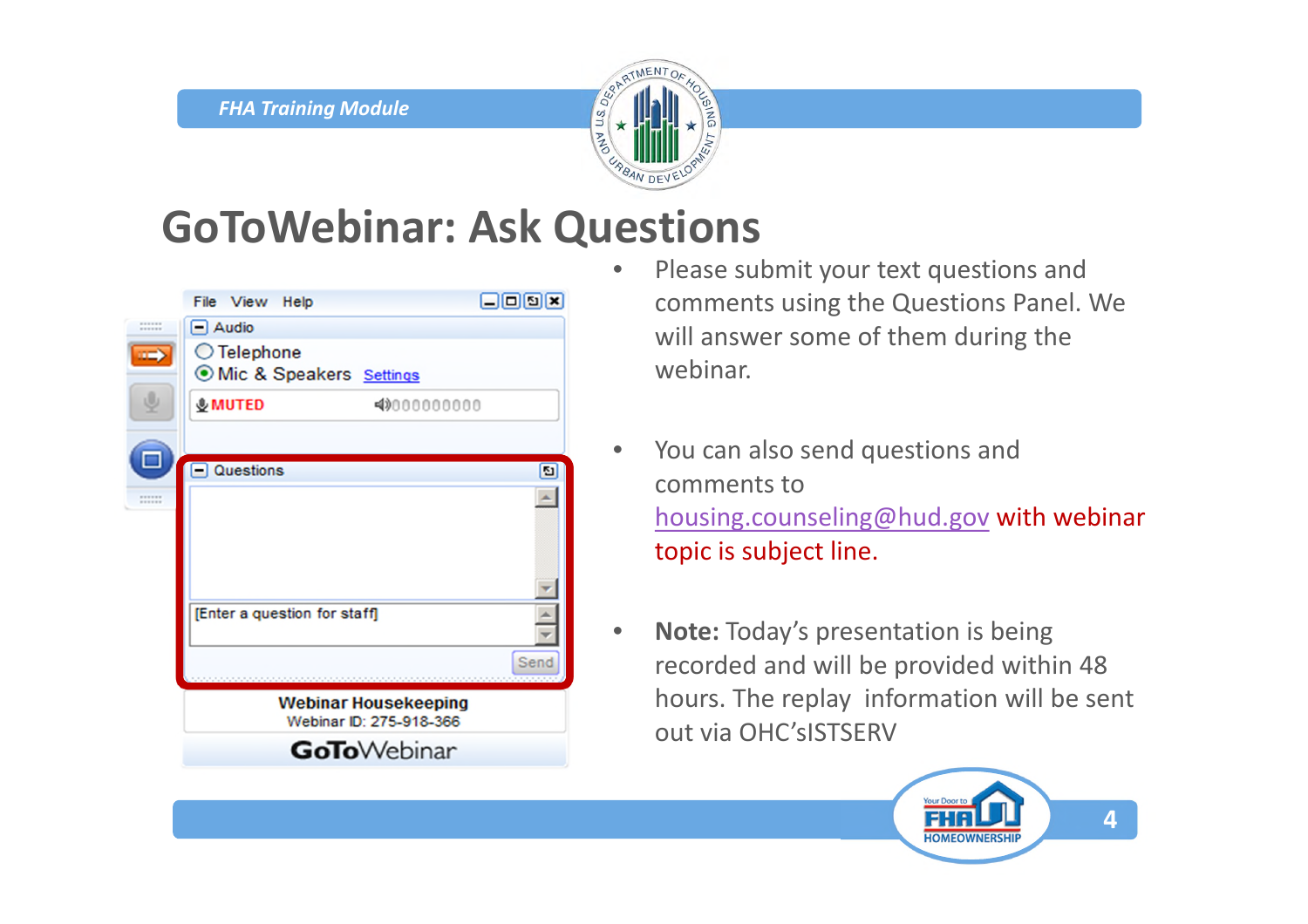# GoToWebinar: Ask Questions

- Please submit your text questions and comments using the Questions Panel. We will answer some of them during the webinar.

- You can also send questions and comments to housing.counseling@hud.gov with webinar topic is subject line.

- **Note:** Today's presentation is being recorded and will be provided within 48 hours. The replay information will be sent out via OHC'sISTSERV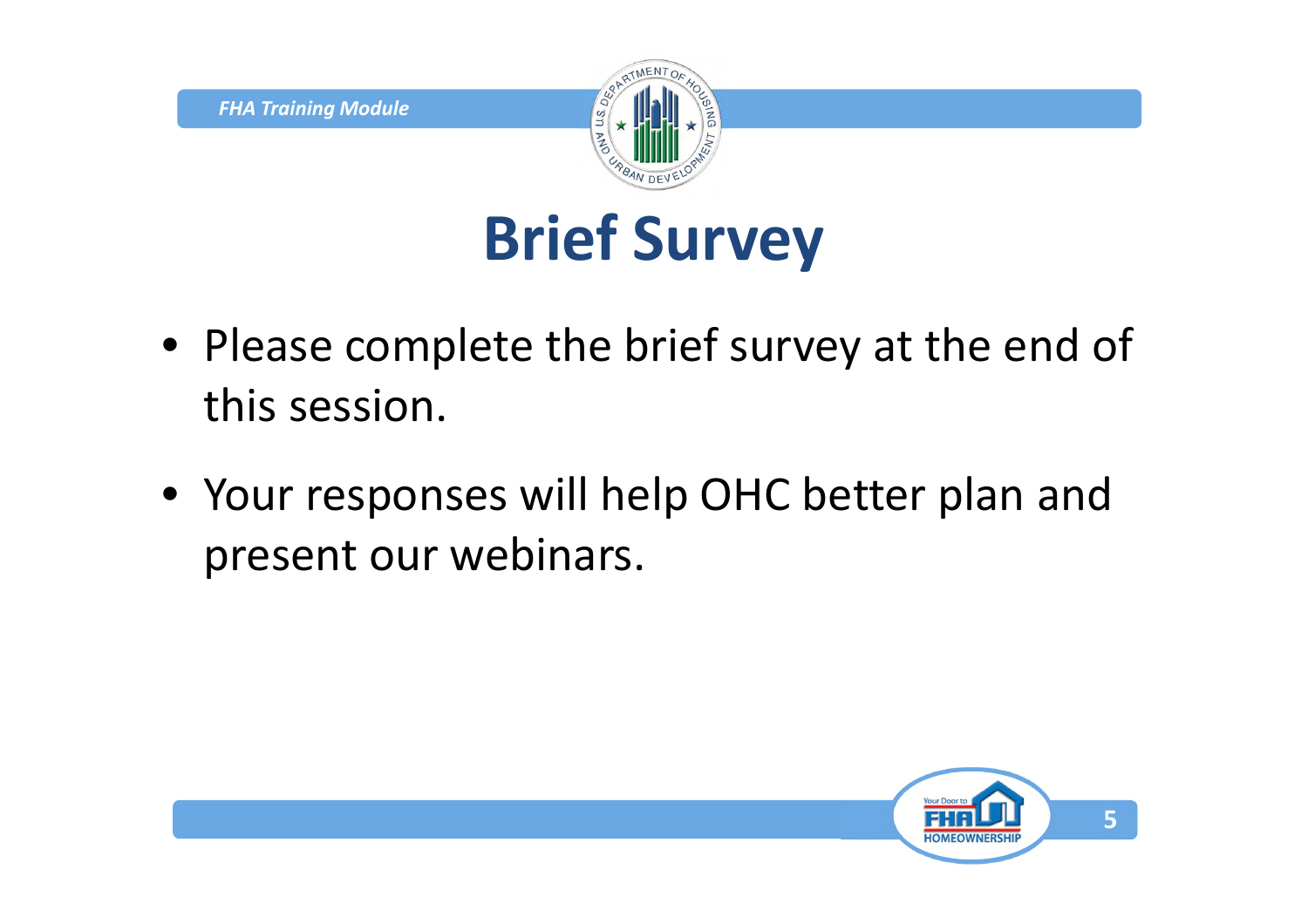# Brief Survey

- Please complete the brief survey at the end of this session.
- Your responses will help OHC better plan and present our webinars.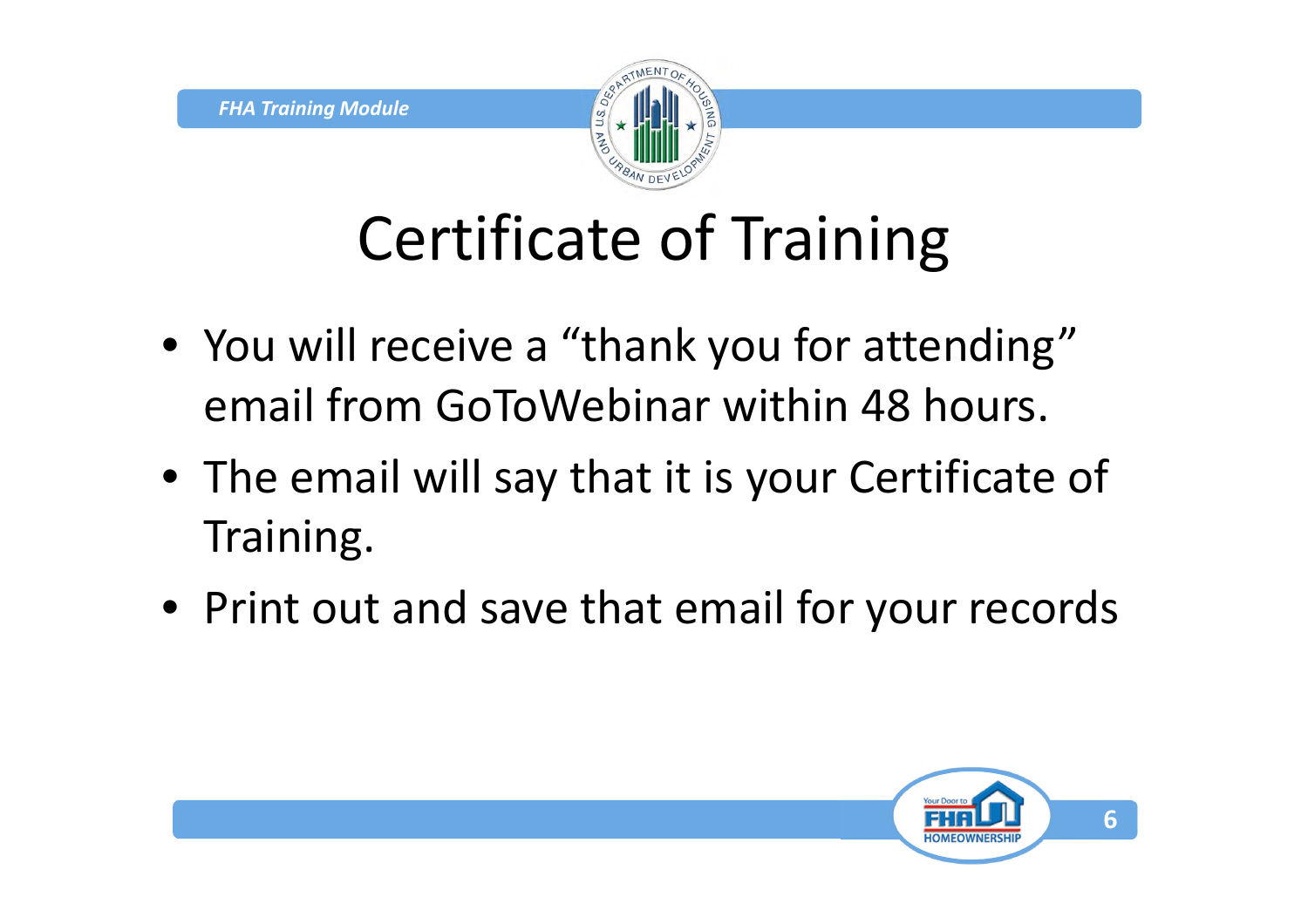# Certificate of Training

- You will receive a “thank you for attending” email from GoToWebinar within 48 hours.
- The email will say that it is your Certificate of Training.
- Print out and save that email for your records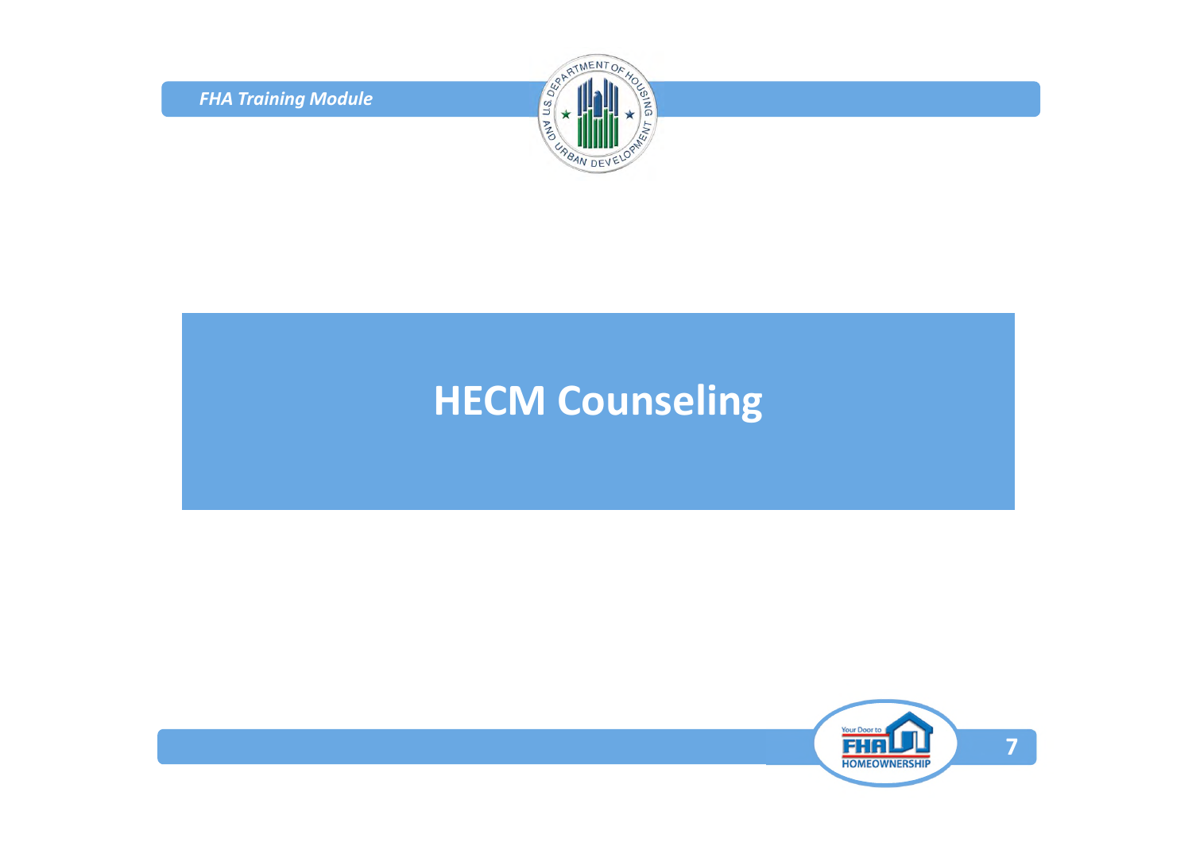# HECM Counseling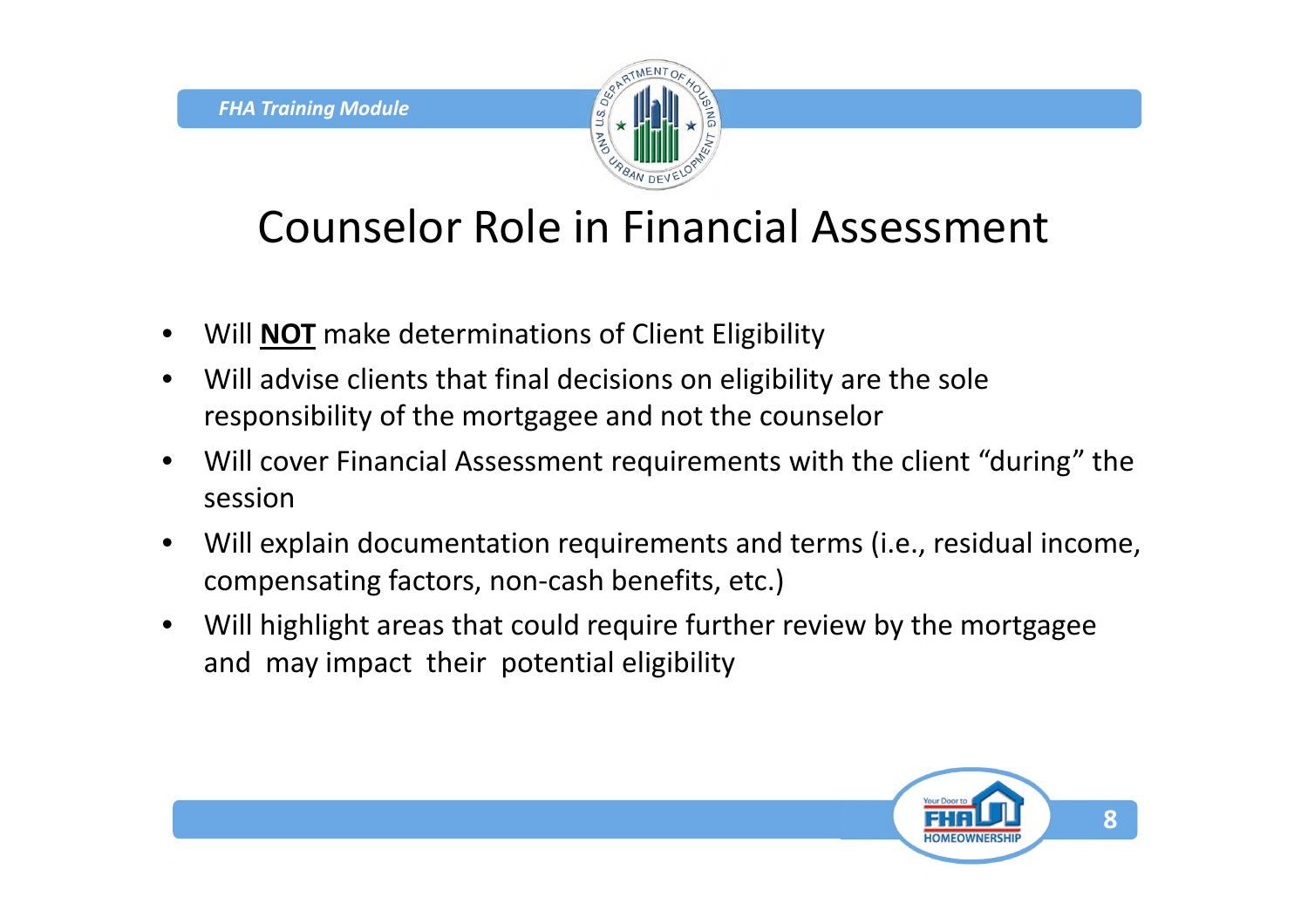# Counselor Role in Financial Assessment

- Will **NOT** make determinations of Client Eligibility
- Will advise clients that final decisions on eligibility are the sole responsibility of the mortgagee and not the counselor
- Will cover Financial Assessment requirements with the client "during" the session
- Will explain documentation requirements and terms (i.e., residual income, compensating factors, non-cash benefits, etc.)
- Will highlight areas that could require further review by the mortgagee and may impact their potential eligibility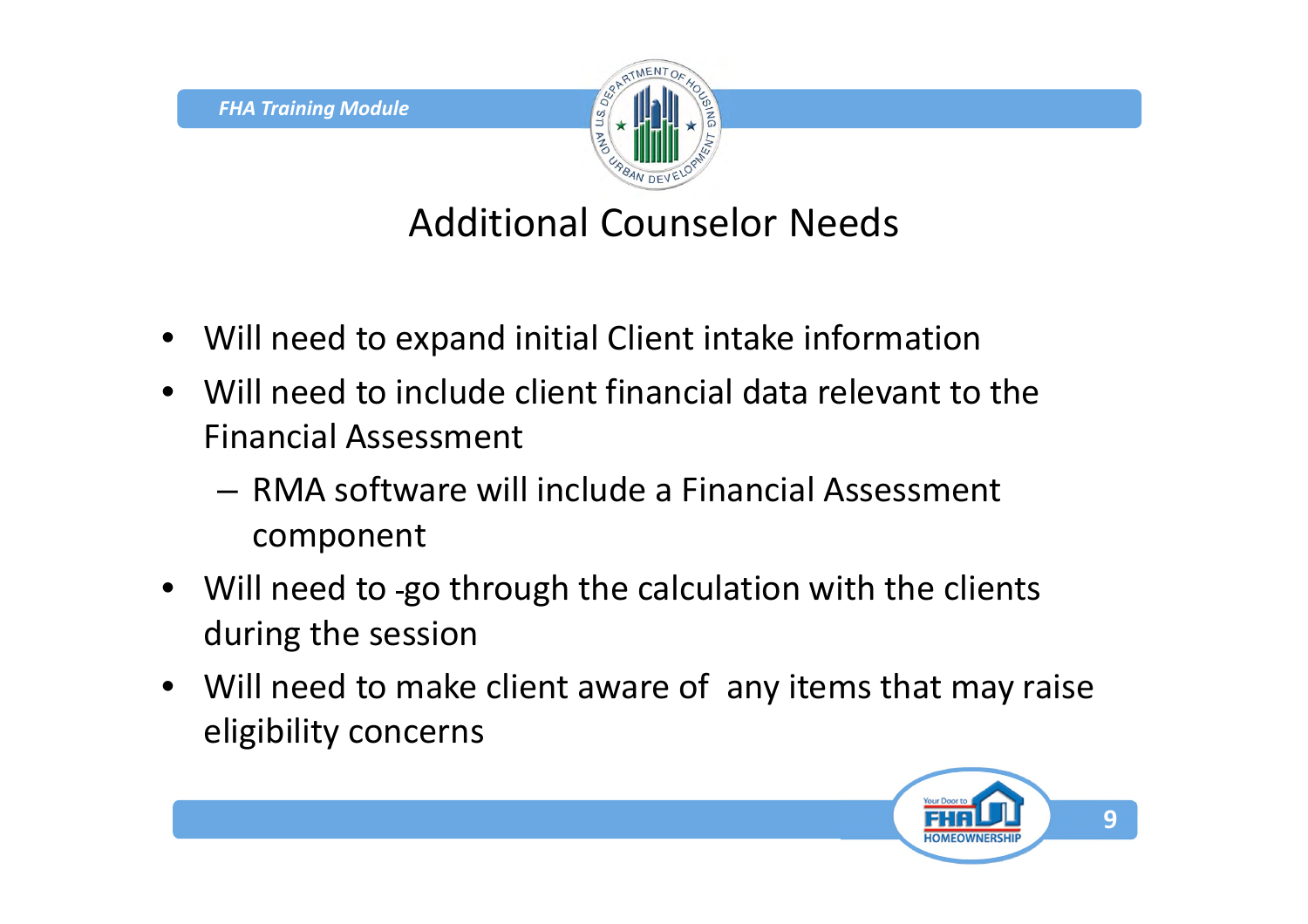# Additional Counselor Needs

- Will need to expand initial Client intake information
- Will need to include client financial data relevant to the Financial Assessment
  - RMA software will include a Financial Assessment component
- Will need to go through the calculation with the clients during the session
- Will need to make client aware of any items that may raise eligibility concerns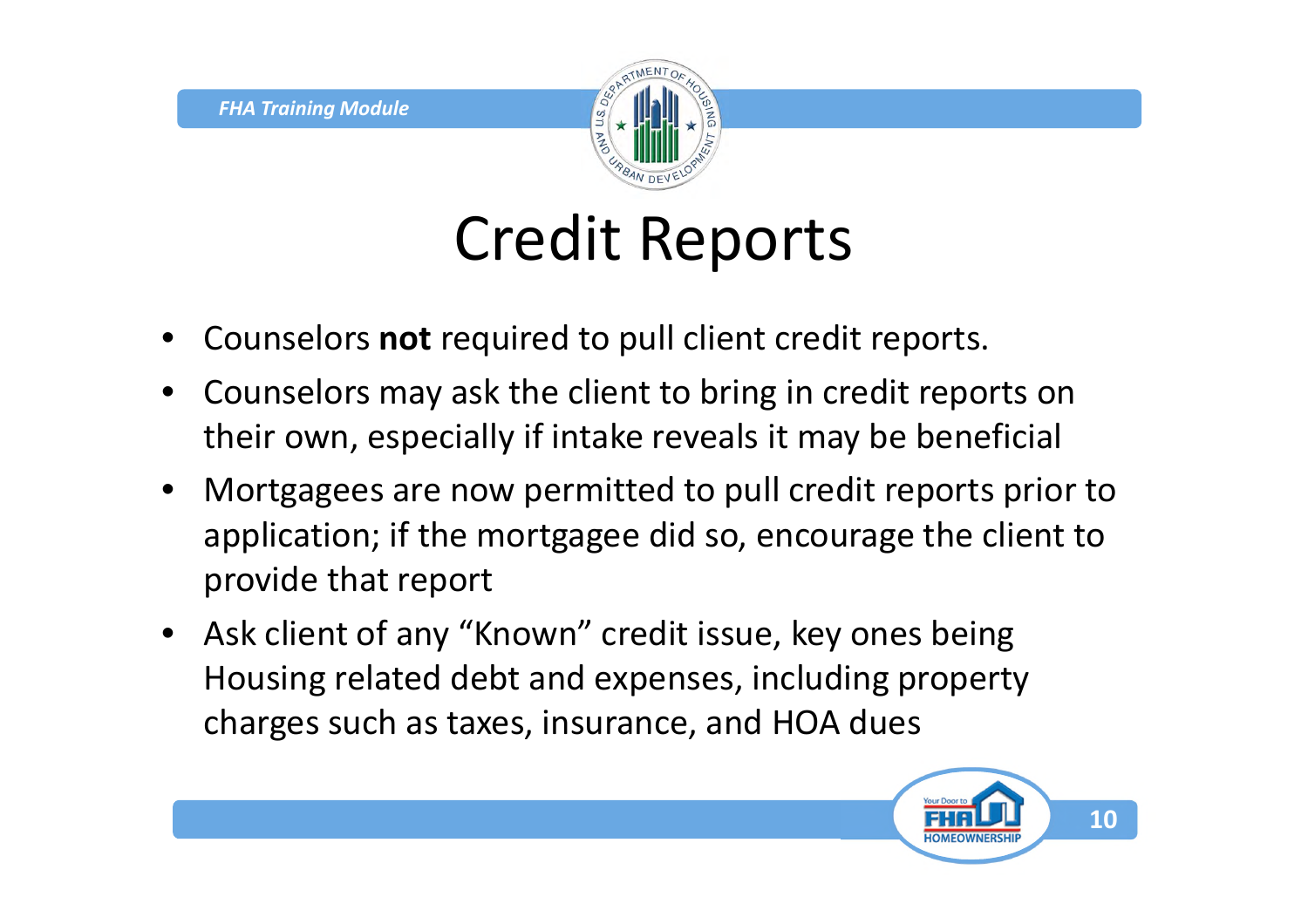# Credit Reports

- Counselors **not** required to pull client credit reports.
- Counselors may ask the client to bring in credit reports on their own, especially if intake reveals it may be beneficial
- Mortgagees are now permitted to pull credit reports prior to application; if the mortgagee did so, encourage the client to provide that report
- Ask client of any “Known” credit issue, key ones being Housing related debt and expenses, including property charges such as taxes, insurance, and HOA dues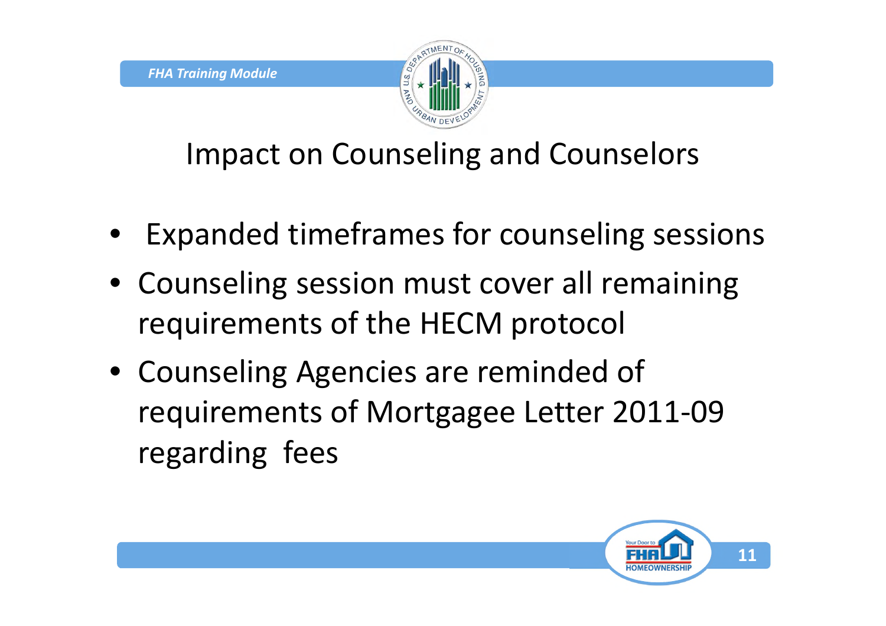# Impact on Counseling and Counselors

- Expanded timeframes for counseling sessions
- Counseling session must cover all remaining requirements of the HECM protocol
- Counseling Agencies are reminded of requirements of Mortgagee Letter 2011-09 regarding fees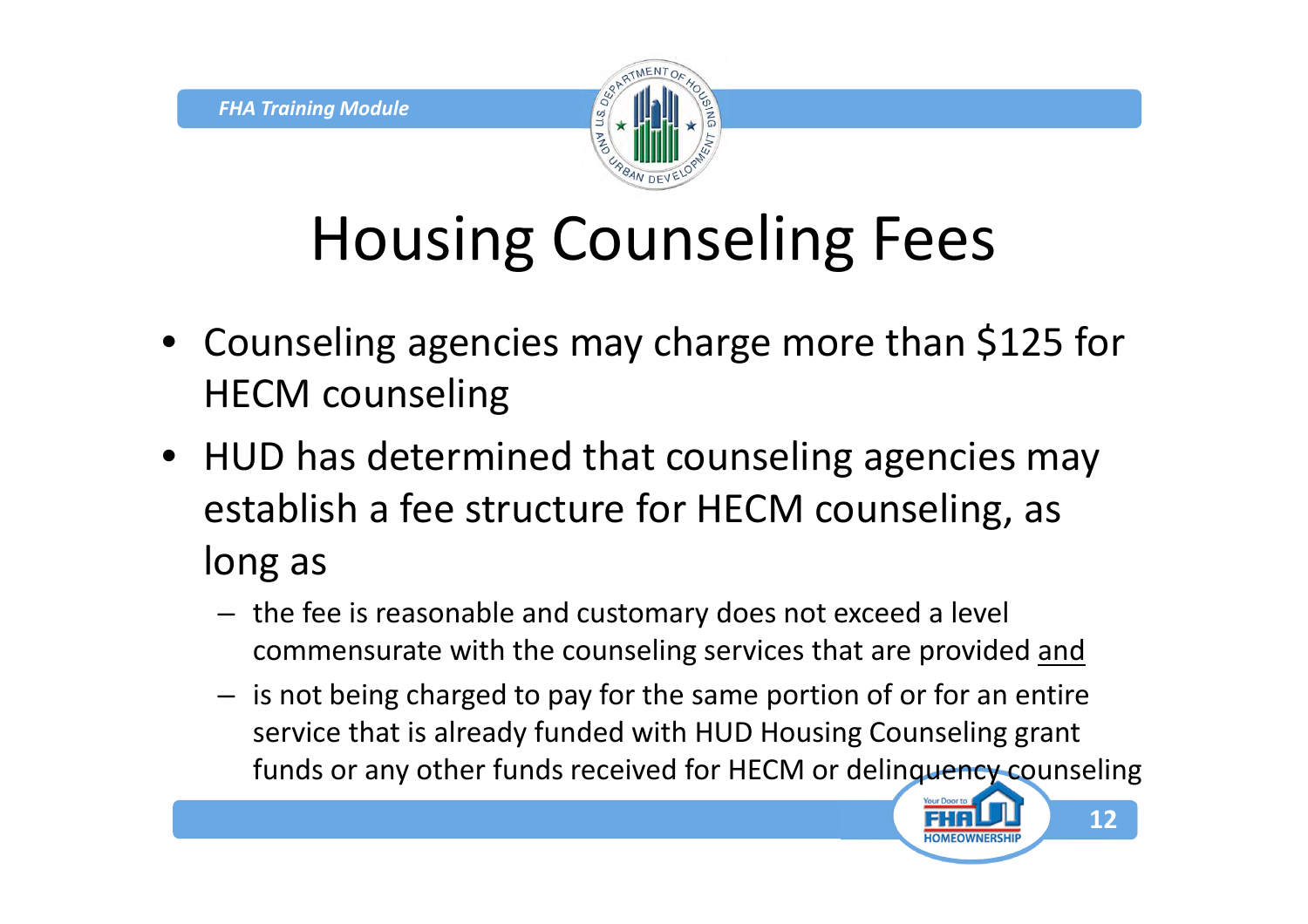# Housing Counseling Fees

- Counseling agencies may charge more than $125 for HECM counseling
- HUD has determined that counseling agencies may establish a fee structure for HECM counseling, as long as
  - the fee is reasonable and customary does not exceed a level commensurate with the counseling services that are provided and
  - is not being charged to pay for the same portion of or for an entire service that is already funded with HUD Housing Counseling grant funds or any other funds received for HECM or delinquency counseling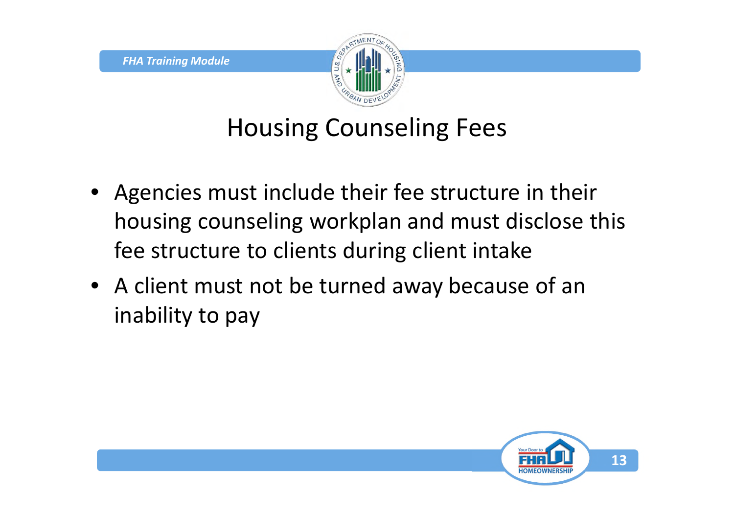# Housing Counseling Fees

- Agencies must include their fee structure in their housing counseling workplan and must disclose this fee structure to clients during client intake
- A client must not be turned away because of an inability to pay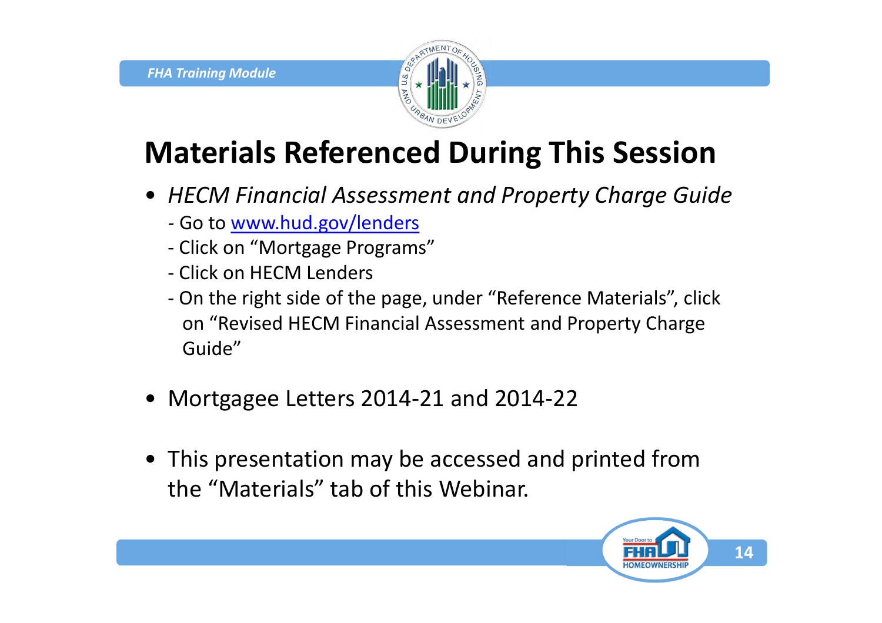# Materials Referenced During This Session

- *HECM Financial Assessment and Property Charge Guide*
  - Go to [www.hud.gov/lenders](http://www.hud.gov/lenders)
  - Click on "Mortgage Programs"
  - Click on HECM Lenders
  - On the right side of the page, under "Reference Materials", click on "Revised HECM Financial Assessment and Property Charge Guide"
- Mortgagee Letters 2014-21 and 2014-22
- This presentation may be accessed and printed from the "Materials" tab of this Webinar.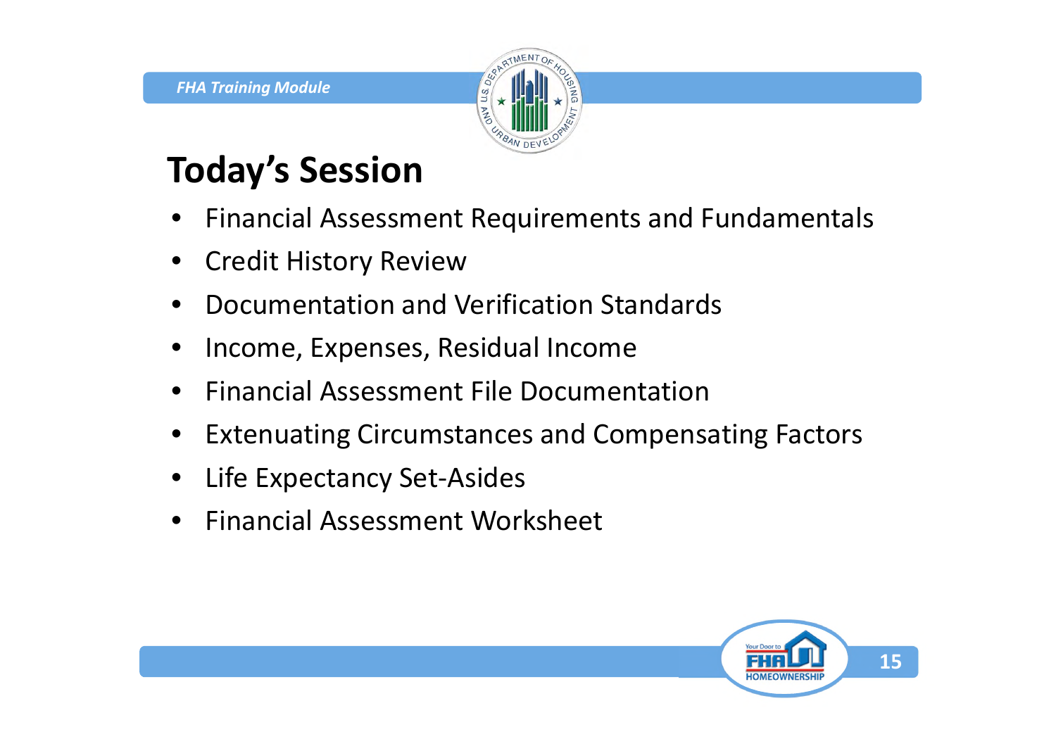# Today's Session

- Financial Assessment Requirements and Fundamentals
- Credit History Review
- Documentation and Verification Standards
- Income, Expenses, Residual Income
- Financial Assessment File Documentation
- Extenuating Circumstances and Compensating Factors
- Life Expectancy Set-Asides
- Financial Assessment Worksheet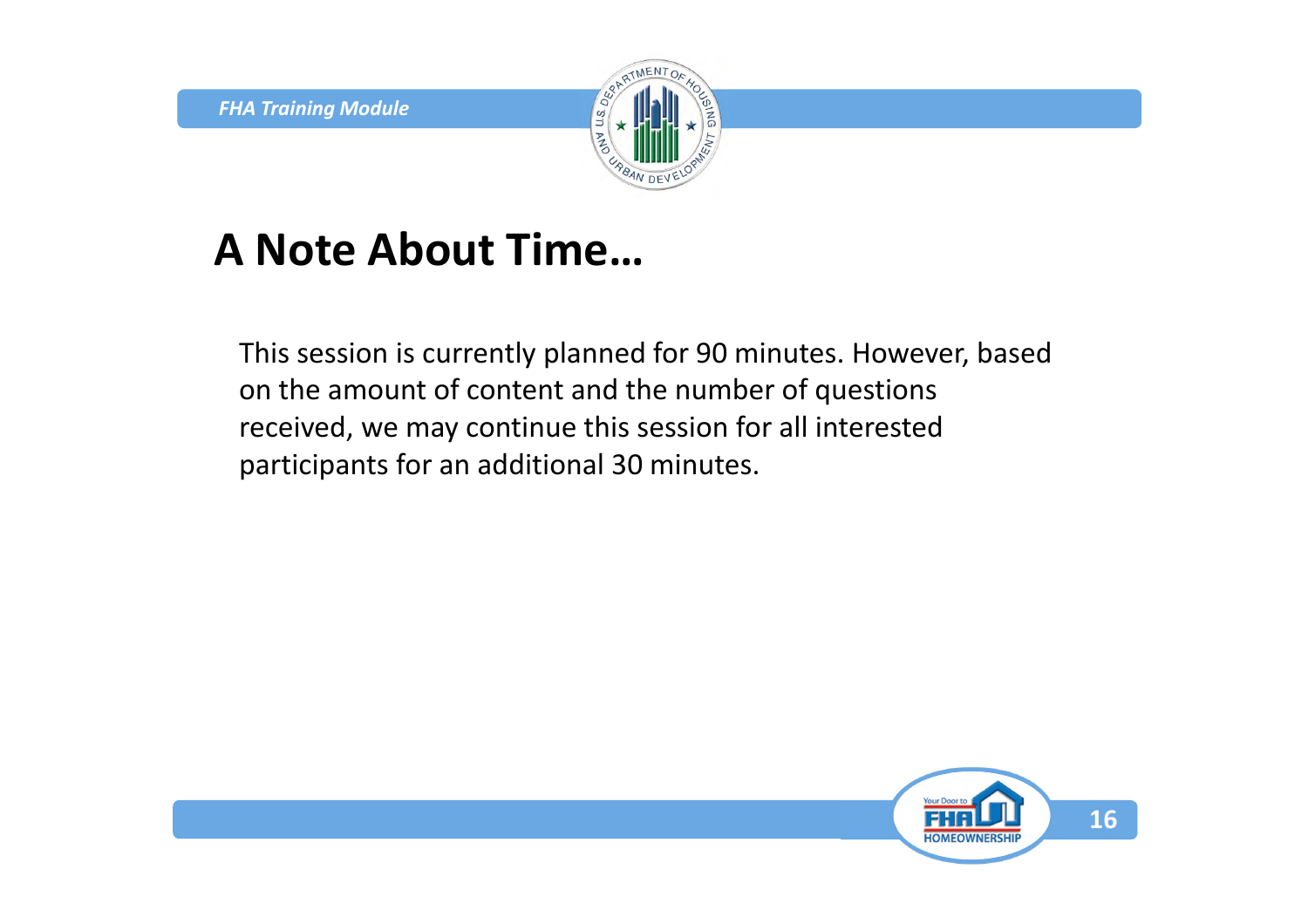# A Note About Time…

This session is currently planned for 90 minutes. However, based on the amount of content and the number of questions received, we may continue this session for all interested participants for an additional 30 minutes.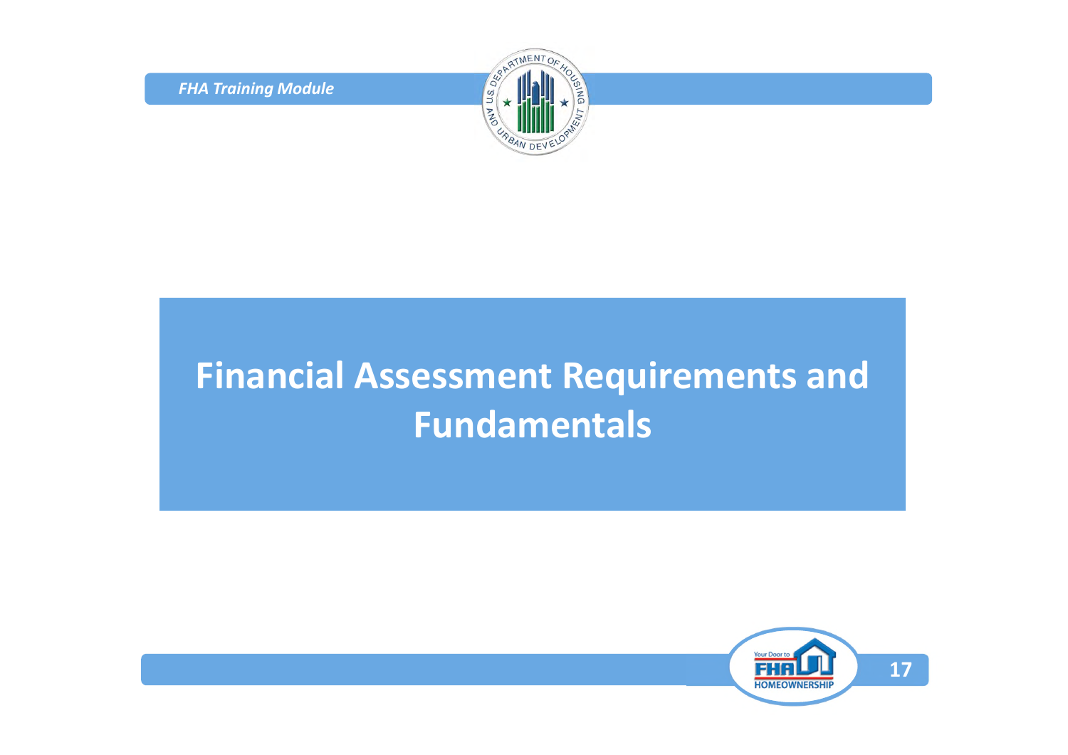# Financial Assessment Requirements and Fundamentals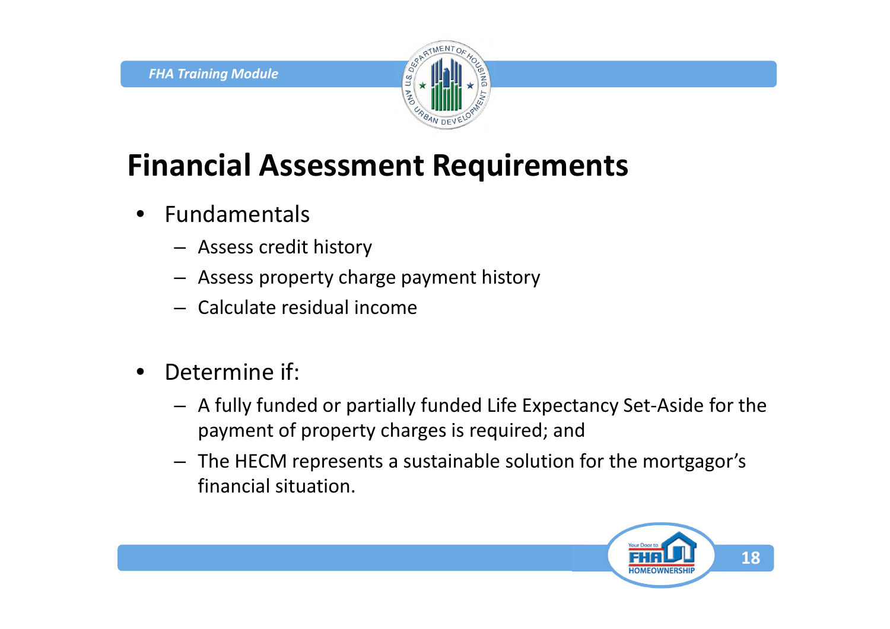# Financial Assessment Requirements

- Fundamentals
  - Assess credit history
  - Assess property charge payment history
  - Calculate residual income
- Determine if:
  - A fully funded or partially funded Life Expectancy Set-Aside for the payment of property charges is required; and
  - The HECM represents a sustainable solution for the mortgagor's financial situation.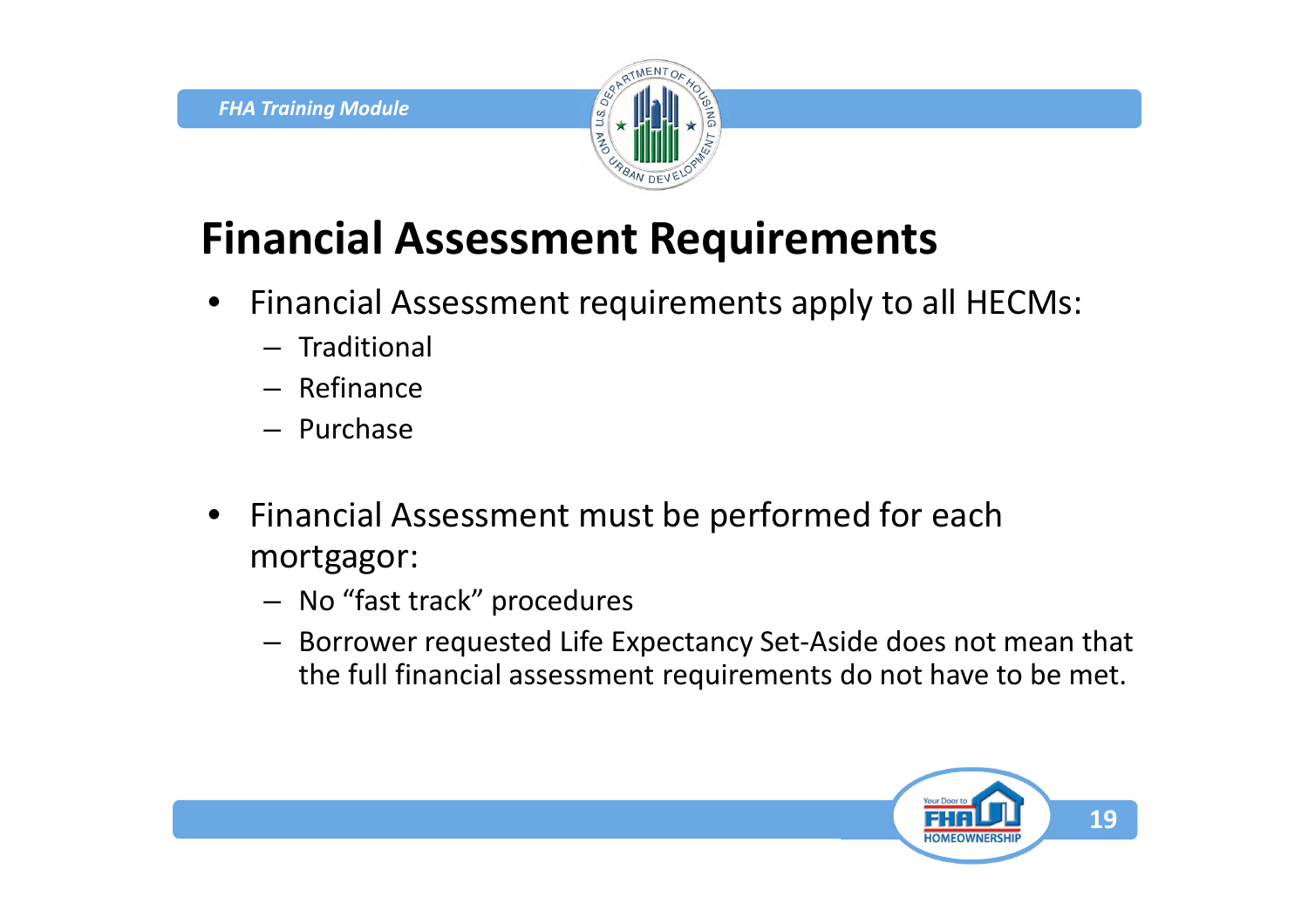# Financial Assessment Requirements

- Financial Assessment requirements apply to all HECMs:
  - Traditional
  - Refinance
  - Purchase

- Financial Assessment must be performed for each mortgagor:
  - No "fast track" procedures
  - Borrower requested Life Expectancy Set-Aside does not mean that the full financial assessment requirements do not have to be met.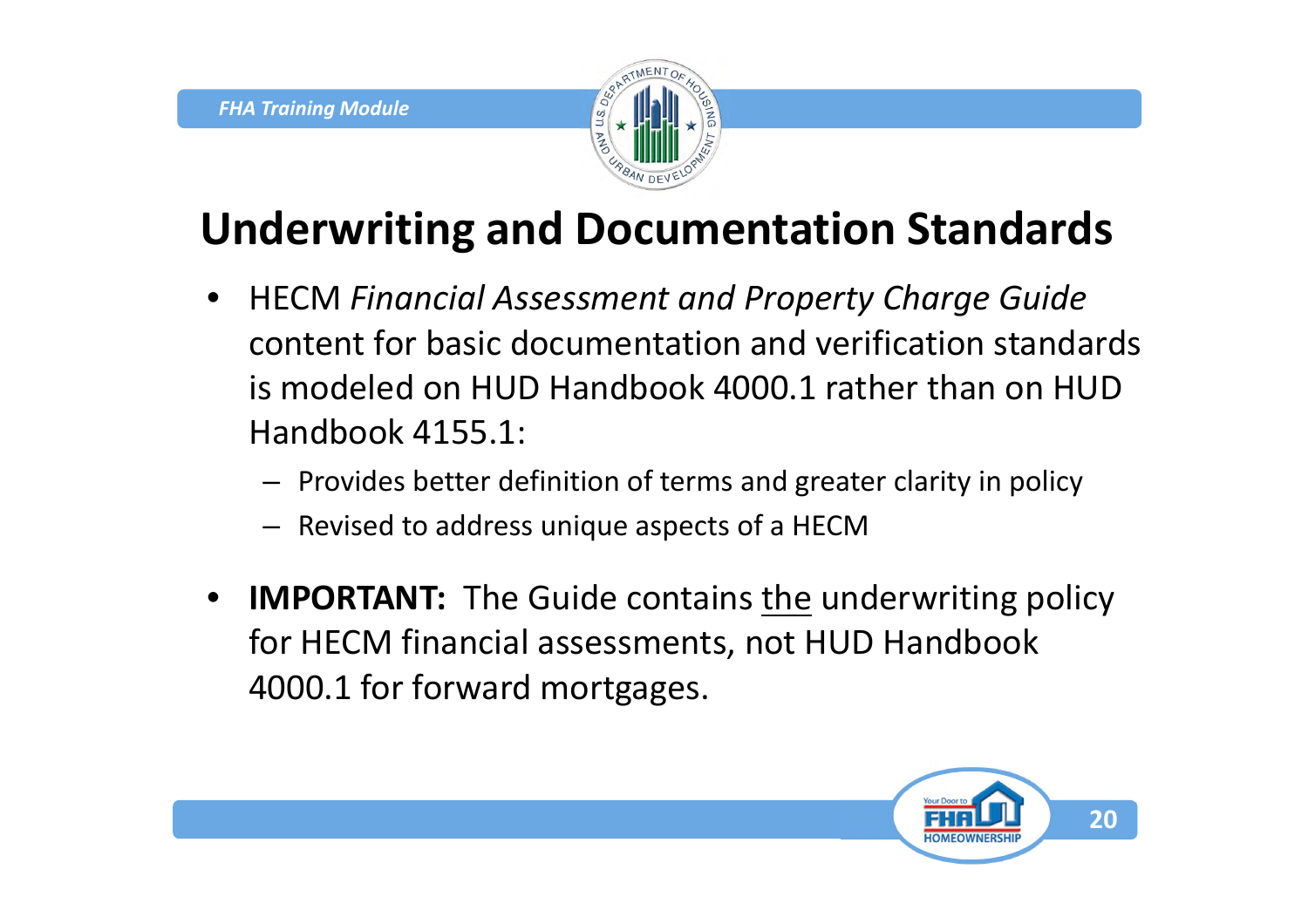## Underwriting and Documentation Standards

- HECM *Financial Assessment and Property Charge Guide* content for basic documentation and verification standards is modeled on HUD Handbook 4000.1 rather than on HUD Handbook 4155.1:
  - Provides better definition of terms and greater clarity in policy
  - Revised to address unique aspects of a HECM
- **IMPORTANT:** The Guide contains <u>the</u> underwriting policy for HECM financial assessments, not HUD Handbook 4000.1 for forward mortgages.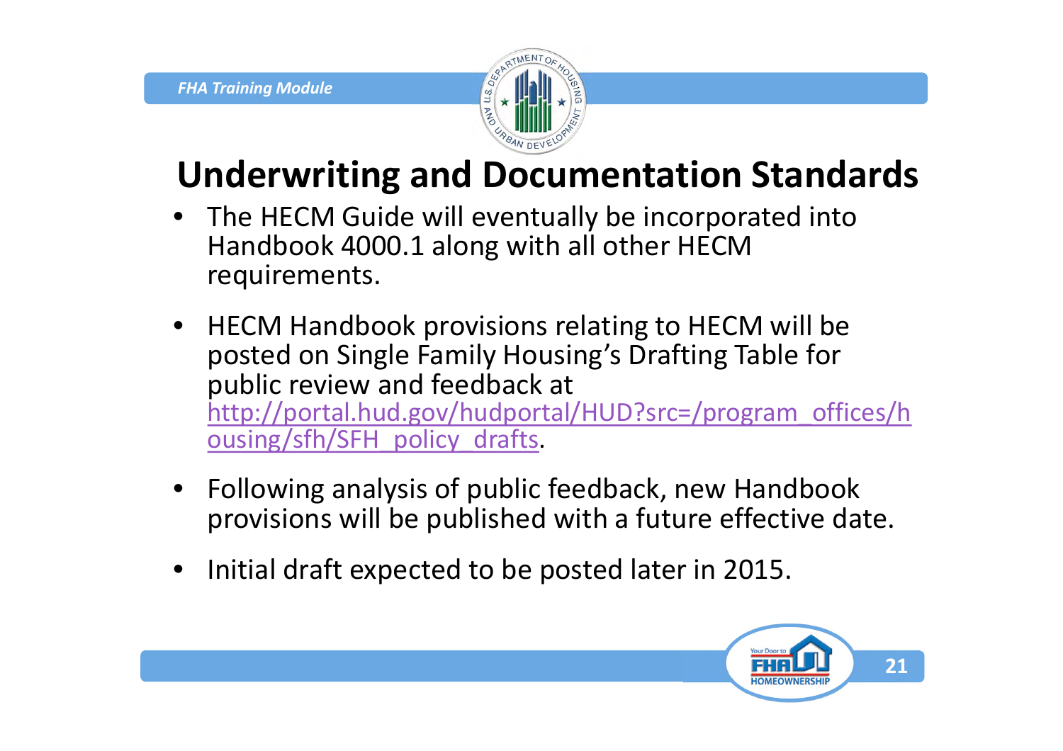# Underwriting and Documentation Standards

- The HECM Guide will eventually be incorporated into Handbook 4000.1 along with all other HECM requirements.
- HECM Handbook provisions relating to HECM will be posted on Single Family Housing's Drafting Table for public review and feedback at http://portal.hud.gov/hudportal/HUD?src=/program_offices/housing/sfh/SFH_policy_drafts.
- Following analysis of public feedback, new Handbook provisions will be published with a future effective date.
- Initial draft expected to be posted later in 2015.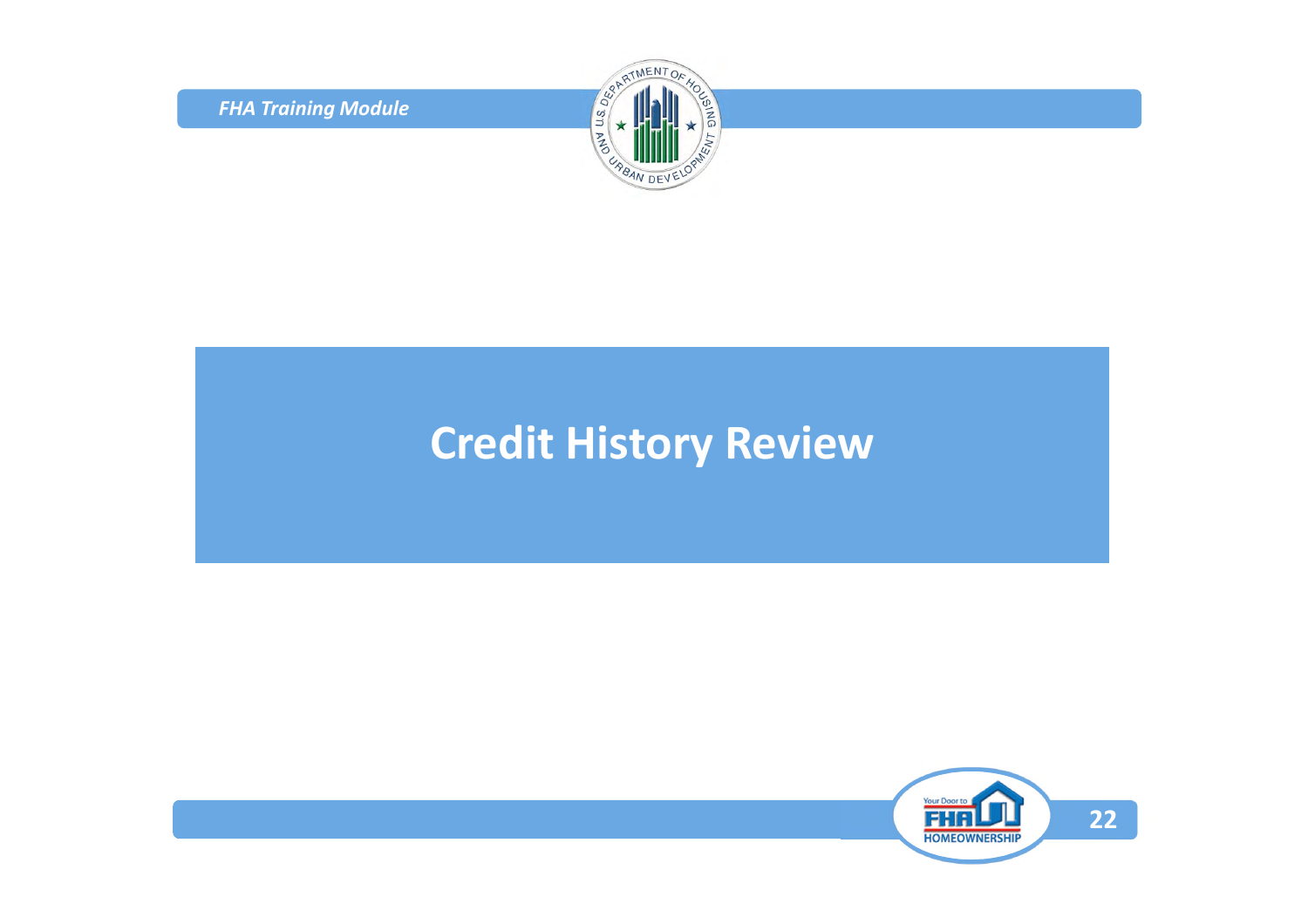# Credit History Review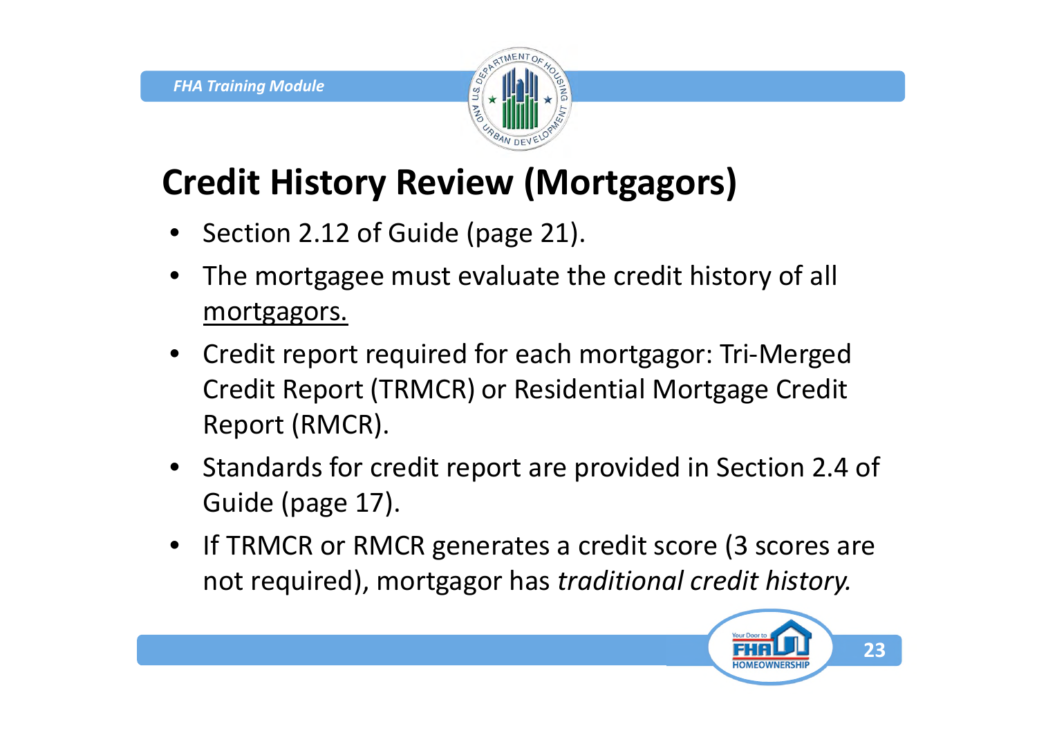# Credit History Review (Mortgagors)

- Section 2.12 of Guide (page 21).
- The mortgagee must evaluate the credit history of all mortgagors.
- Credit report required for each mortgagor: Tri-Merged Credit Report (TRMCR) or Residential Mortgage Credit Report (RMCR).
- Standards for credit report are provided in Section 2.4 of Guide (page 17).
- If TRMCR or RMCR generates a credit score (3 scores are not required), mortgagor has *traditional credit history.*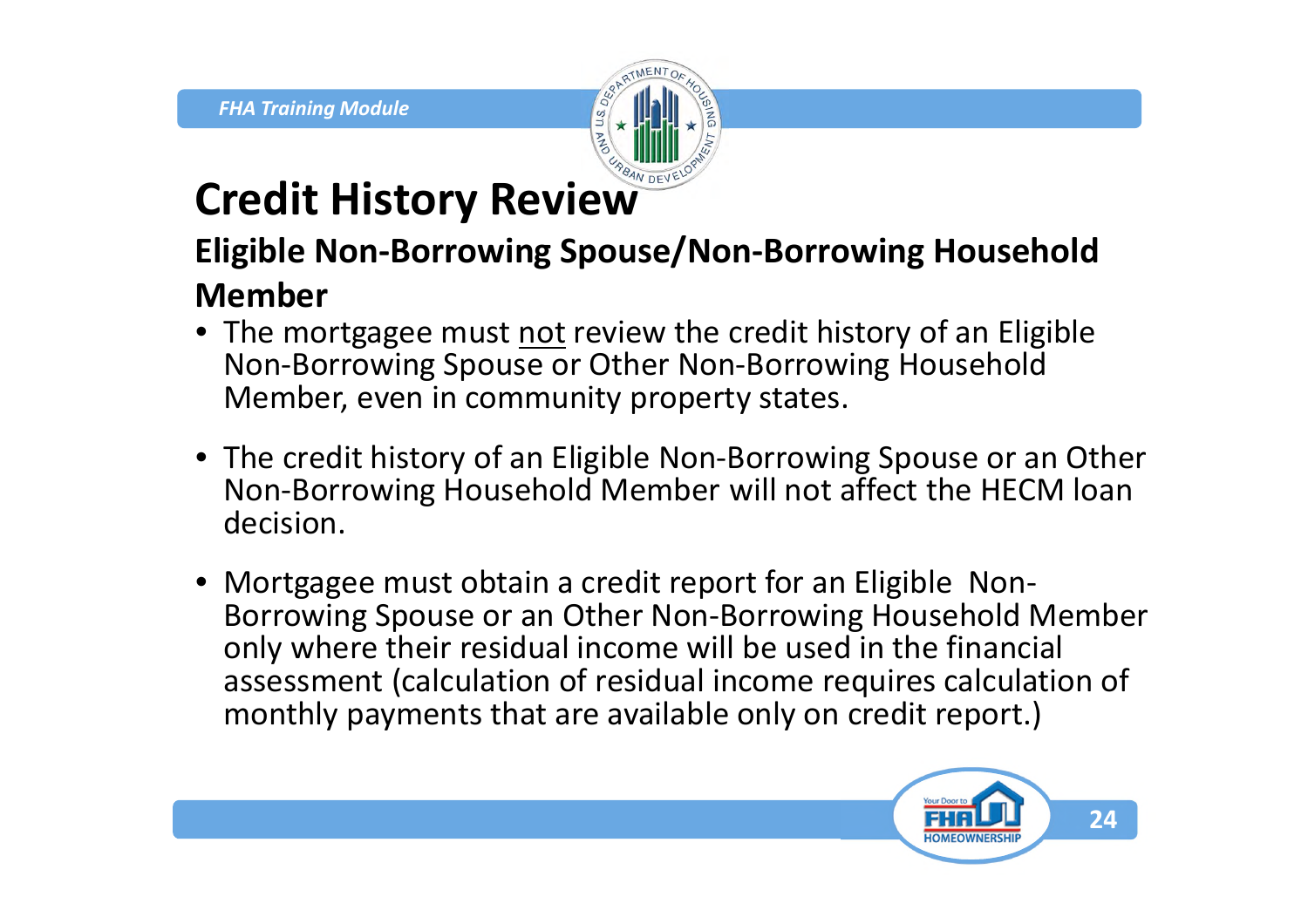# Credit History Review

## Eligible Non-Borrowing Spouse/Non-Borrowing Household Member

- The mortgagee must <u>not</u> review the credit history of an Eligible Non-Borrowing Spouse or Other Non-Borrowing Household Member, even in community property states.
- The credit history of an Eligible Non-Borrowing Spouse or an Other Non-Borrowing Household Member will not affect the HECM loan decision.
- Mortgagee must obtain a credit report for an Eligible Non-Borrowing Spouse or an Other Non-Borrowing Household Member only where their residual income will be used in the financial assessment (calculation of residual income requires calculation of monthly payments that are available only on credit report.)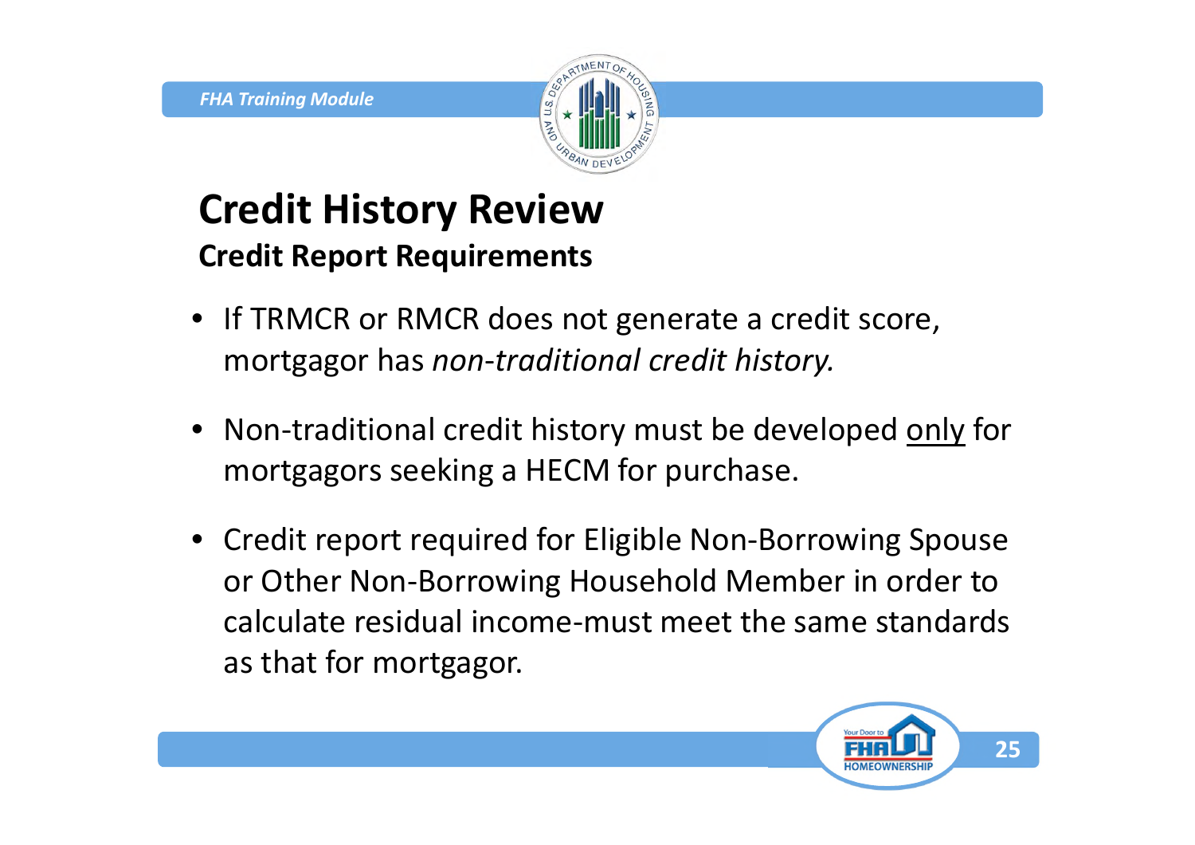# Credit History Review

## Credit Report Requirements

- If TRMCR or RMCR does not generate a credit score, mortgagor has *non-traditional credit history.*
- Non-traditional credit history must be developed <u>only</u> for mortgagors seeking a HECM for purchase.
- Credit report required for Eligible Non-Borrowing Spouse or Other Non-Borrowing Household Member in order to calculate residual income-must meet the same standards as that for mortgagor.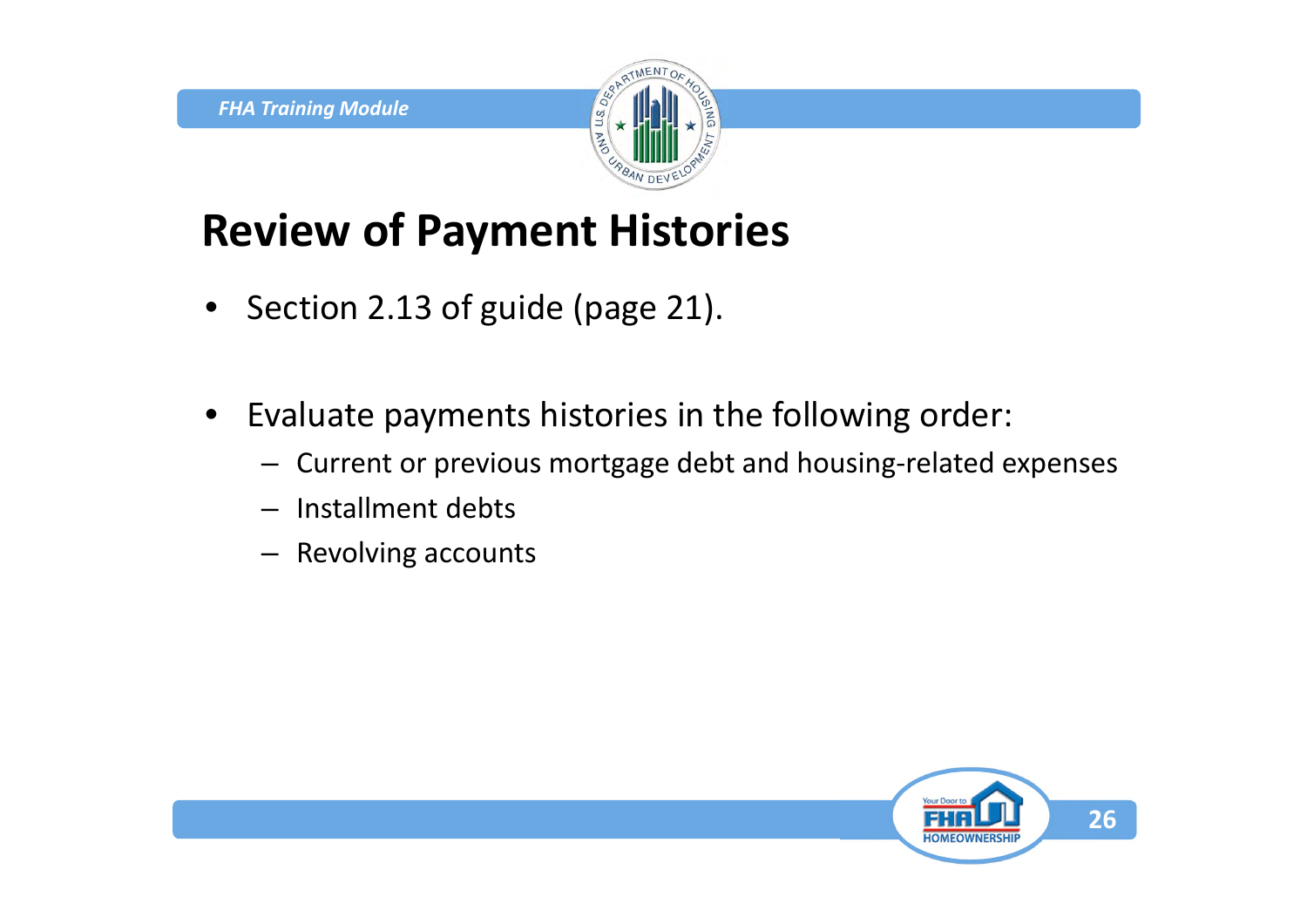# Review of Payment Histories

- Section 2.13 of guide (page 21).

- Evaluate payments histories in the following order:
  - Current or previous mortgage debt and housing-related expenses
  - Installment debts
  - Revolving accounts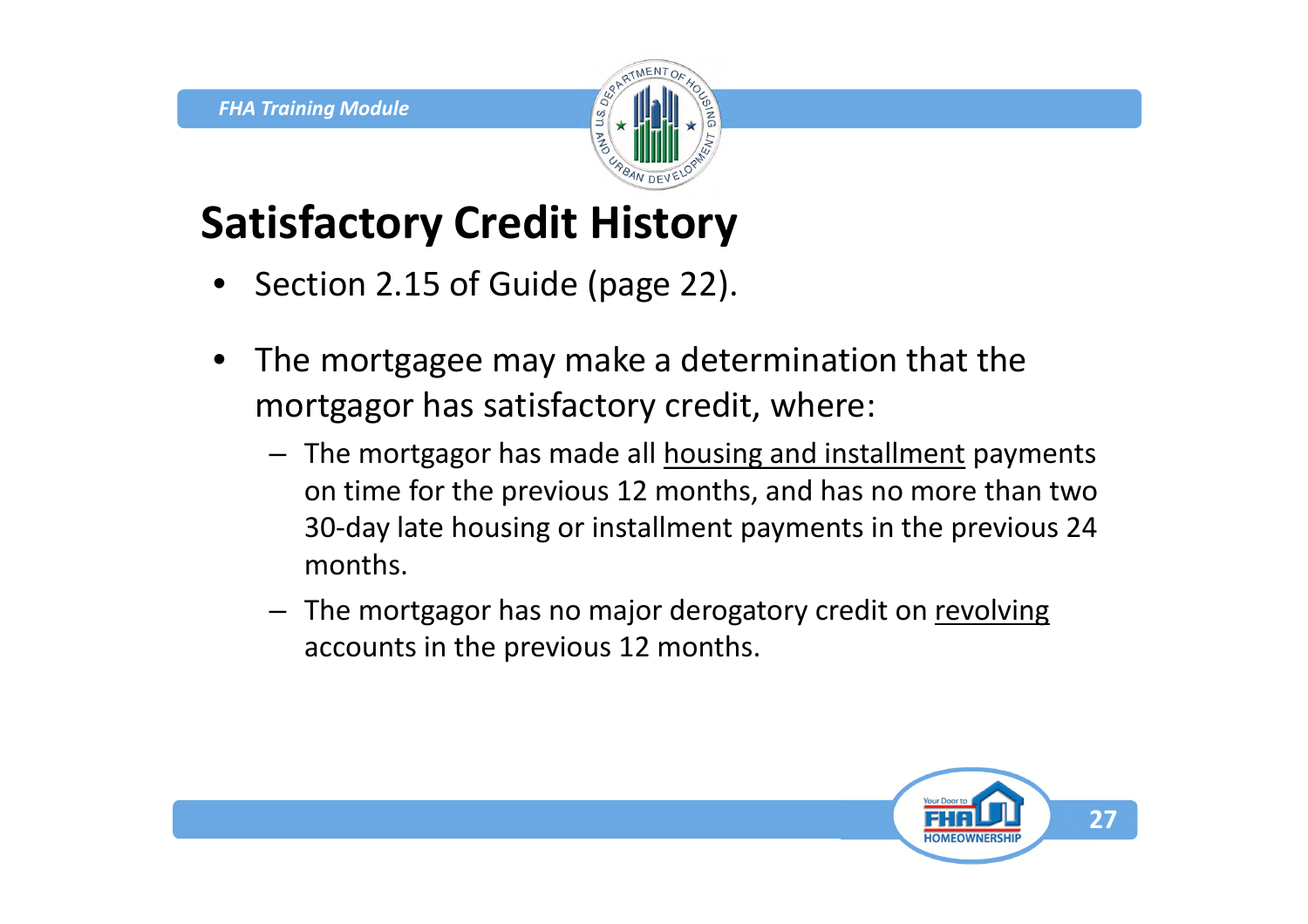# Satisfactory Credit History

- Section 2.15 of Guide (page 22).
- The mortgagee may make a determination that the mortgagor has satisfactory credit, where:
  - The mortgagor has made all <u>housing and installment</u> payments on time for the previous 12 months, and has no more than two 30-day late housing or installment payments in the previous 24 months.
  - The mortgagor has no major derogatory credit on <u>revolving</u> accounts in the previous 12 months.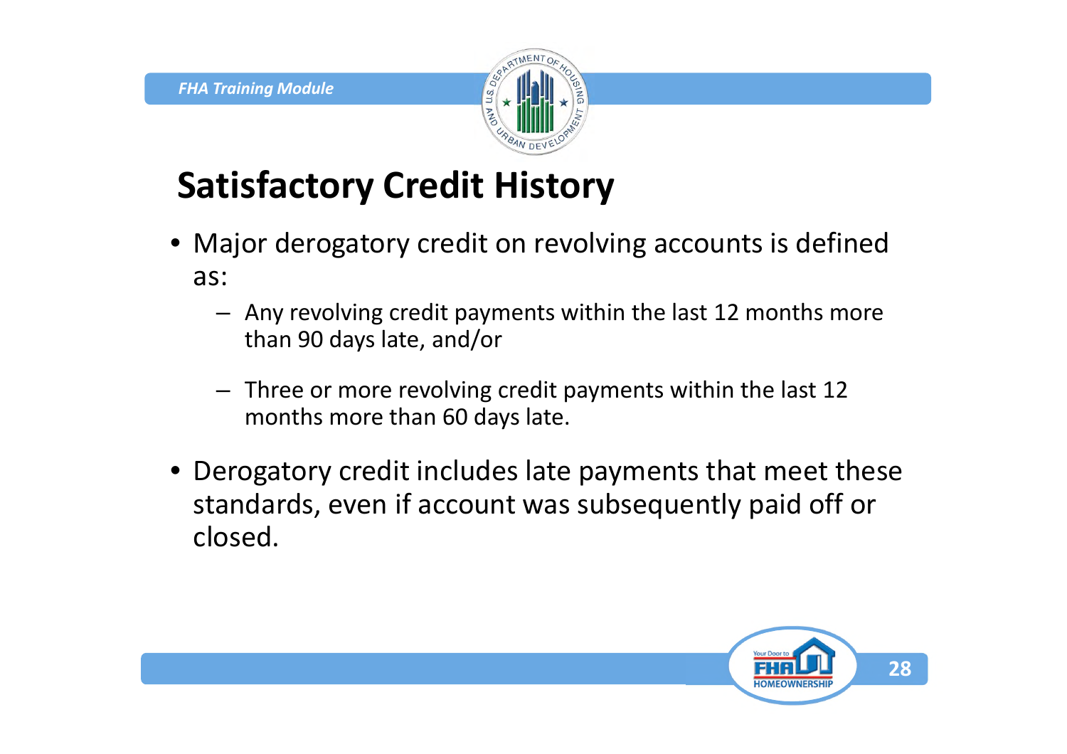# Satisfactory Credit History

- Major derogatory credit on revolving accounts is defined as:
  - Any revolving credit payments within the last 12 months more than 90 days late, and/or
  - Three or more revolving credit payments within the last 12 months more than 60 days late.
- Derogatory credit includes late payments that meet these standards, even if account was subsequently paid off or closed.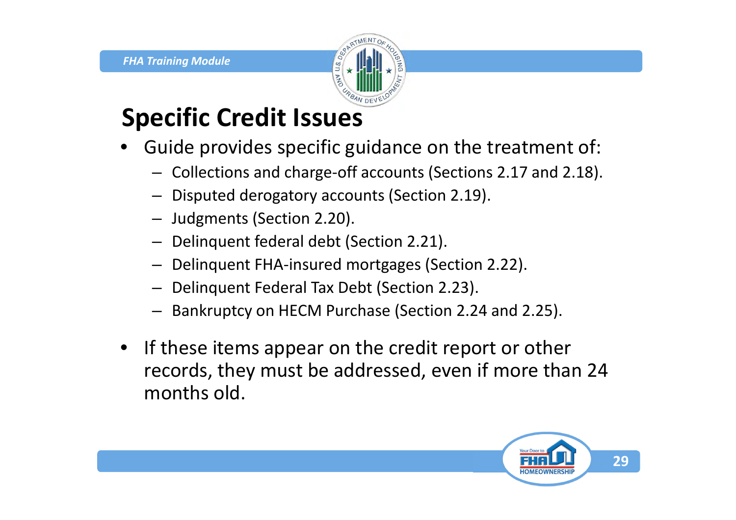# Specific Credit Issues

- Guide provides specific guidance on the treatment of:
  - Collections and charge-off accounts (Sections 2.17 and 2.18).
  - Disputed derogatory accounts (Section 2.19).
  - Judgments (Section 2.20).
  - Delinquent federal debt (Section 2.21).
  - Delinquent FHA-insured mortgages (Section 2.22).
  - Delinquent Federal Tax Debt (Section 2.23).
  - Bankruptcy on HECM Purchase (Section 2.24 and 2.25).
- If these items appear on the credit report or other records, they must be addressed, even if more than 24 months old.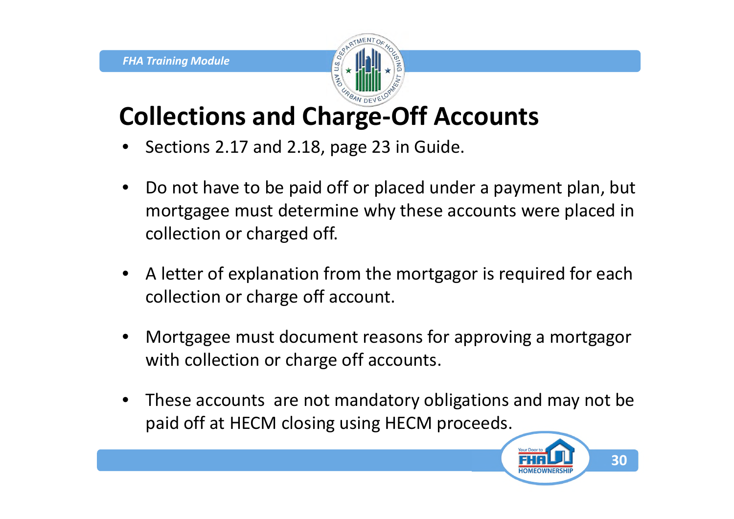# Collections and Charge-Off Accounts

- Sections 2.17 and 2.18, page 23 in Guide.
- Do not have to be paid off or placed under a payment plan, but mortgagee must determine why these accounts were placed in collection or charged off.
- A letter of explanation from the mortgagor is required for each collection or charge off account.
- Mortgagee must document reasons for approving a mortgagor with collection or charge off accounts.
- These accounts are not mandatory obligations and may not be paid off at HECM closing using HECM proceeds.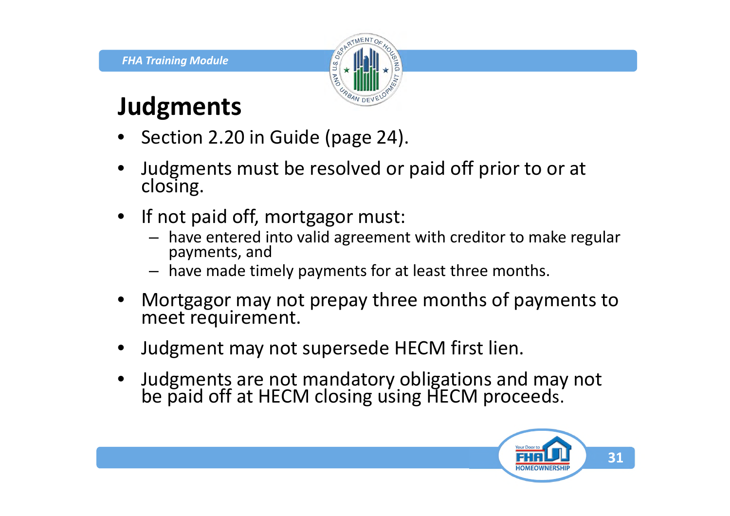# Judgments

- Section 2.20 in Guide (page 24).
- Judgments must be resolved or paid off prior to or at closing.
- If not paid off, mortgagor must:
  - have entered into valid agreement with creditor to make regular payments, and
  - have made timely payments for at least three months.
- Mortgagor may not prepay three months of payments to meet requirement.
- Judgment may not supersede HECM first lien.
- Judgments are not mandatory obligations and may not be paid off at HECM closing using HECM proceeds.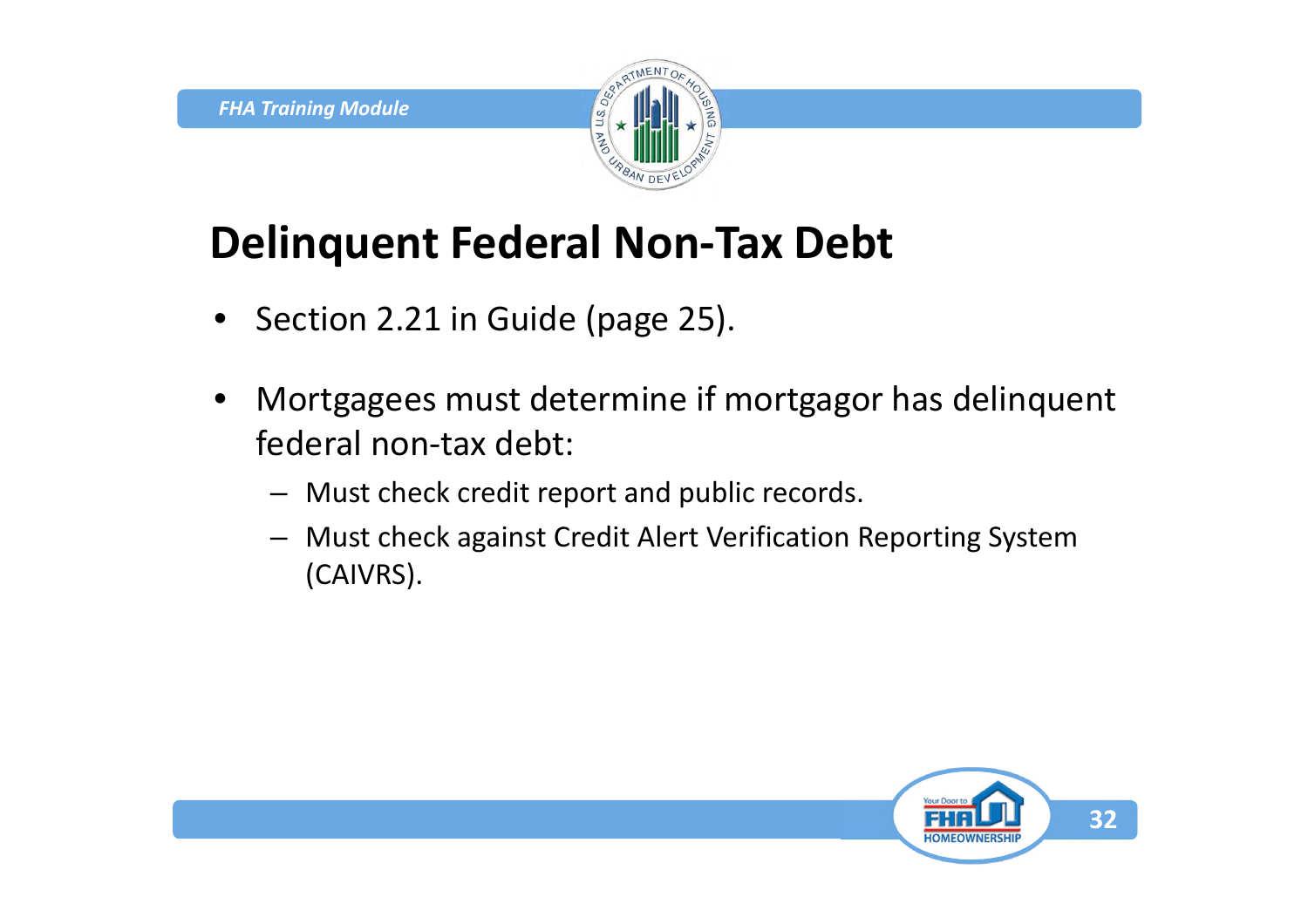# Delinquent Federal Non-Tax Debt

- Section 2.21 in Guide (page 25).
- Mortgagees must determine if mortgagor has delinquent federal non-tax debt:
  - Must check credit report and public records.
  - Must check against Credit Alert Verification Reporting System (CAIVRS).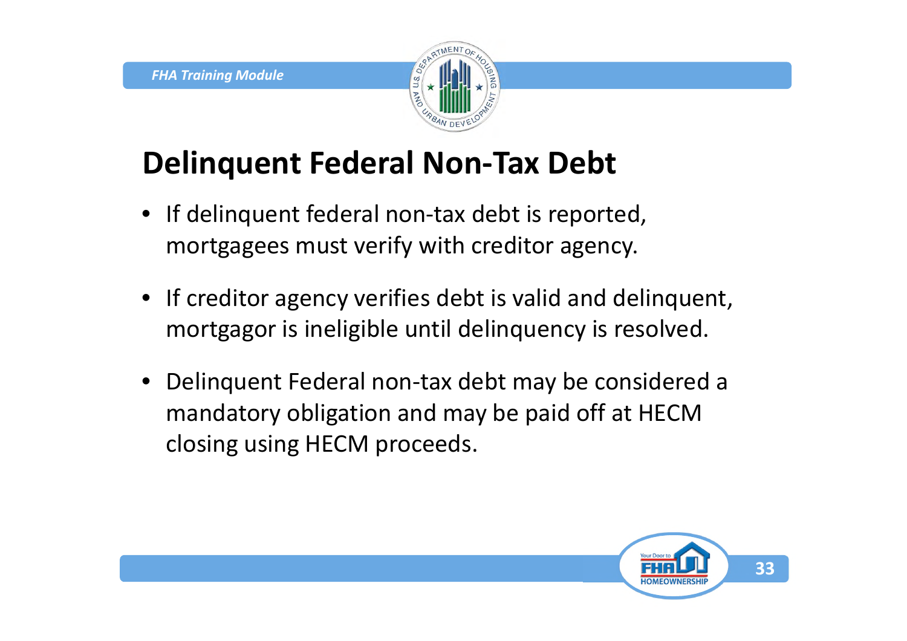# Delinquent Federal Non-Tax Debt

- If delinquent federal non-tax debt is reported, mortgagees must verify with creditor agency.
- If creditor agency verifies debt is valid and delinquent, mortgagor is ineligible until delinquency is resolved.
- Delinquent Federal non-tax debt may be considered a mandatory obligation and may be paid off at HECM closing using HECM proceeds.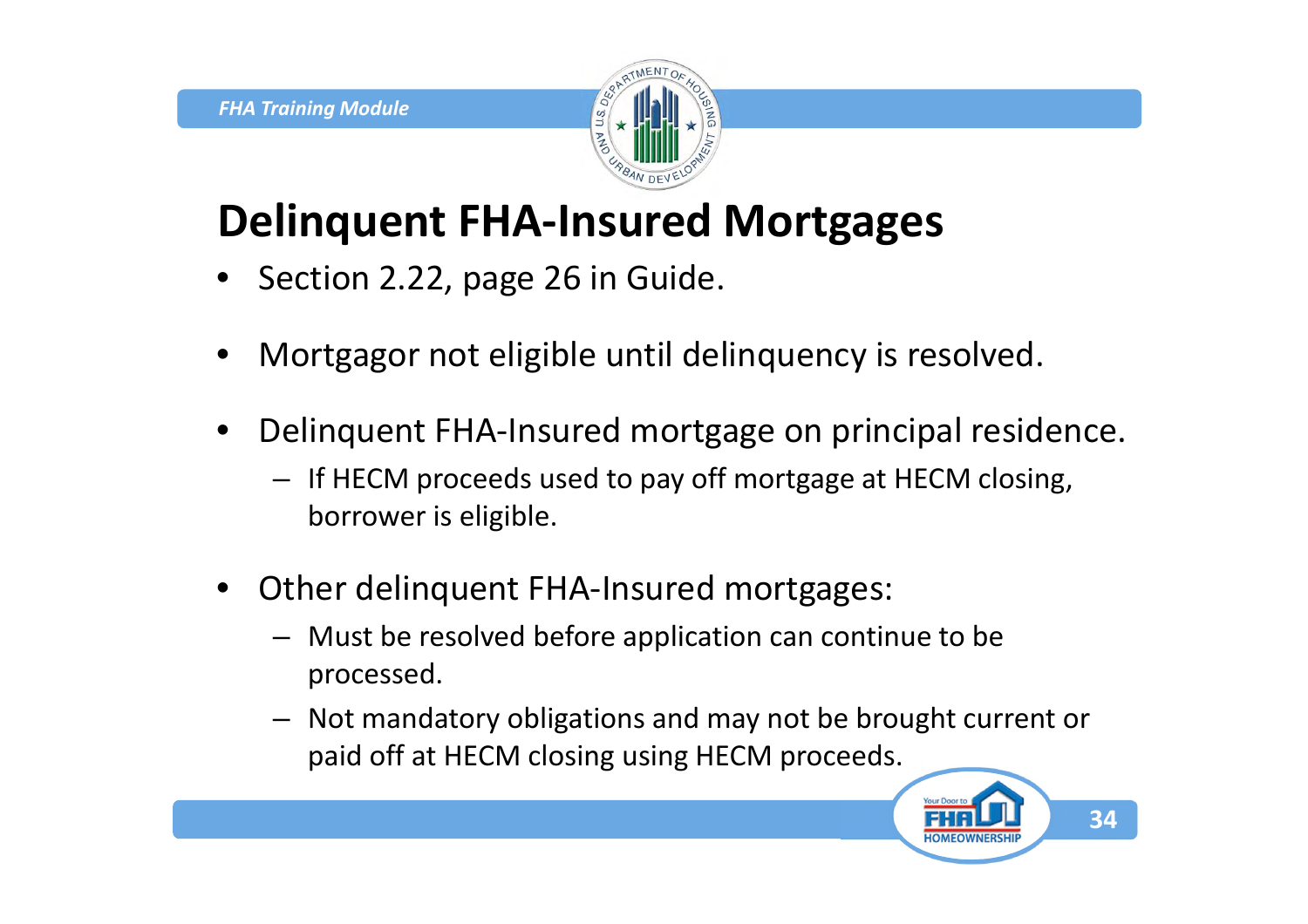# Delinquent FHA-Insured Mortgages

- Section 2.22, page 26 in Guide.
- Mortgagor not eligible until delinquency is resolved.
- Delinquent FHA-Insured mortgage on principal residence.
  - If HECM proceeds used to pay off mortgage at HECM closing, borrower is eligible.
- Other delinquent FHA-Insured mortgages:
  - Must be resolved before application can continue to be processed.
  - Not mandatory obligations and may not be brought current or paid off at HECM closing using HECM proceeds.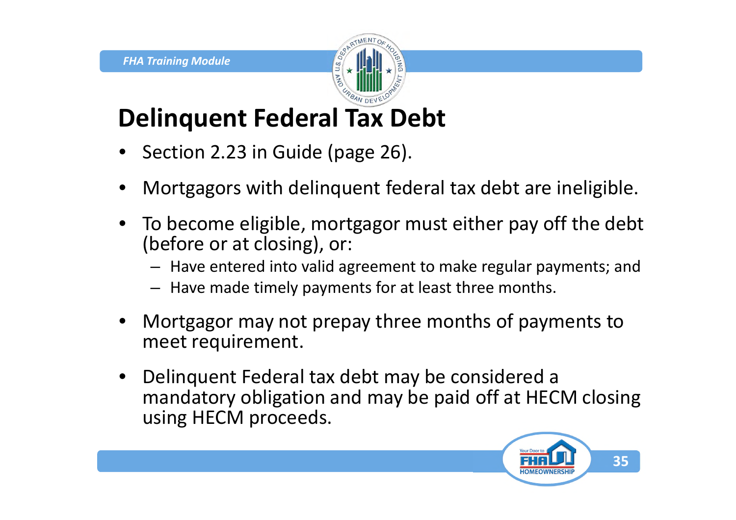# Delinquent Federal Tax Debt

- Section 2.23 in Guide (page 26).
- Mortgagors with delinquent federal tax debt are ineligible.
- To become eligible, mortgagor must either pay off the debt (before or at closing), or:
  - Have entered into valid agreement to make regular payments; and
  - Have made timely payments for at least three months.
- Mortgagor may not prepay three months of payments to meet requirement.
- Delinquent Federal tax debt may be considered a mandatory obligation and may be paid off at HECM closing using HECM proceeds.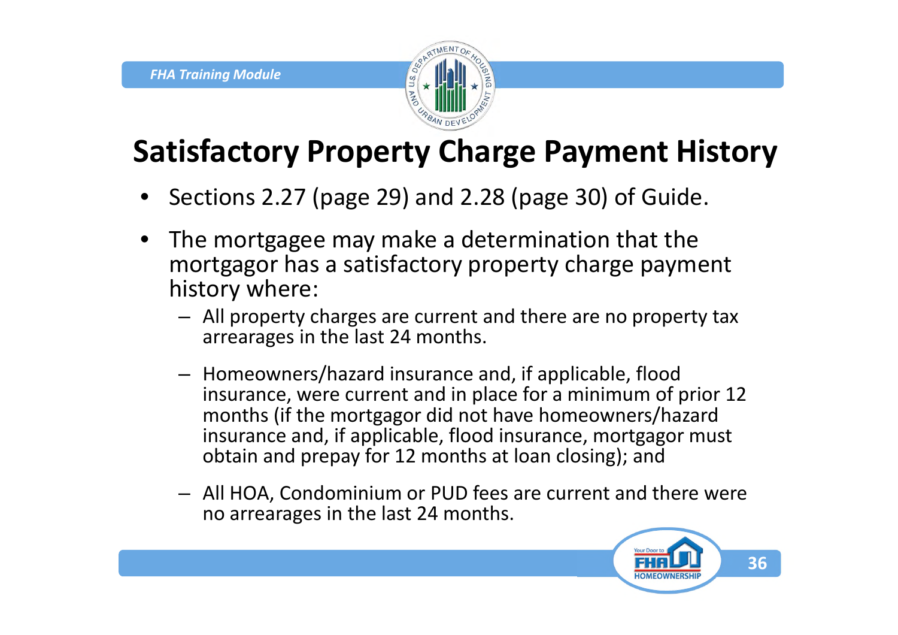# Satisfactory Property Charge Payment History

- Sections 2.27 (page 29) and 2.28 (page 30) of Guide.
- The mortgagee may make a determination that the mortgagor has a satisfactory property charge payment history where:
  - All property charges are current and there are no property tax arrearages in the last 24 months.
  - Homeowners/hazard insurance and, if applicable, flood insurance, were current and in place for a minimum of prior 12 months (if the mortgagor did not have homeowners/hazard insurance and, if applicable, flood insurance, mortgagor must obtain and prepay for 12 months at loan closing); and
  - All HOA, Condominium or PUD fees are current and there were no arrearages in the last 24 months.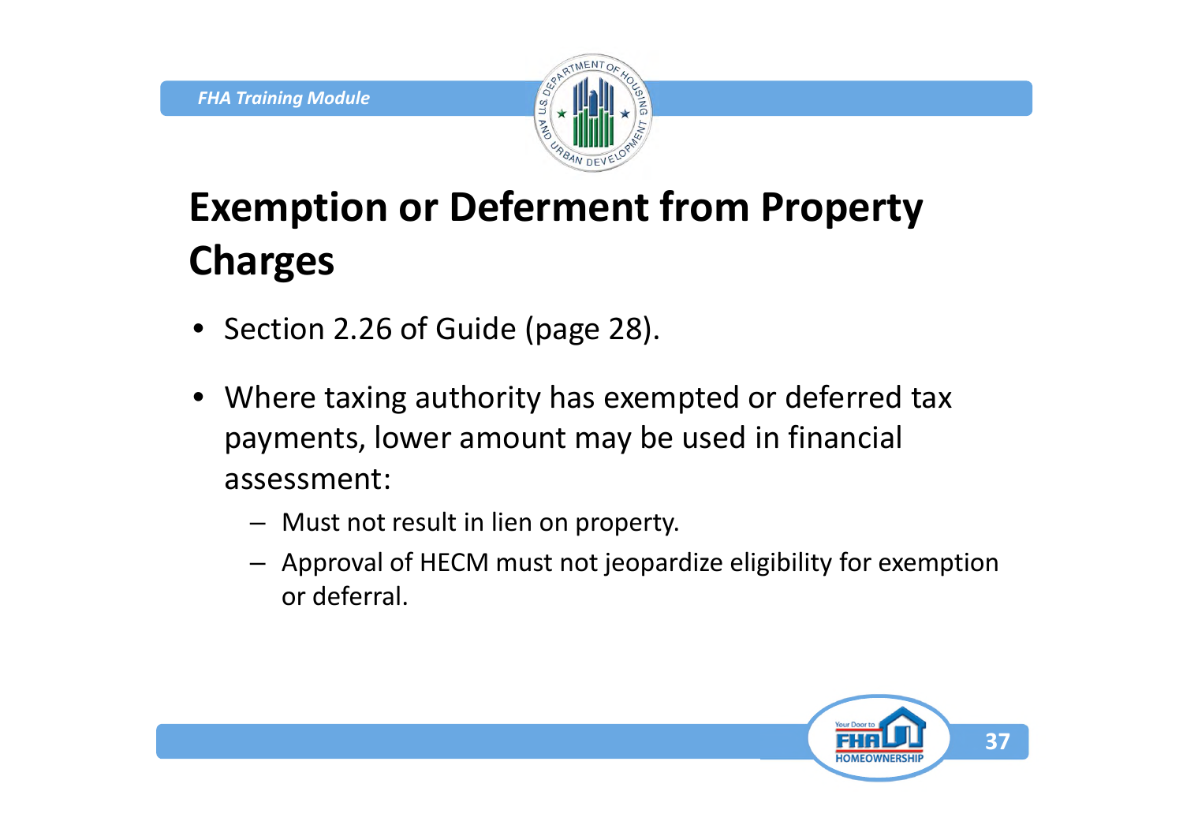# Exemption or Deferment from Property Charges

- Section 2.26 of Guide (page 28).
- Where taxing authority has exempted or deferred tax payments, lower amount may be used in financial assessment:
  - Must not result in lien on property.
  - Approval of HECM must not jeopardize eligibility for exemption or deferral.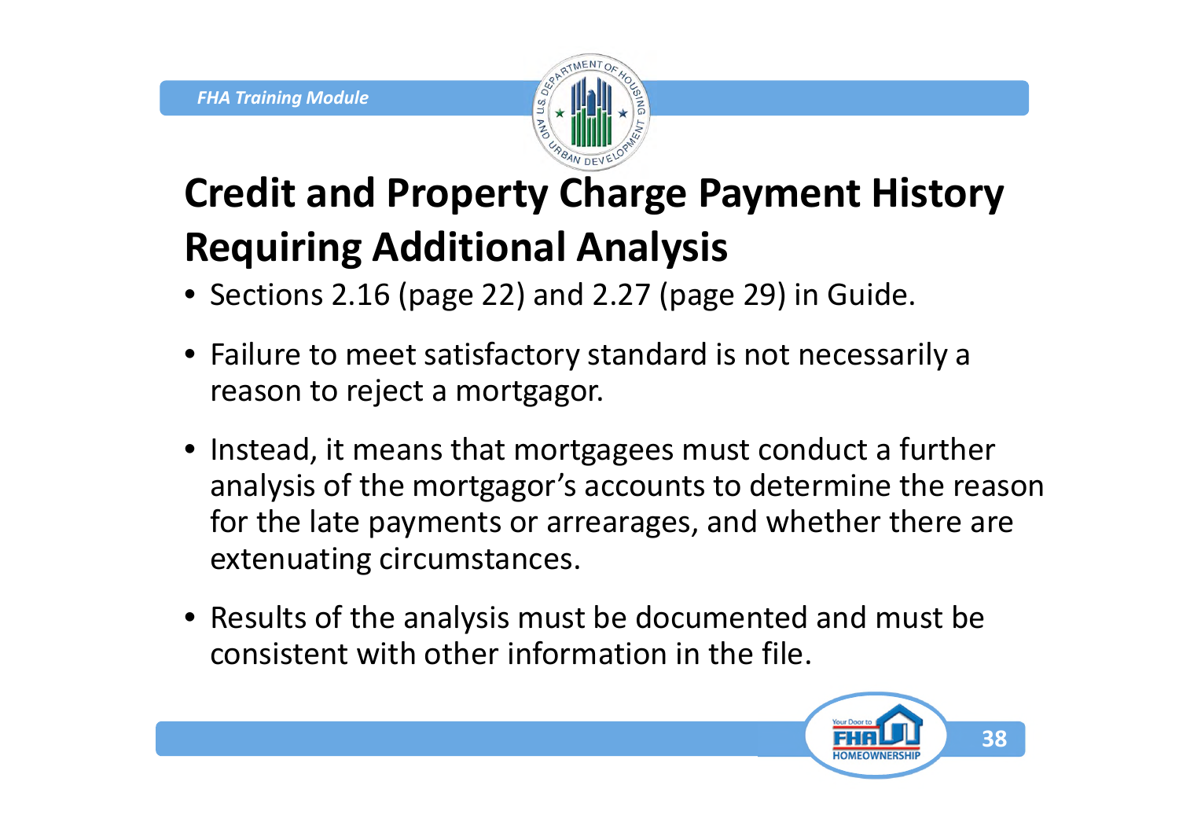# Credit and Property Charge Payment History Requiring Additional Analysis

- Sections 2.16 (page 22) and 2.27 (page 29) in Guide.
- Failure to meet satisfactory standard is not necessarily a reason to reject a mortgagor.
- Instead, it means that mortgagees must conduct a further analysis of the mortgagor's accounts to determine the reason for the late payments or arrearages, and whether there are extenuating circumstances.
- Results of the analysis must be documented and must be consistent with other information in the file.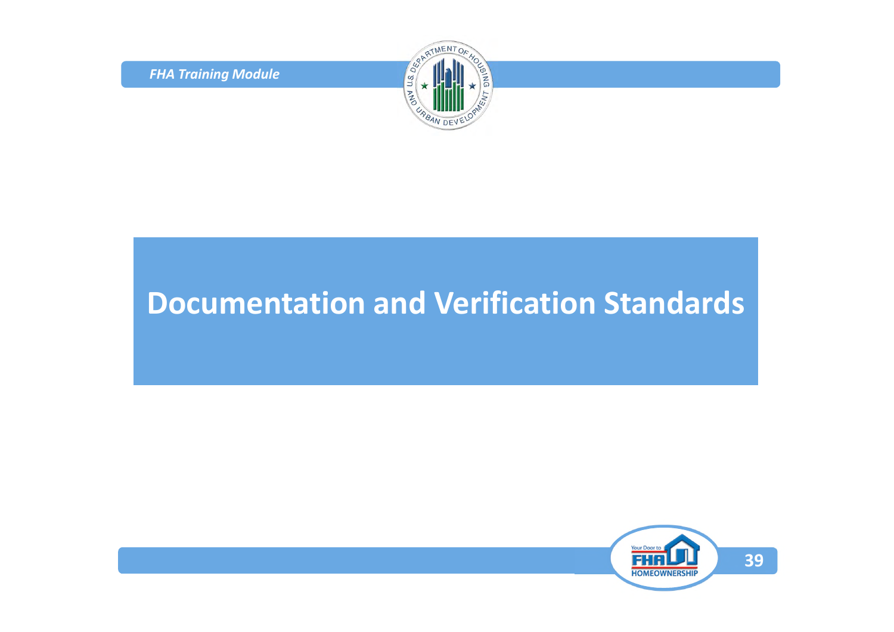# Documentation and Verification Standards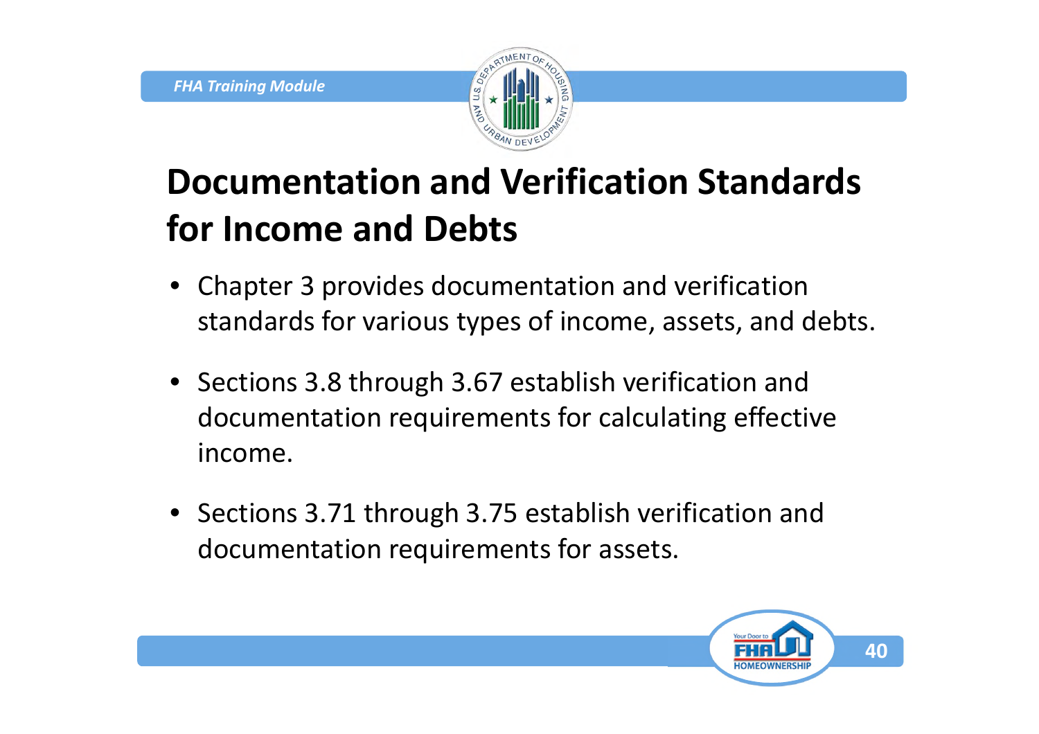# Documentation and Verification Standards for Income and Debts

- Chapter 3 provides documentation and verification standards for various types of income, assets, and debts.
- Sections 3.8 through 3.67 establish verification and documentation requirements for calculating effective income.
- Sections 3.71 through 3.75 establish verification and documentation requirements for assets.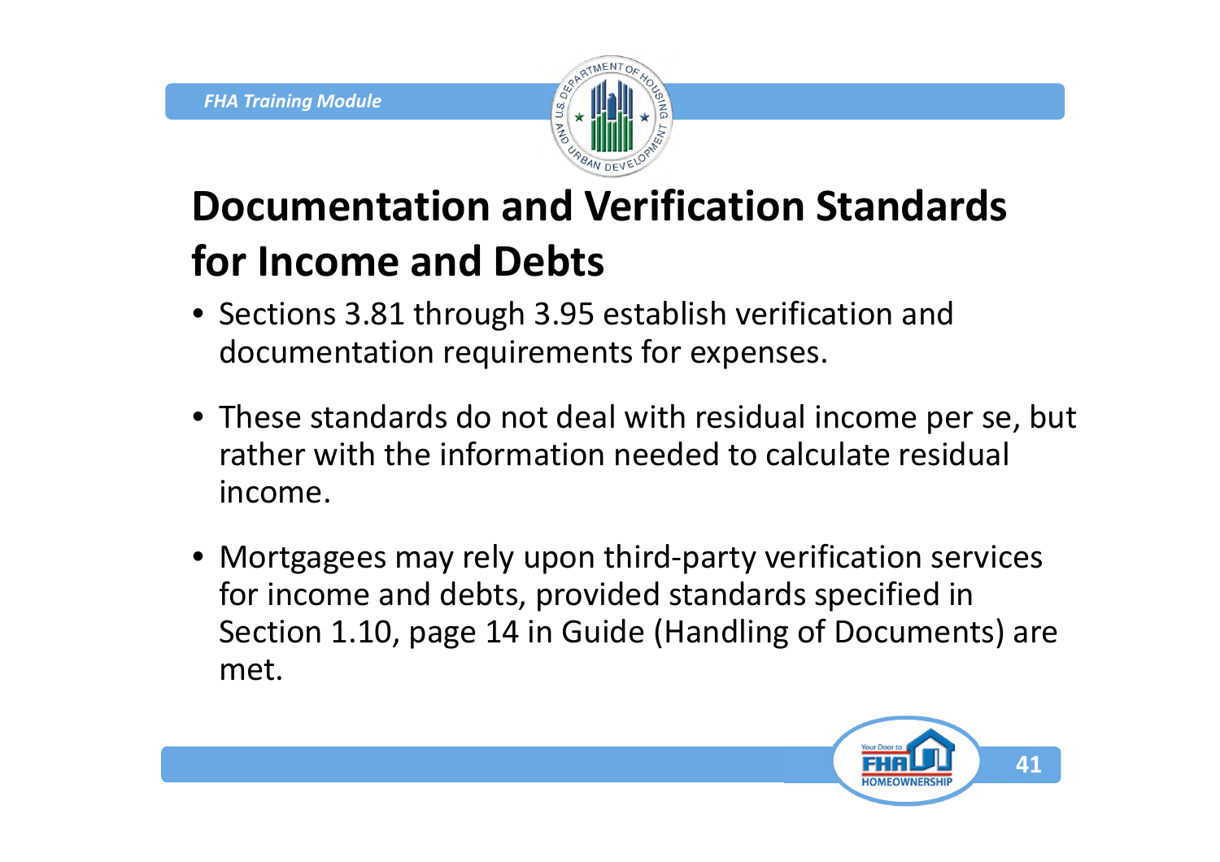# Documentation and Verification Standards for Income and Debts

- Sections 3.81 through 3.95 establish verification and documentation requirements for expenses.
- These standards do not deal with residual income per se, but rather with the information needed to calculate residual income.
- Mortgagees may rely upon third-party verification services for income and debts, provided standards specified in Section 1.10, page 14 in Guide (Handling of Documents) are met.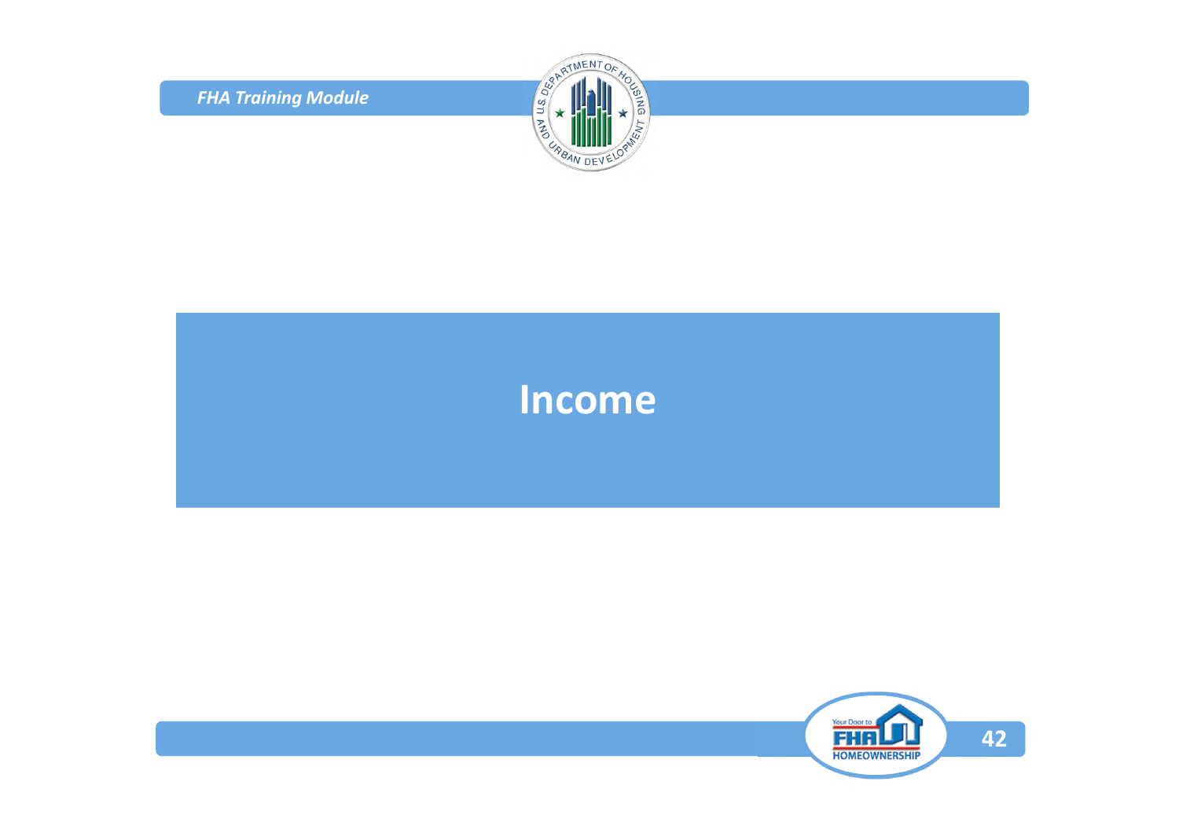# Income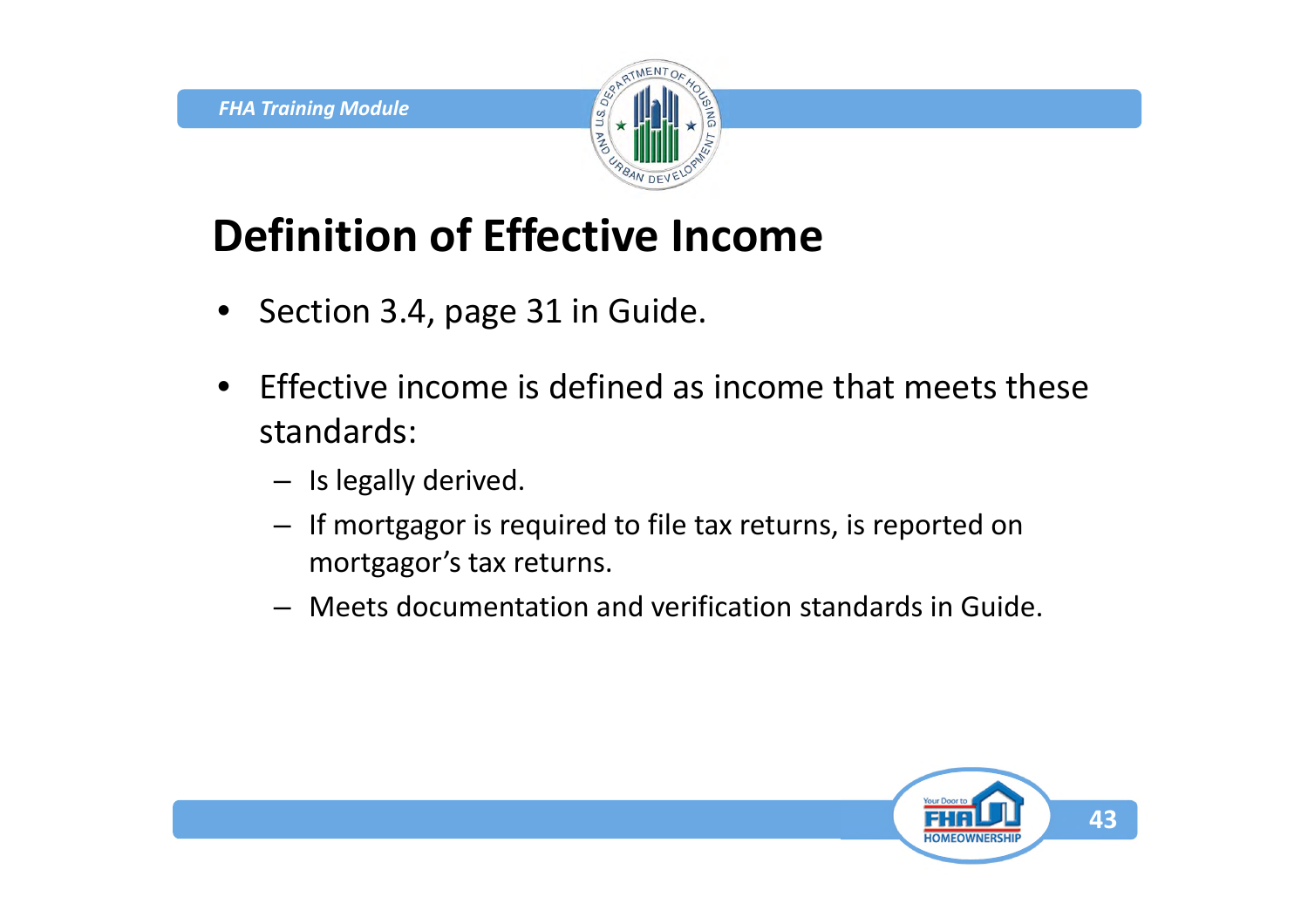# Definition of Effective Income

- Section 3.4, page 31 in Guide.
- Effective income is defined as income that meets these standards:
  - Is legally derived.
  - If mortgagor is required to file tax returns, is reported on mortgagor's tax returns.
  - Meets documentation and verification standards in Guide.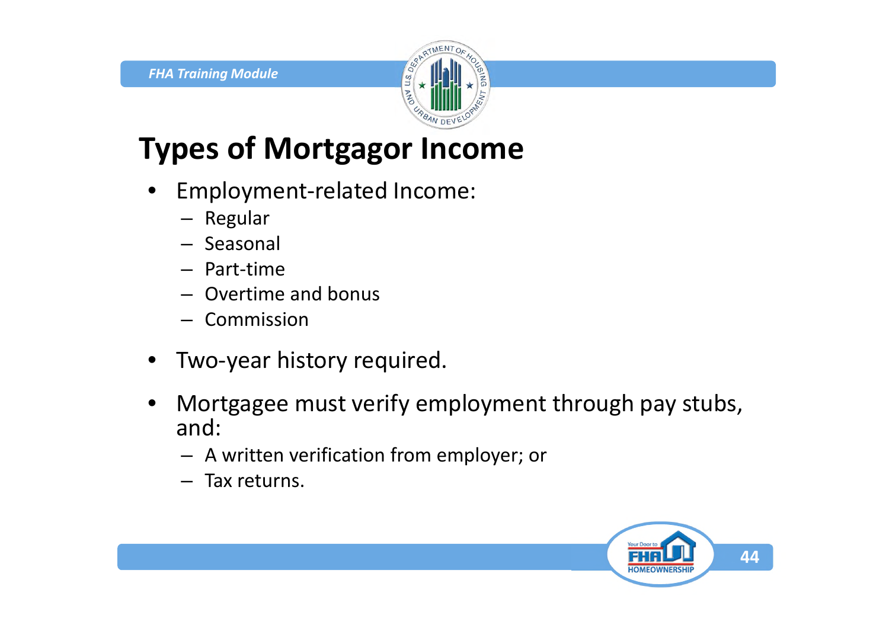# Types of Mortgagor Income

- Employment-related Income:
  - Regular
  - Seasonal
  - Part-time
  - Overtime and bonus
  - Commission
- Two-year history required.
- Mortgagee must verify employment through pay stubs, and:
  - A written verification from employer; or
  - Tax returns.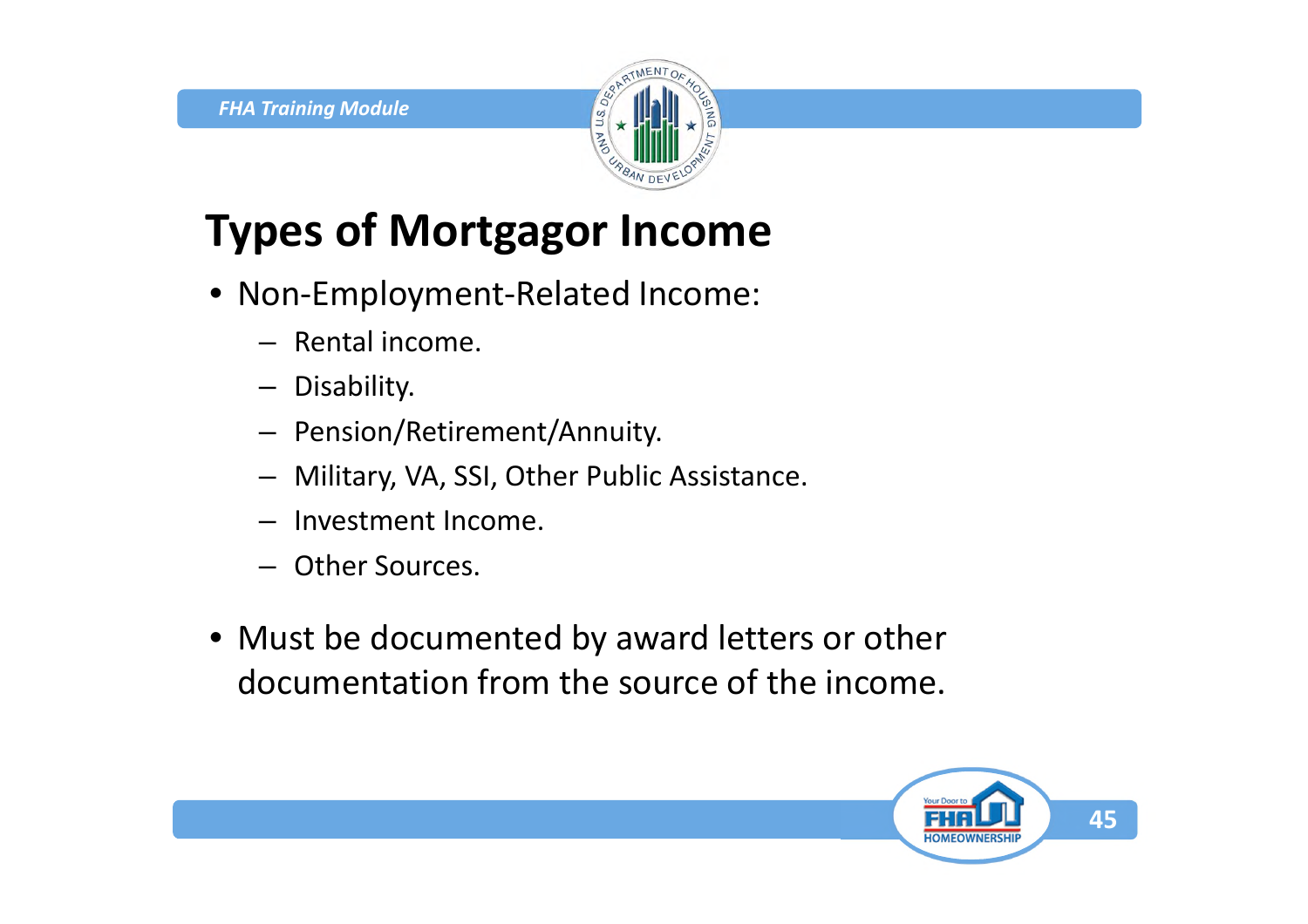# Types of Mortgagor Income

- Non-Employment-Related Income:
  - Rental income.
  - Disability.
  - Pension/Retirement/Annuity.
  - Military, VA, SSI, Other Public Assistance.
  - Investment Income.
  - Other Sources.

- Must be documented by award letters or other documentation from the source of the income.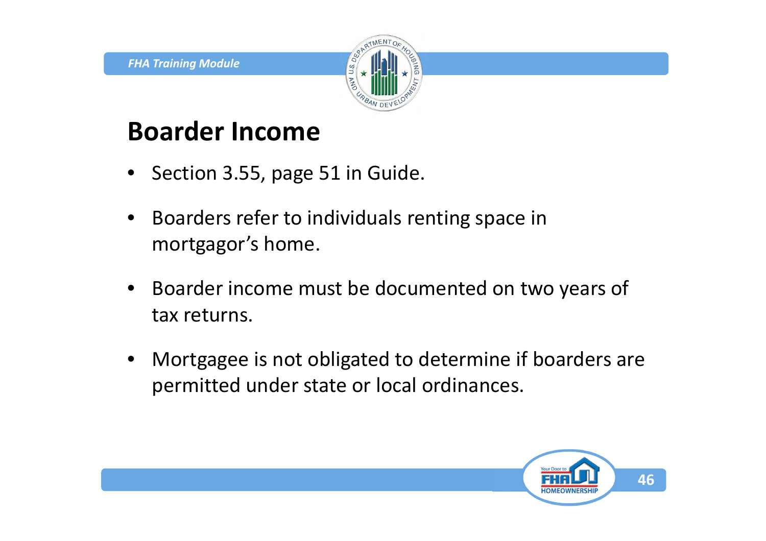# Boarder Income

- Section 3.55, page 51 in Guide.
- Boarders refer to individuals renting space in mortgagor's home.
- Boarder income must be documented on two years of tax returns.
- Mortgagee is not obligated to determine if boarders are permitted under state or local ordinances.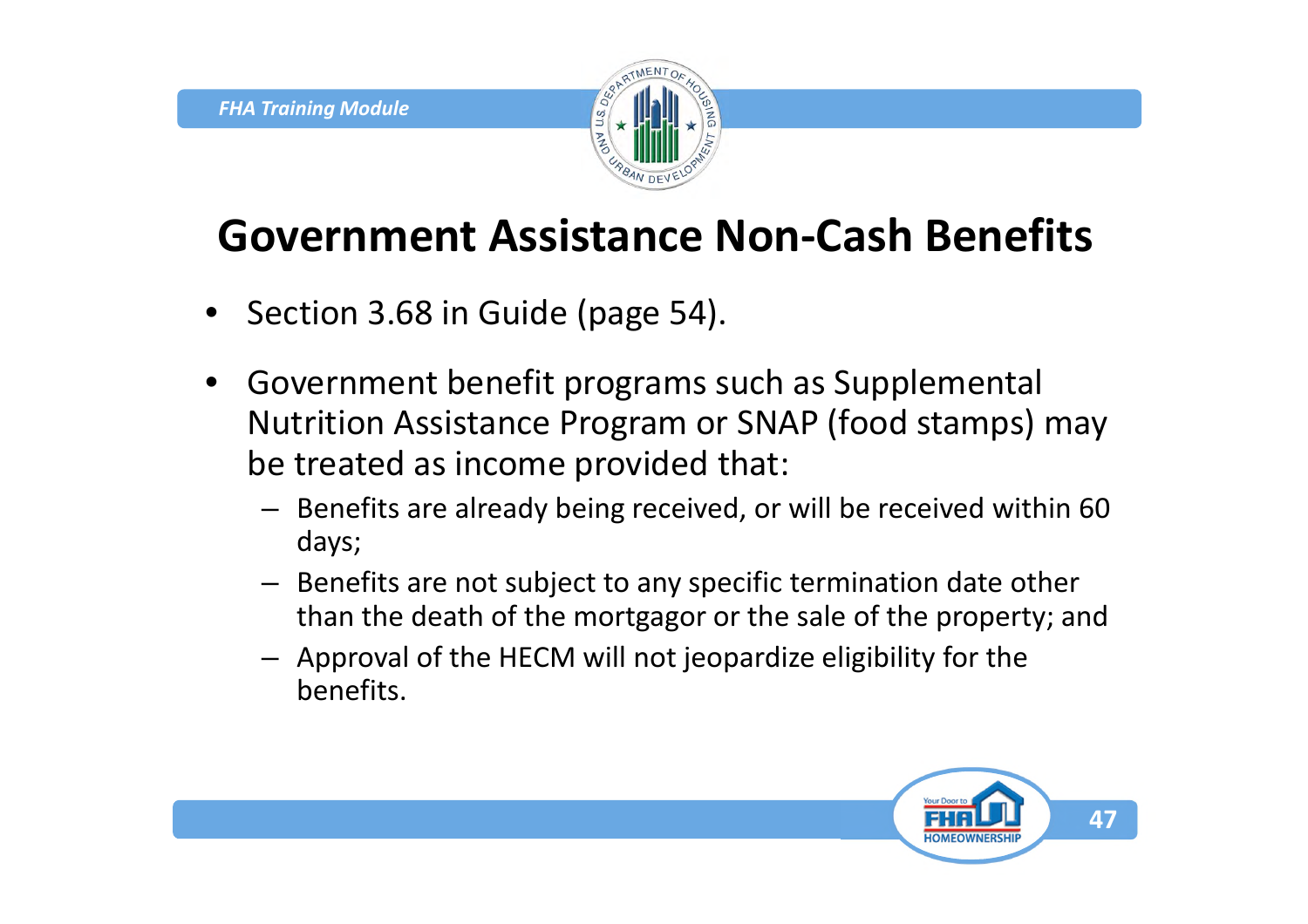# Government Assistance Non-Cash Benefits

- Section 3.68 in Guide (page 54).
- Government benefit programs such as Supplemental Nutrition Assistance Program or SNAP (food stamps) may be treated as income provided that:
  - Benefits are already being received, or will be received within 60 days;
  - Benefits are not subject to any specific termination date other than the death of the mortgagor or the sale of the property; and
  - Approval of the HECM will not jeopardize eligibility for the benefits.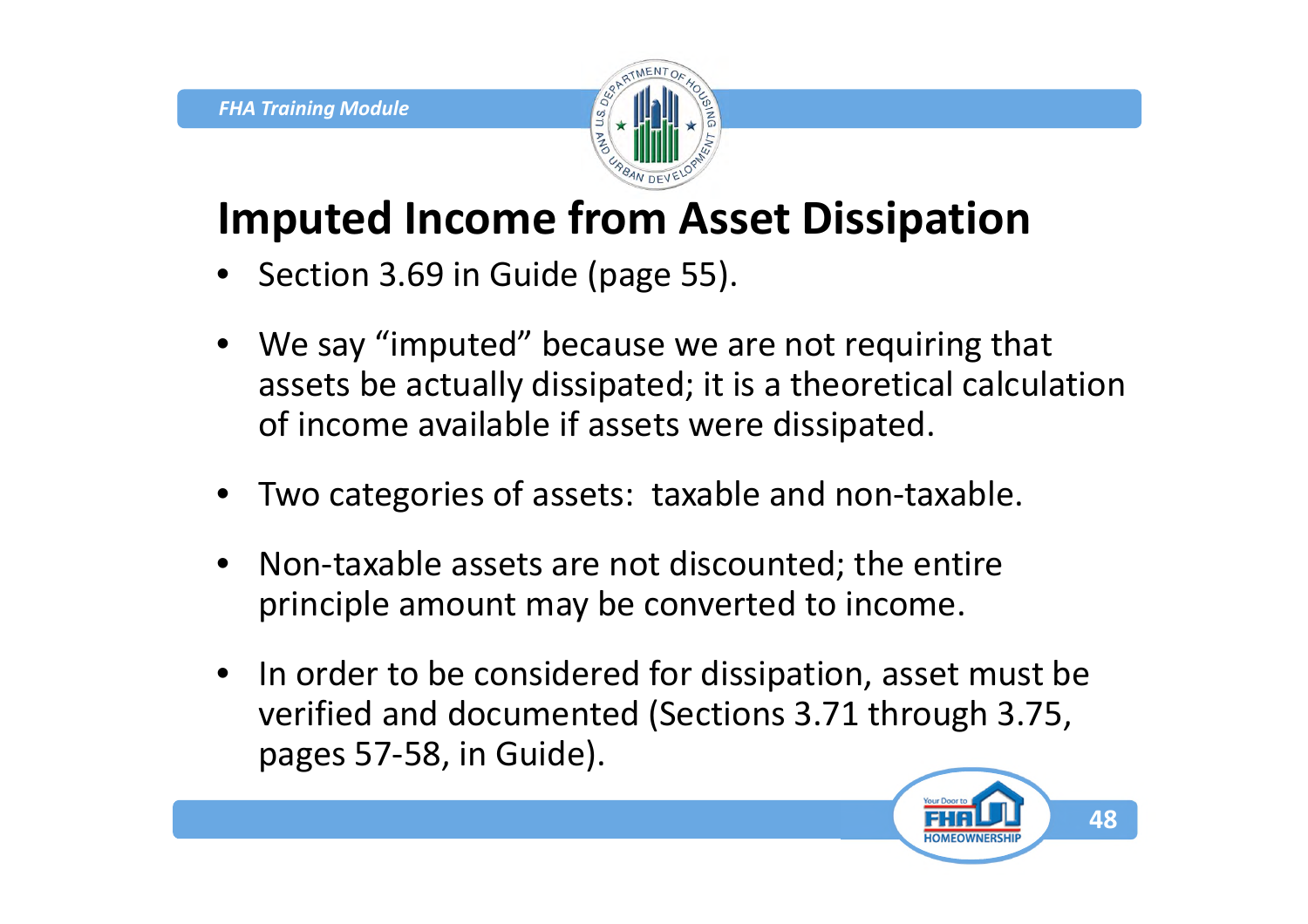# Imputed Income from Asset Dissipation

- Section 3.69 in Guide (page 55).
- We say "imputed" because we are not requiring that assets be actually dissipated; it is a theoretical calculation of income available if assets were dissipated.
- Two categories of assets: taxable and non-taxable.
- Non-taxable assets are not discounted; the entire principle amount may be converted to income.
- In order to be considered for dissipation, asset must be verified and documented (Sections 3.71 through 3.75, pages 57-58, in Guide).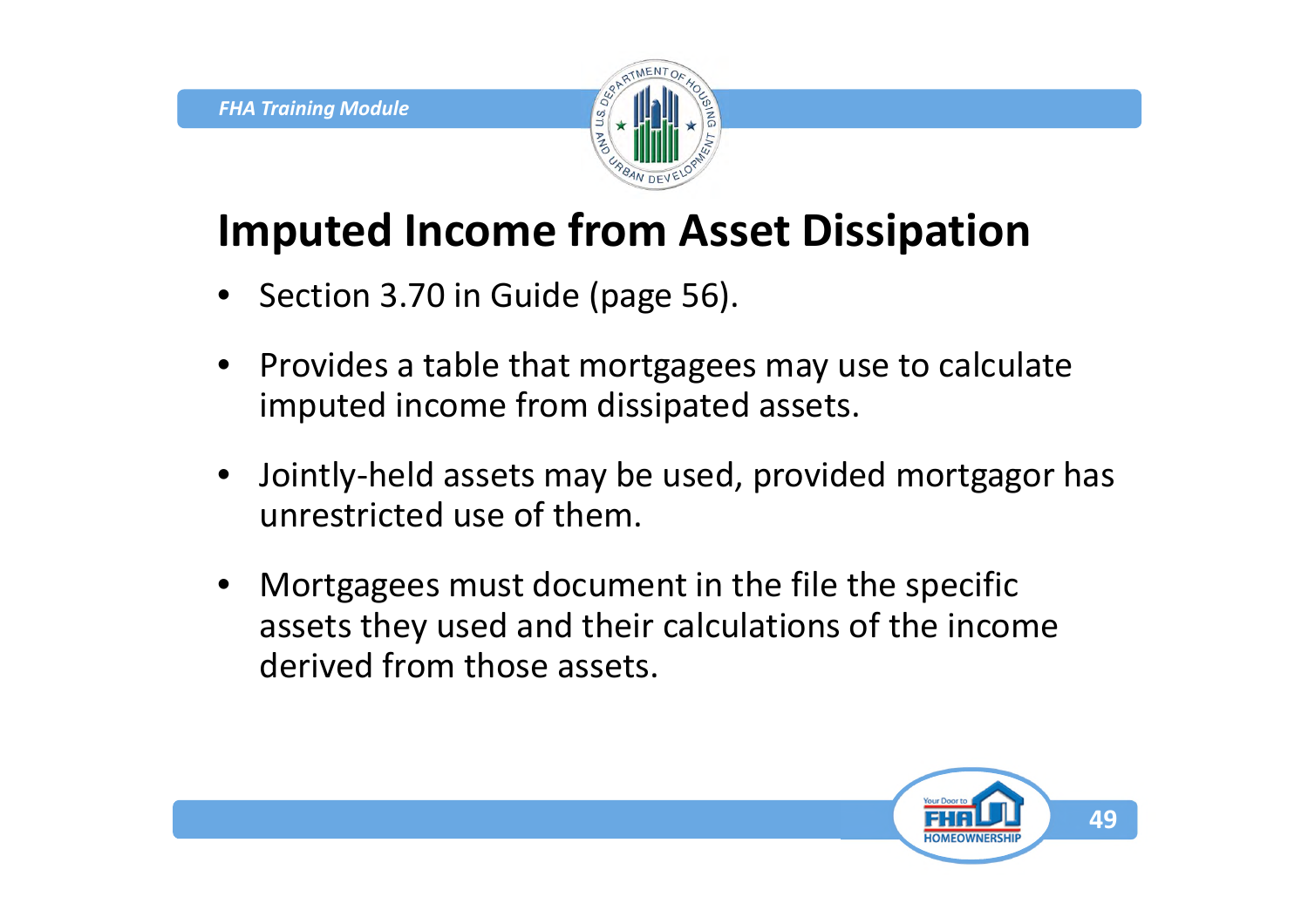# Imputed Income from Asset Dissipation

- Section 3.70 in Guide (page 56).
- Provides a table that mortgagees may use to calculate imputed income from dissipated assets.
- Jointly-held assets may be used, provided mortgagor has unrestricted use of them.
- Mortgagees must document in the file the specific assets they used and their calculations of the income derived from those assets.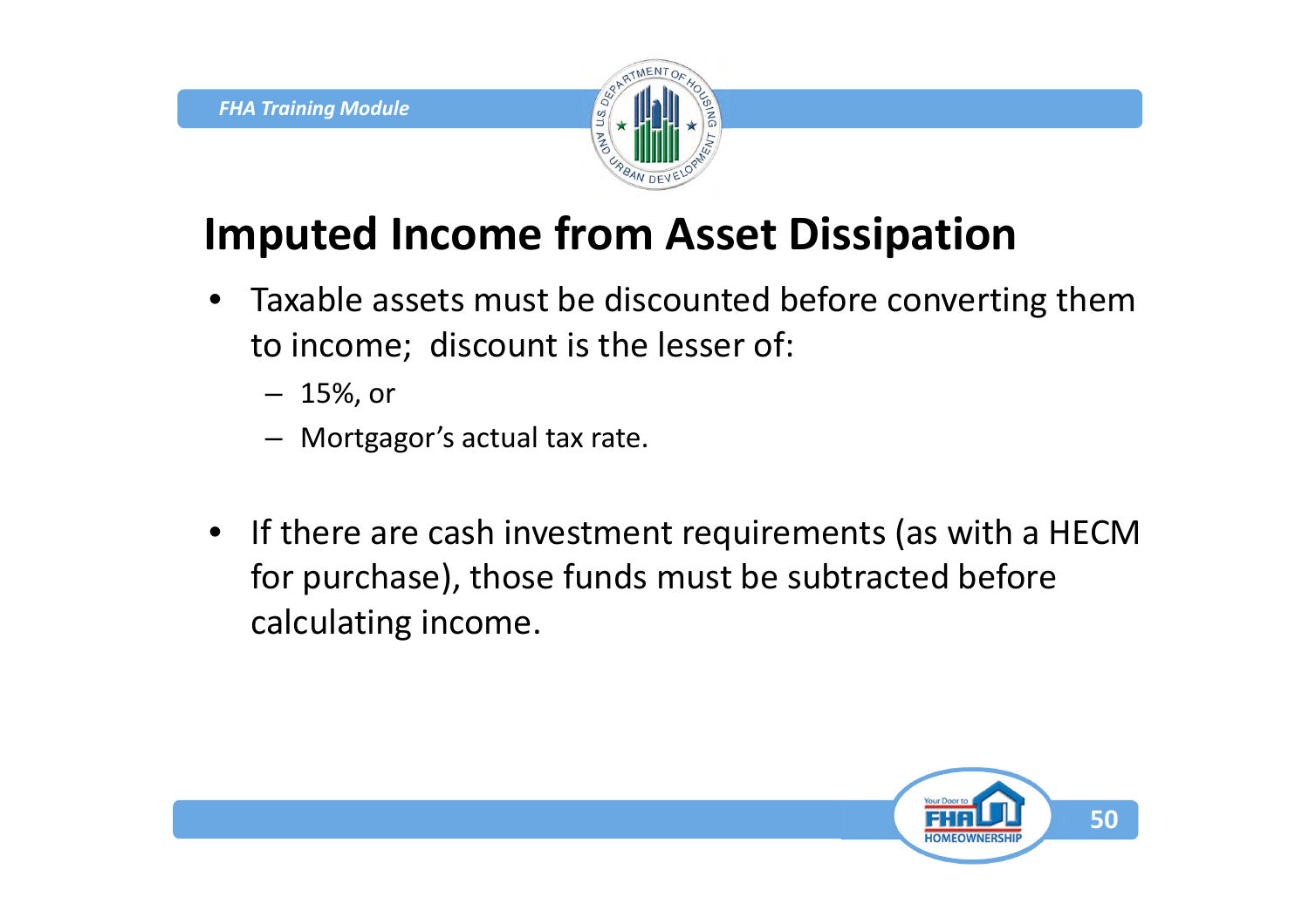# Imputed Income from Asset Dissipation

- Taxable assets must be discounted before converting them to income; discount is the lesser of:
  - 15%, or
  - Mortgagor's actual tax rate.

- If there are cash investment requirements (as with a HECM for purchase), those funds must be subtracted before calculating income.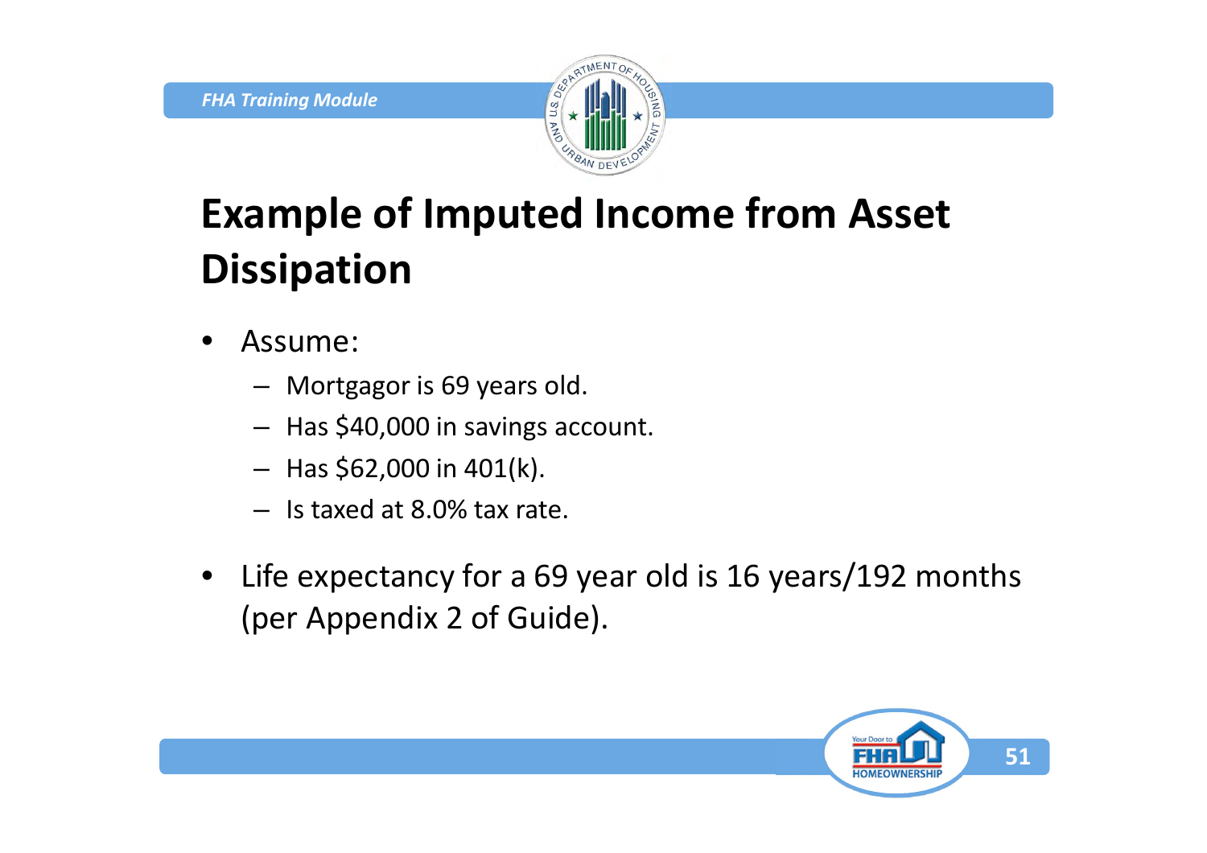# Example of Imputed Income from Asset Dissipation

- Assume:
  - Mortgagor is 69 years old.
  - Has $40,000 in savings account.
  - Has $62,000 in 401(k).
  - Is taxed at 8.0% tax rate.
- Life expectancy for a 69 year old is 16 years/192 months (per Appendix 2 of Guide).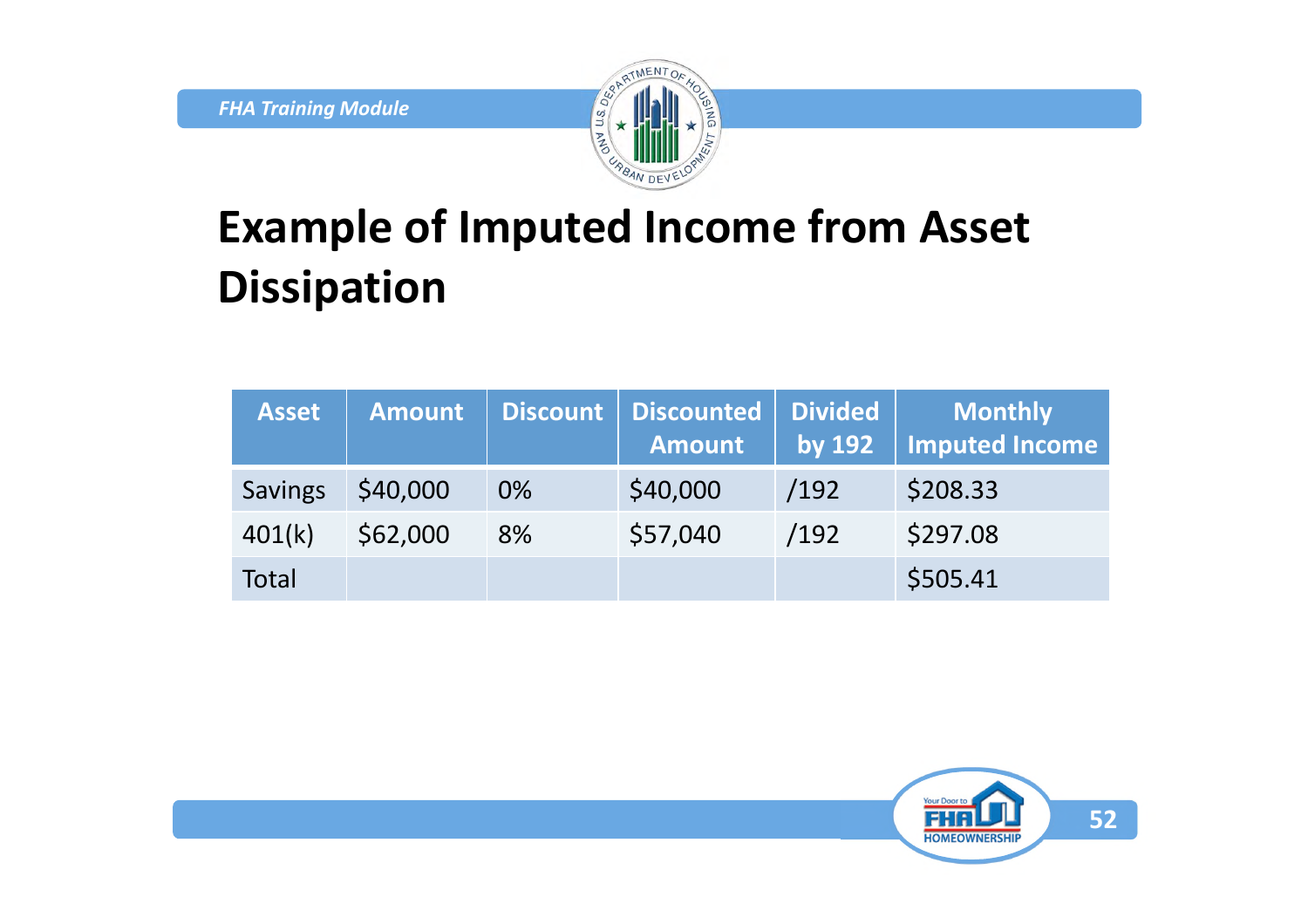# Example of Imputed Income from Asset Dissipation

| Asset | Amount | Discount | Discounted Amount | Divided by 192 | Monthly Imputed Income |
|---|---|---|---|---|---|
| Savings | $40,000 | 0% | $40,000 | /192 | $208.33 |
| 401(k) | $62,000 | 8% | $57,040 | /192 | $297.08 |
| Total | | | | | $505.41 |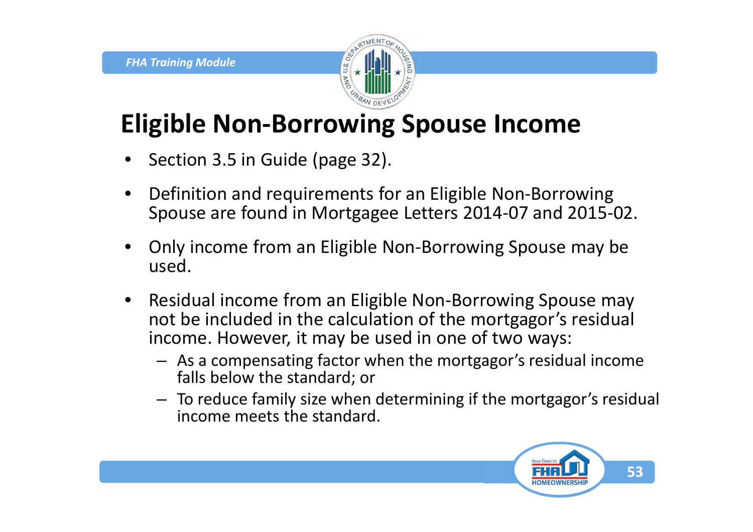# Eligible Non-Borrowing Spouse Income

- Section 3.5 in Guide (page 32).
- Definition and requirements for an Eligible Non-Borrowing Spouse are found in Mortgagee Letters 2014-07 and 2015-02.
- Only income from an Eligible Non-Borrowing Spouse may be used.
- Residual income from an Eligible Non-Borrowing Spouse may not be included in the calculation of the mortgagor's residual income. However, it may be used in one of two ways:
  - As a compensating factor when the mortgagor's residual income falls below the standard; or
  - To reduce family size when determining if the mortgagor's residual income meets the standard.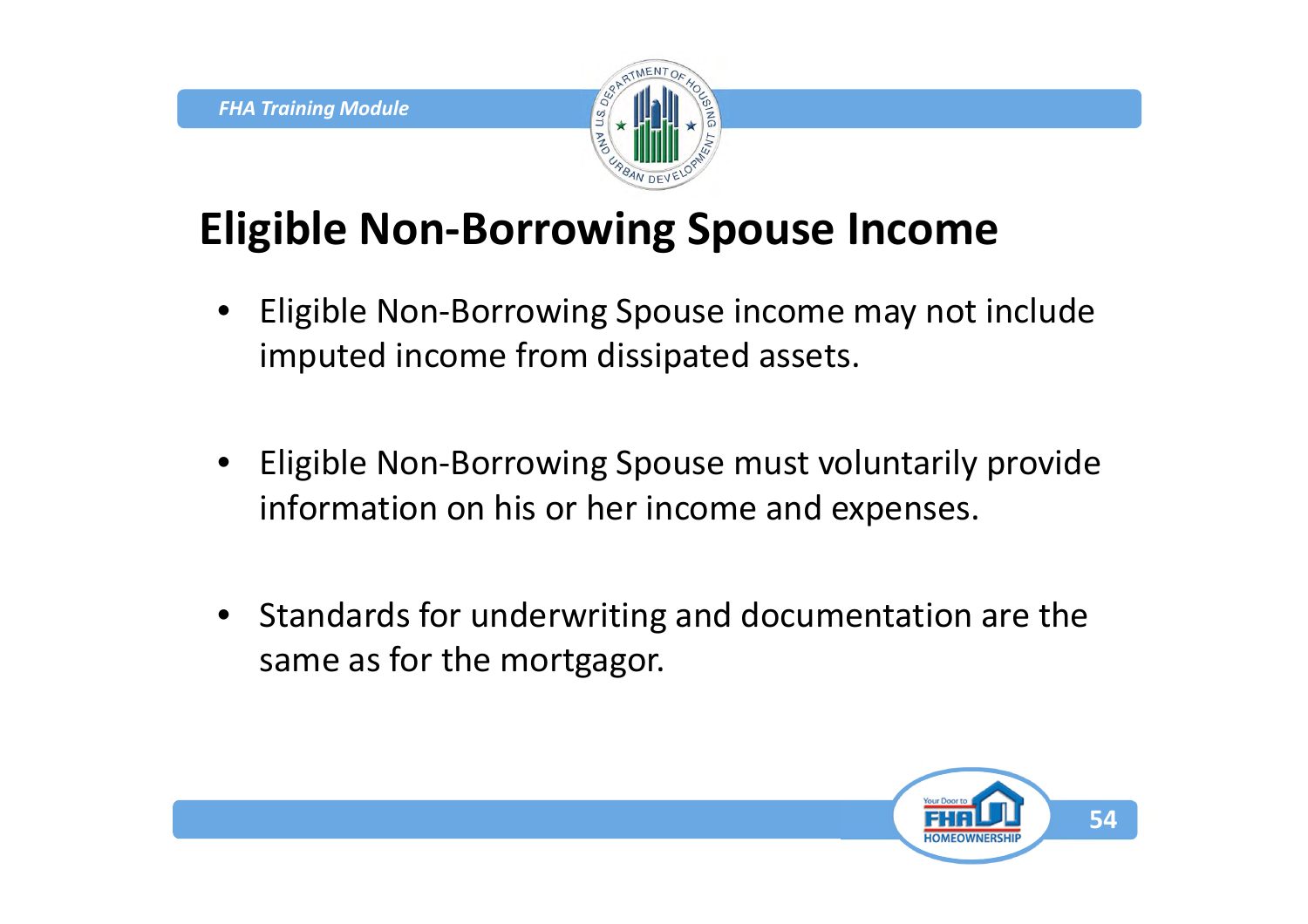# Eligible Non-Borrowing Spouse Income

- Eligible Non-Borrowing Spouse income may not include imputed income from dissipated assets.
- Eligible Non-Borrowing Spouse must voluntarily provide information on his or her income and expenses.
- Standards for underwriting and documentation are the same as for the mortgagor.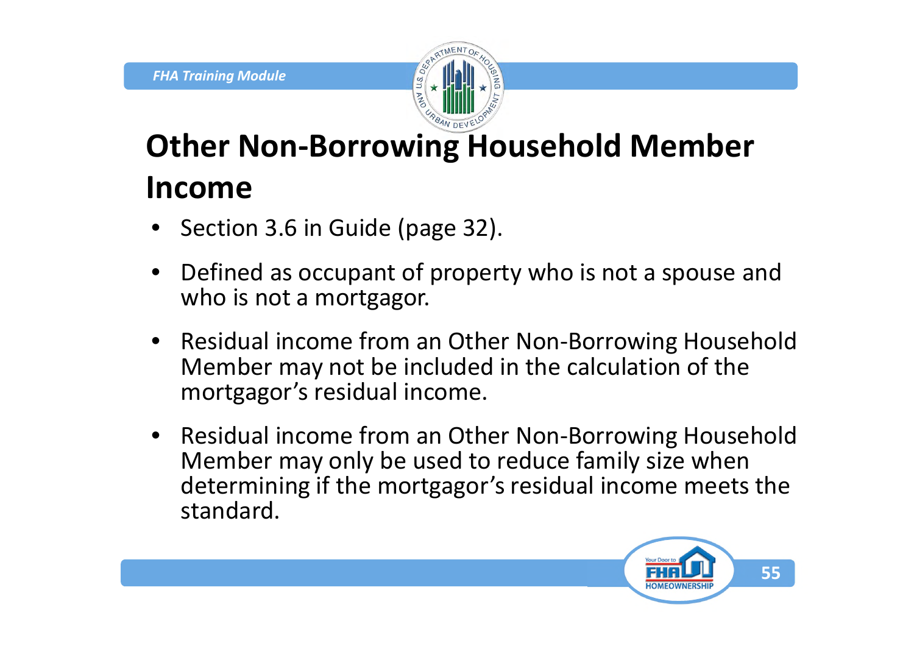# Other Non-Borrowing Household Member Income

- Section 3.6 in Guide (page 32).
- Defined as occupant of property who is not a spouse and who is not a mortgagor.
- Residual income from an Other Non-Borrowing Household Member may not be included in the calculation of the mortgagor's residual income.
- Residual income from an Other Non-Borrowing Household Member may only be used to reduce family size when determining if the mortgagor's residual income meets the standard.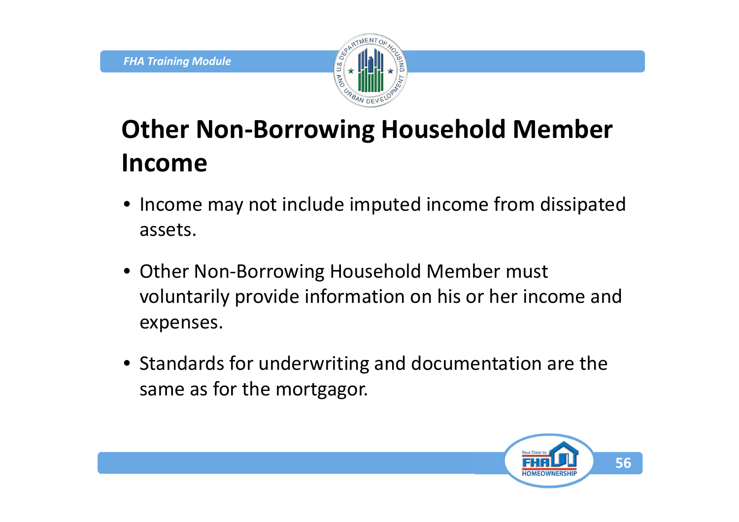# Other Non-Borrowing Household Member Income

- Income may not include imputed income from dissipated assets.
- Other Non-Borrowing Household Member must voluntarily provide information on his or her income and expenses.
- Standards for underwriting and documentation are the same as for the mortgagor.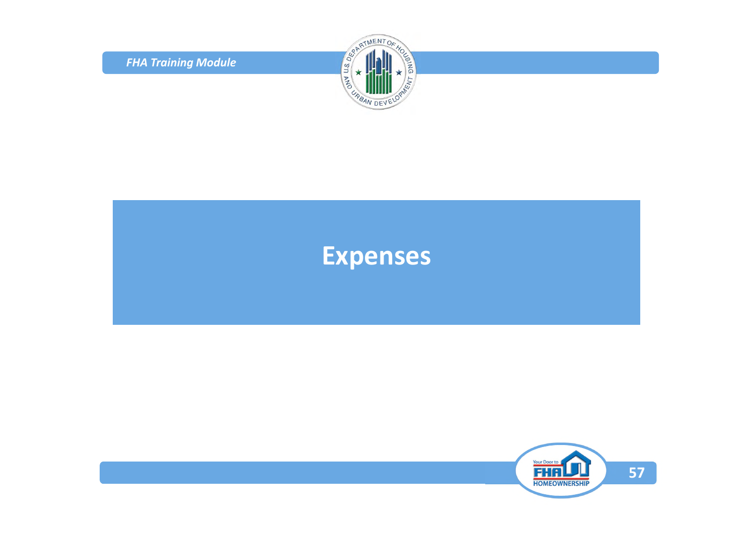# Expenses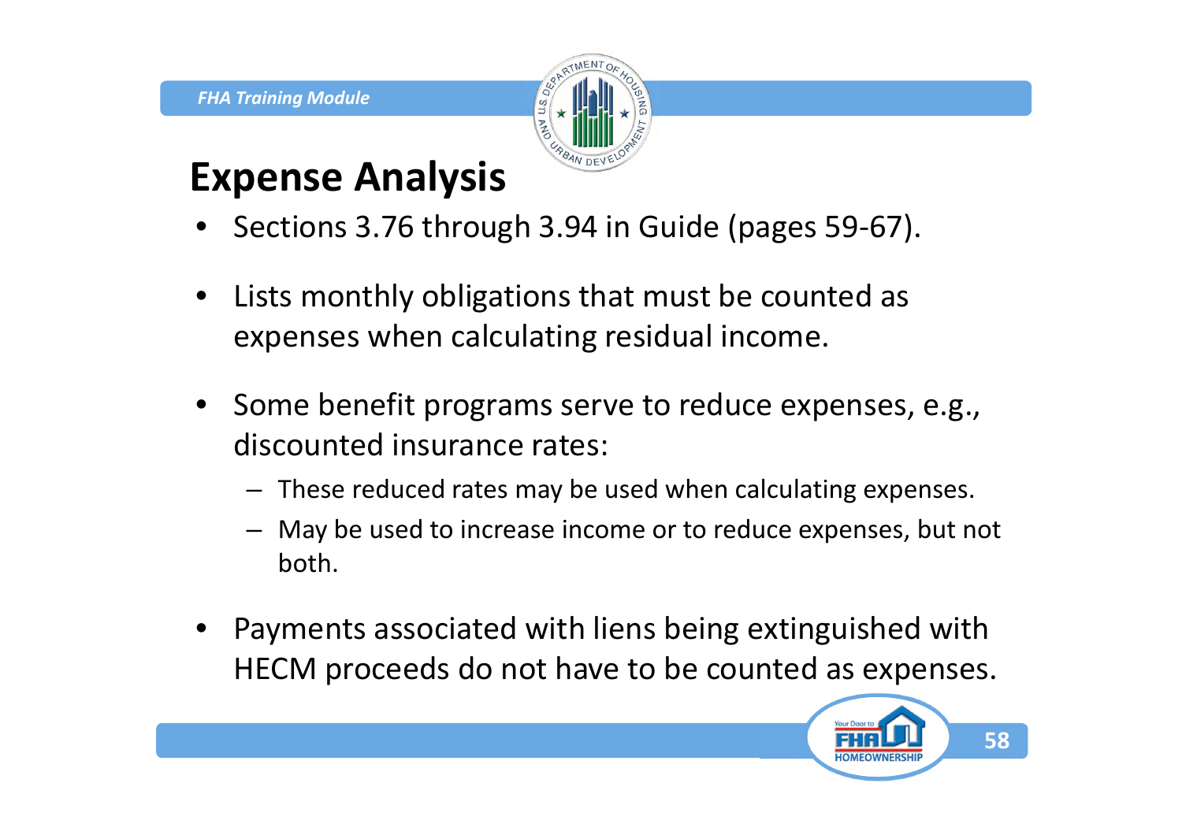# Expense Analysis

- Sections 3.76 through 3.94 in Guide (pages 59-67).
- Lists monthly obligations that must be counted as expenses when calculating residual income.
- Some benefit programs serve to reduce expenses, e.g., discounted insurance rates:
  - These reduced rates may be used when calculating expenses.
  - May be used to increase income or to reduce expenses, but not both.
- Payments associated with liens being extinguished with HECM proceeds do not have to be counted as expenses.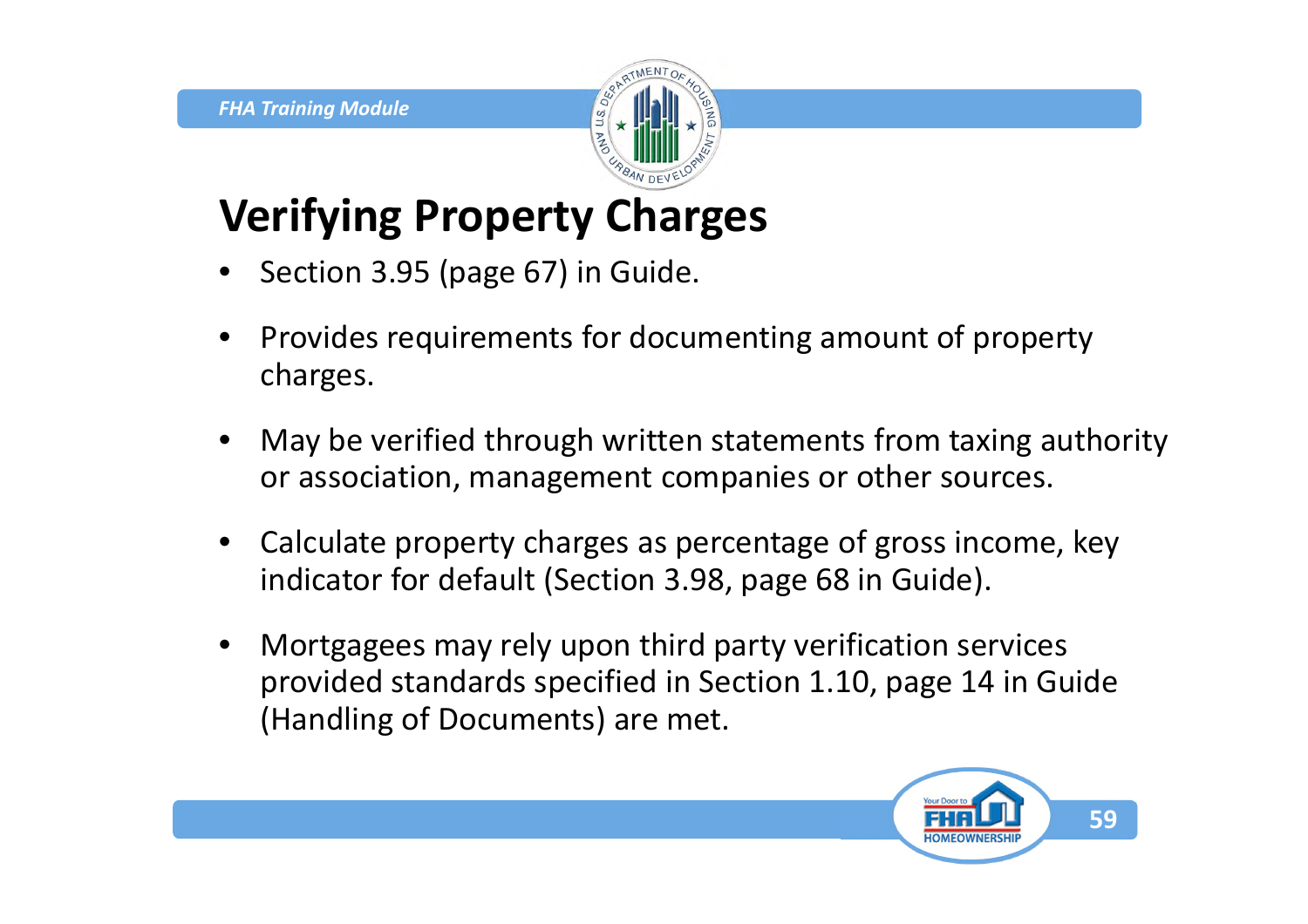# Verifying Property Charges

- Section 3.95 (page 67) in Guide.
- Provides requirements for documenting amount of property charges.
- May be verified through written statements from taxing authority or association, management companies or other sources.
- Calculate property charges as percentage of gross income, key indicator for default (Section 3.98, page 68 in Guide).
- Mortgagees may rely upon third party verification services provided standards specified in Section 1.10, page 14 in Guide (Handling of Documents) are met.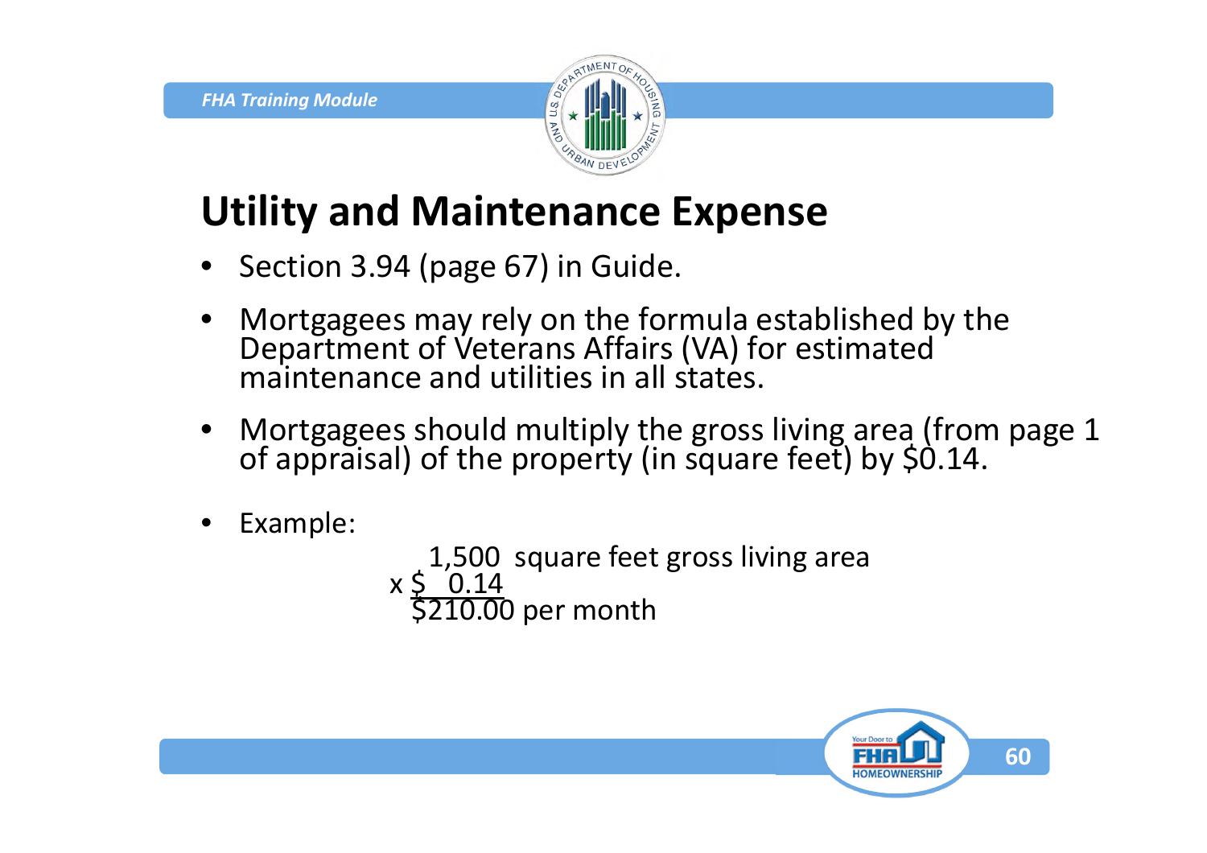# Utility and Maintenance Expense

- Section 3.94 (page 67) in Guide.
- Mortgagees may rely on the formula established by the Department of Veterans Affairs (VA) for estimated maintenance and utilities in all states.
- Mortgagees should multiply the gross living area (from page 1 of appraisal) of the property (in square feet) by $0.14.
- Example:

```
    1,500  square feet gross living area
x $   0.14
  $210.00 per month
```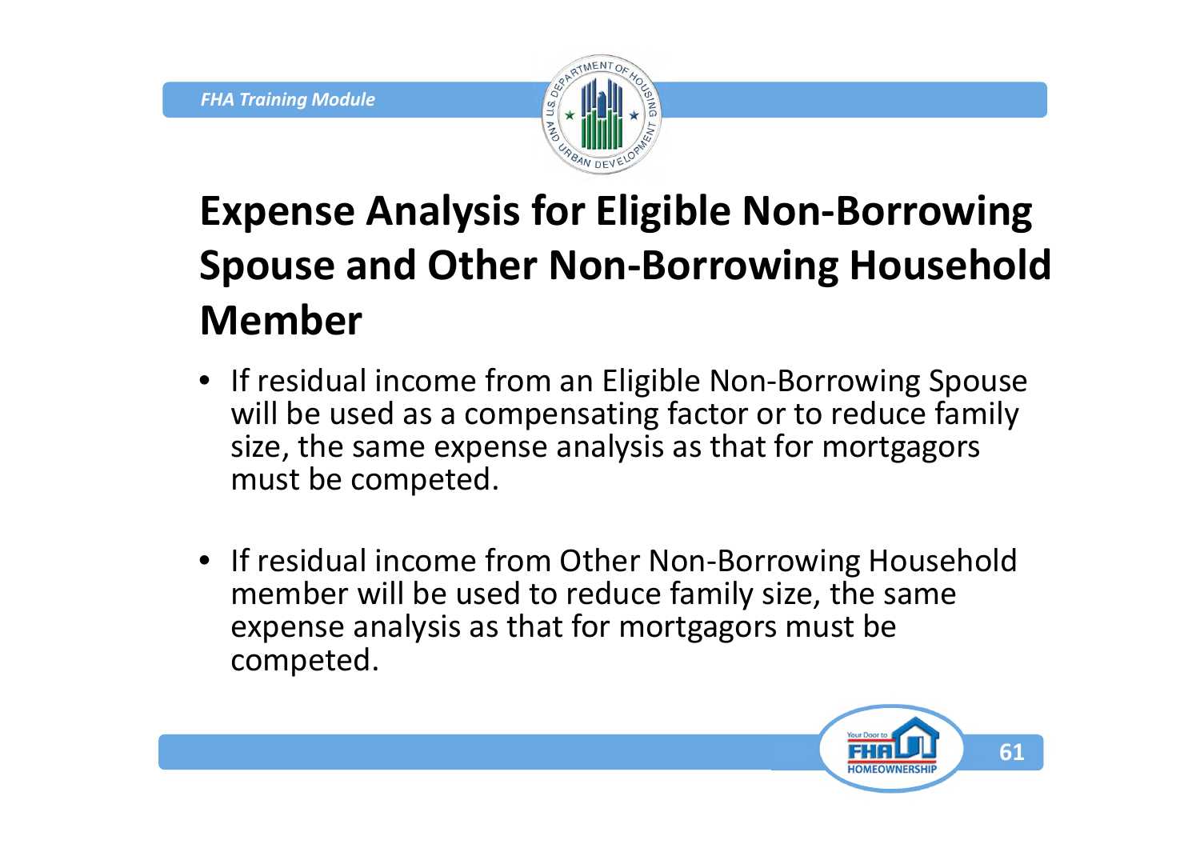# Expense Analysis for Eligible Non-Borrowing Spouse and Other Non-Borrowing Household Member

- If residual income from an Eligible Non-Borrowing Spouse will be used as a compensating factor or to reduce family size, the same expense analysis as that for mortgagors must be competed.

- If residual income from Other Non-Borrowing Household member will be used to reduce family size, the same expense analysis as that for mortgagors must be competed.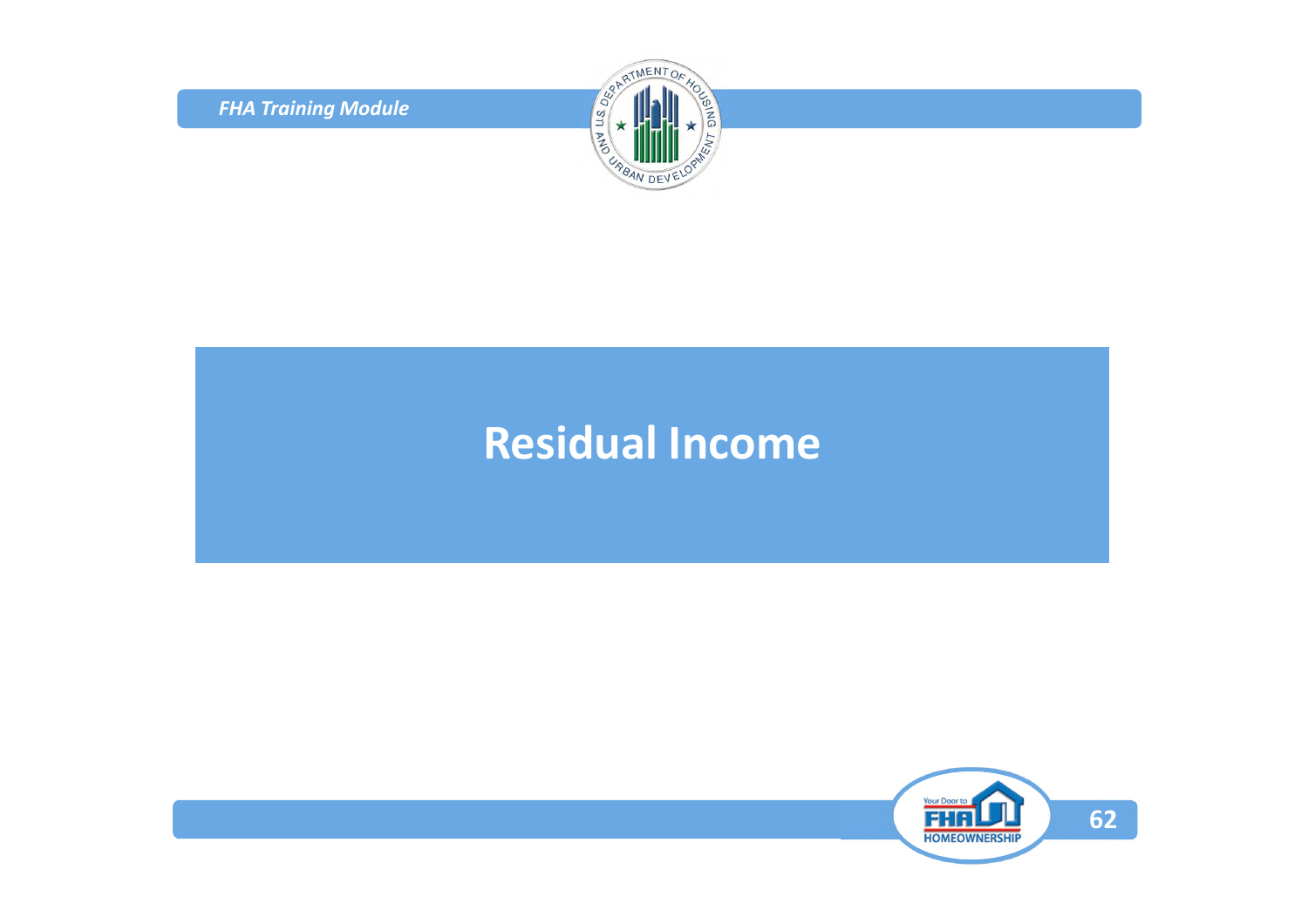# Residual Income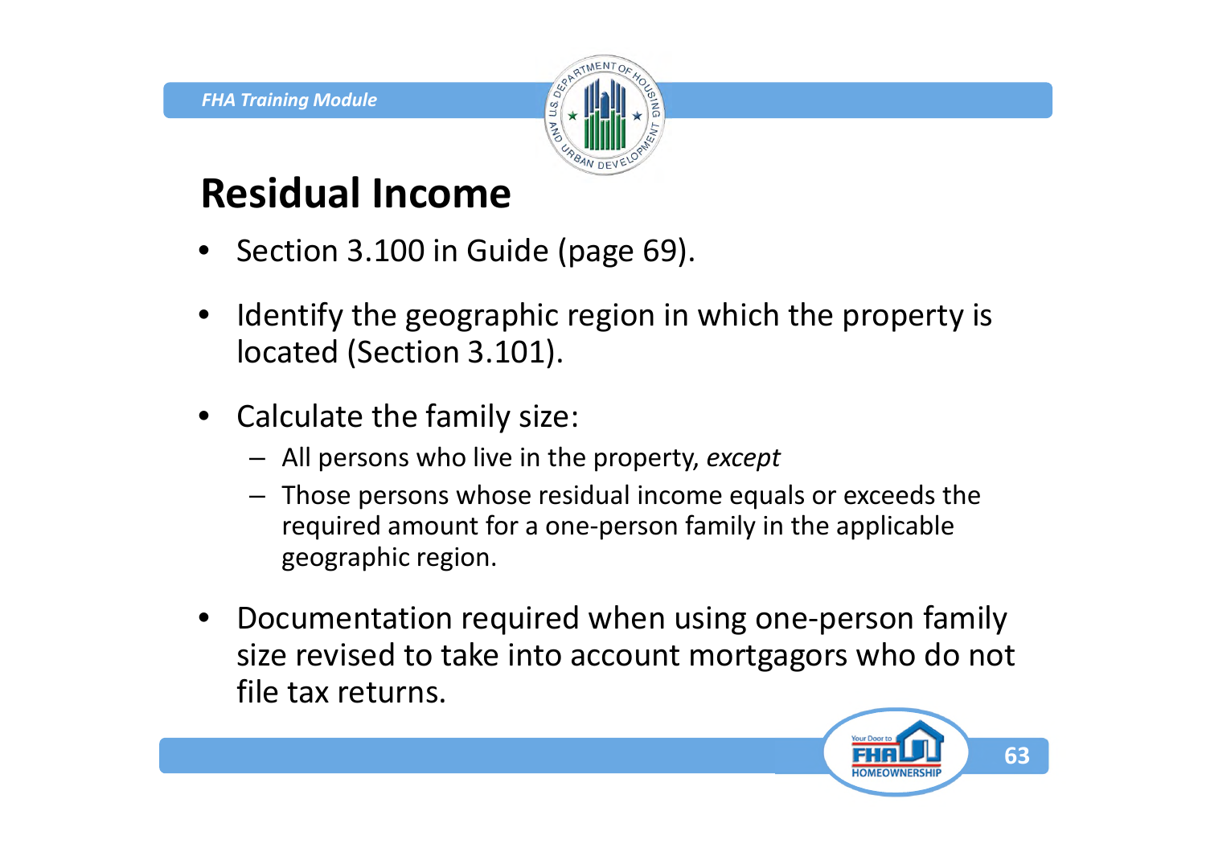# Residual Income

- Section 3.100 in Guide (page 69).
- Identify the geographic region in which the property is located (Section 3.101).
- Calculate the family size:
  - All persons who live in the property, *except*
  - Those persons whose residual income equals or exceeds the required amount for a one-person family in the applicable geographic region.
- Documentation required when using one-person family size revised to take into account mortgagors who do not file tax returns.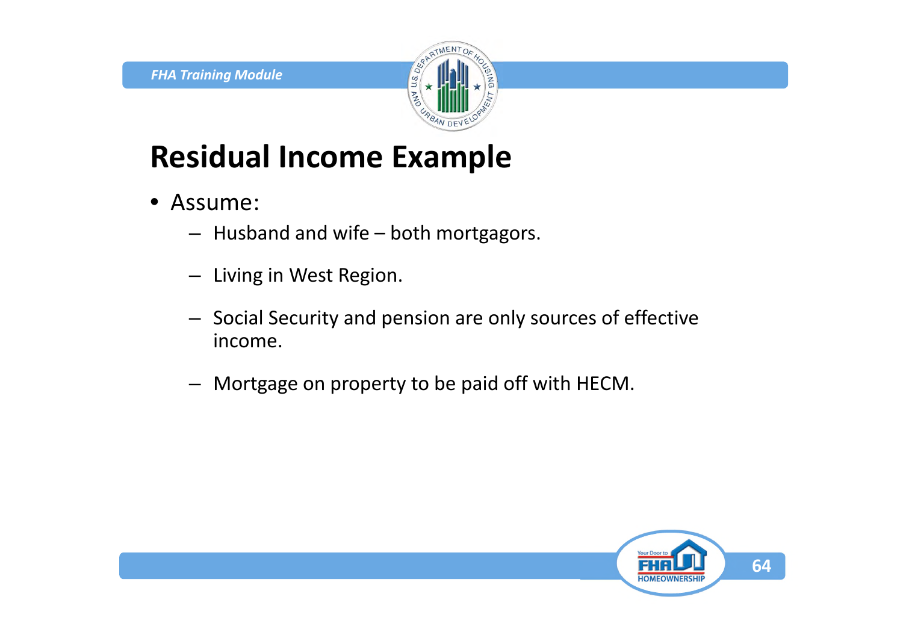# Residual Income Example

- Assume:
  - Husband and wife – both mortgagors.
  - Living in West Region.
  - Social Security and pension are only sources of effective income.
  - Mortgage on property to be paid off with HECM.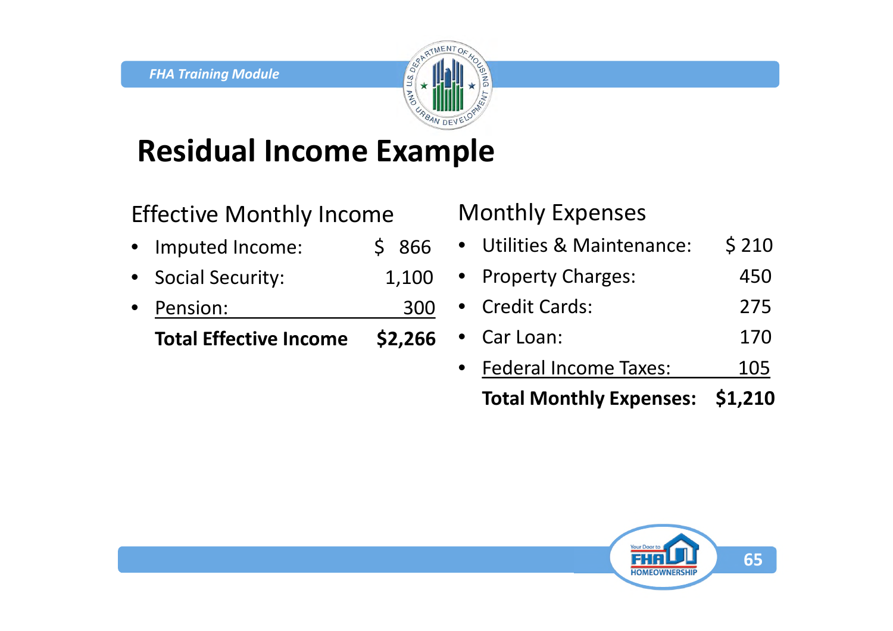# Residual Income Example

## Effective Monthly Income

| Item | Amount |
|---|---|
| Imputed Income: | $ 866 |
| Social Security: | 1,100 |
| Pension: | 300 |
| **Total Effective Income** | **$2,266** |

## Monthly Expenses

| Item | Amount |
|---|---|
| Utilities & Maintenance: | $ 210 |
| Property Charges: | 450 |
| Credit Cards: | 275 |
| Car Loan: | 170 |
| Federal Income Taxes: | 105 |
| **Total Monthly Expenses:** | **$1,210** |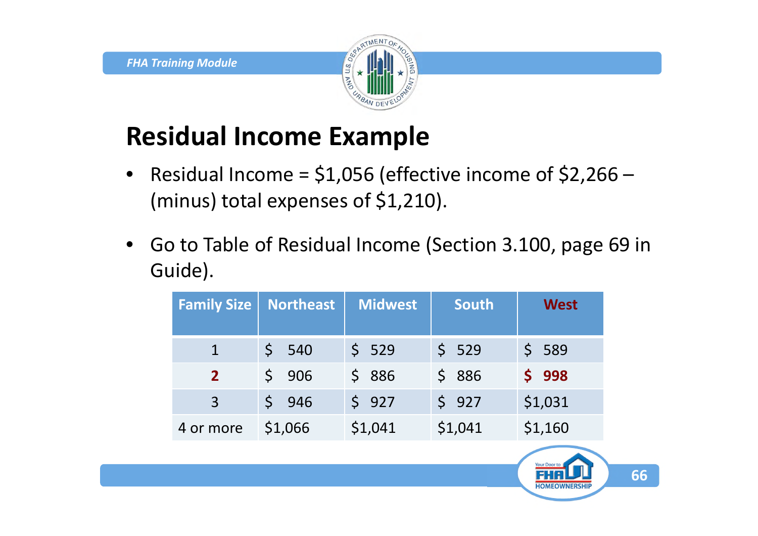# Residual Income Example

- Residual Income = $1,056 (effective income of $2,266 – (minus) total expenses of $1,210).
- Go to Table of Residual Income (Section 3.100, page 69 in Guide).

| Family Size | Northeast | Midwest | South | West |
|---|---|---|---|---|
| 1 | $ 540 | $ 529 | $ 529 | $ 589 |
| **2** | $ 906 | $ 886 | $ 886 | **$ 998** |
| 3 | $ 946 | $ 927 | $ 927 | $1,031 |
| 4 or more | $1,066 | $1,041 | $1,041 | $1,160 |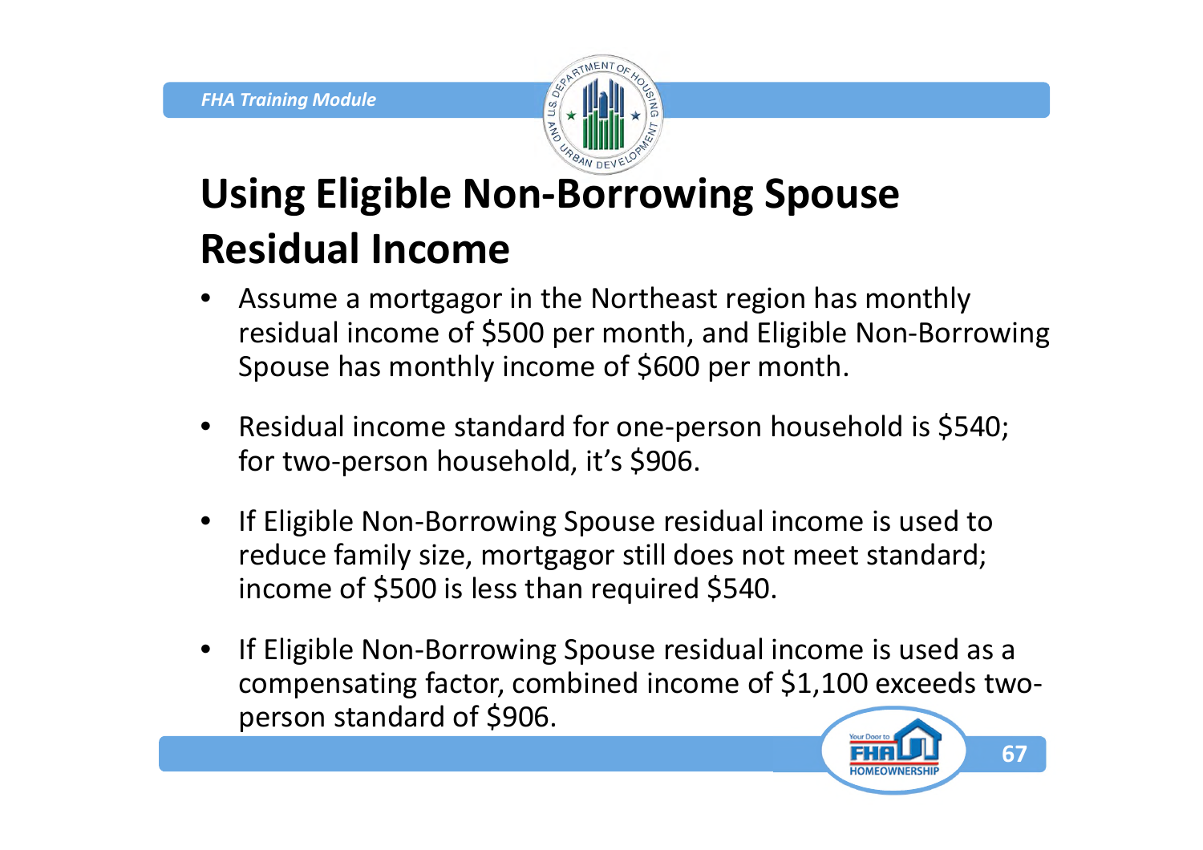# Using Eligible Non-Borrowing Spouse Residual Income

- Assume a mortgagor in the Northeast region has monthly residual income of $500 per month, and Eligible Non-Borrowing Spouse has monthly income of $600 per month.
- Residual income standard for one-person household is $540; for two-person household, it's $906.
- If Eligible Non-Borrowing Spouse residual income is used to reduce family size, mortgagor still does not meet standard; income of $500 is less than required $540.
- If Eligible Non-Borrowing Spouse residual income is used as a compensating factor, combined income of $1,100 exceeds two-person standard of $906.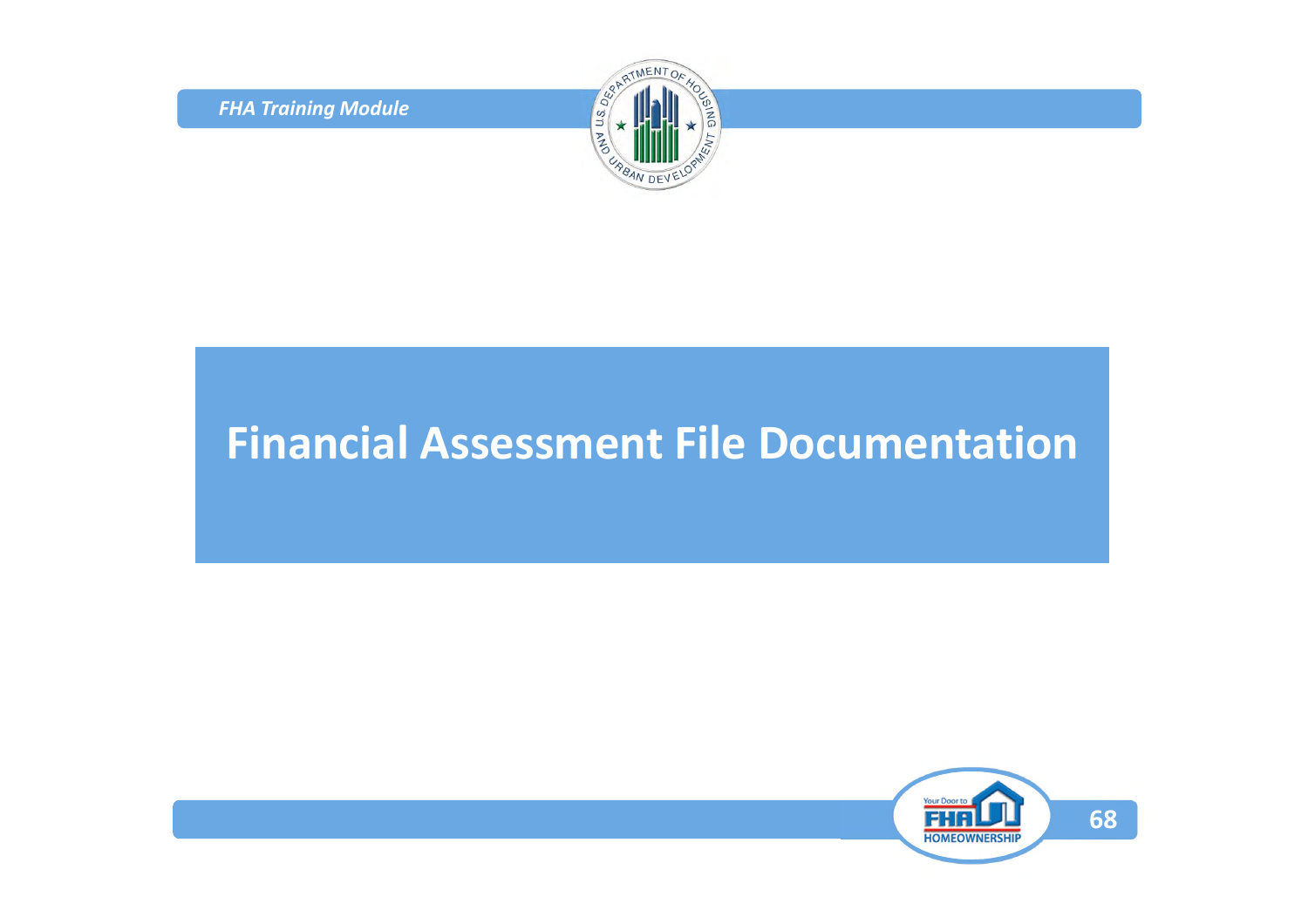# Financial Assessment File Documentation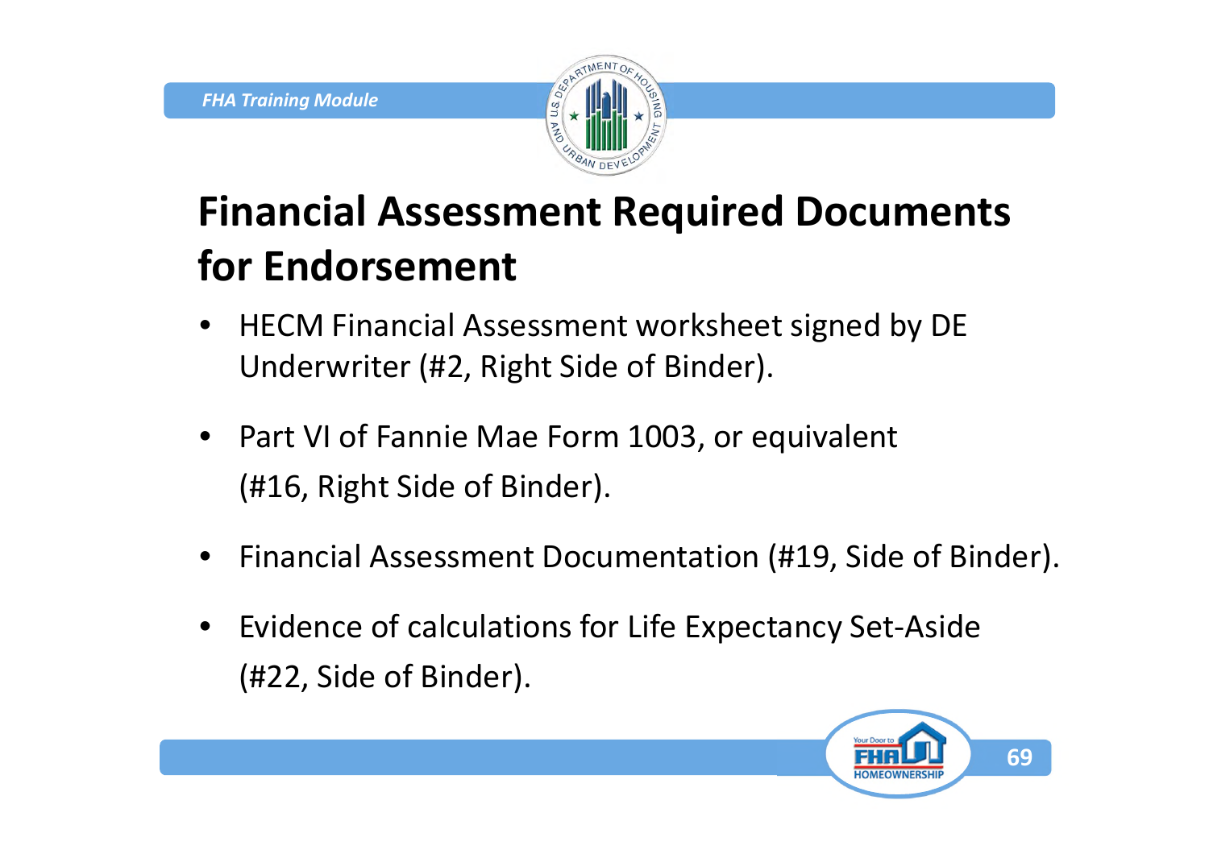# Financial Assessment Required Documents for Endorsement

- HECM Financial Assessment worksheet signed by DE Underwriter (#2, Right Side of Binder).
- Part VI of Fannie Mae Form 1003, or equivalent (#16, Right Side of Binder).
- Financial Assessment Documentation (#19, Side of Binder).
- Evidence of calculations for Life Expectancy Set-Aside (#22, Side of Binder).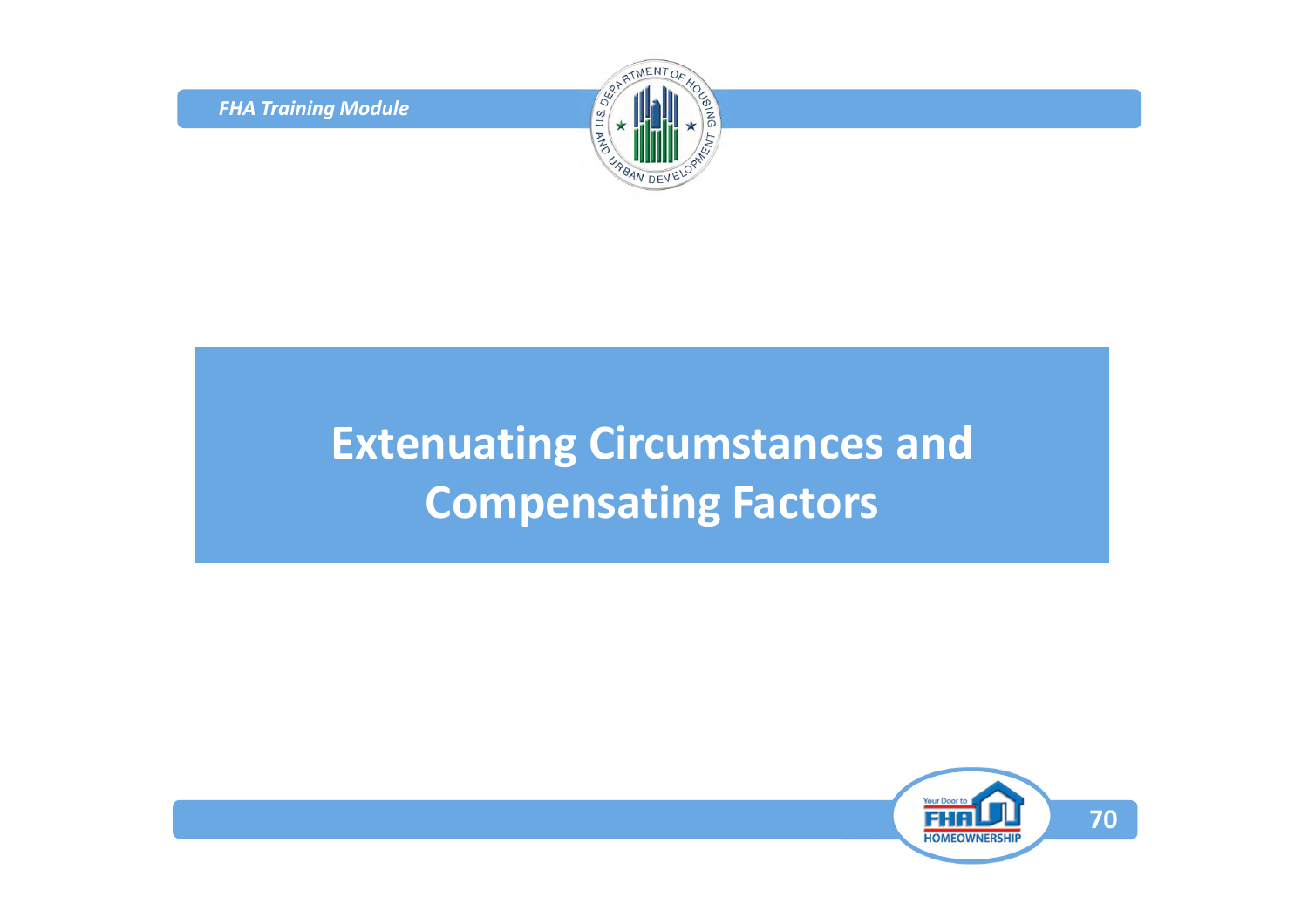# Extenuating Circumstances and Compensating Factors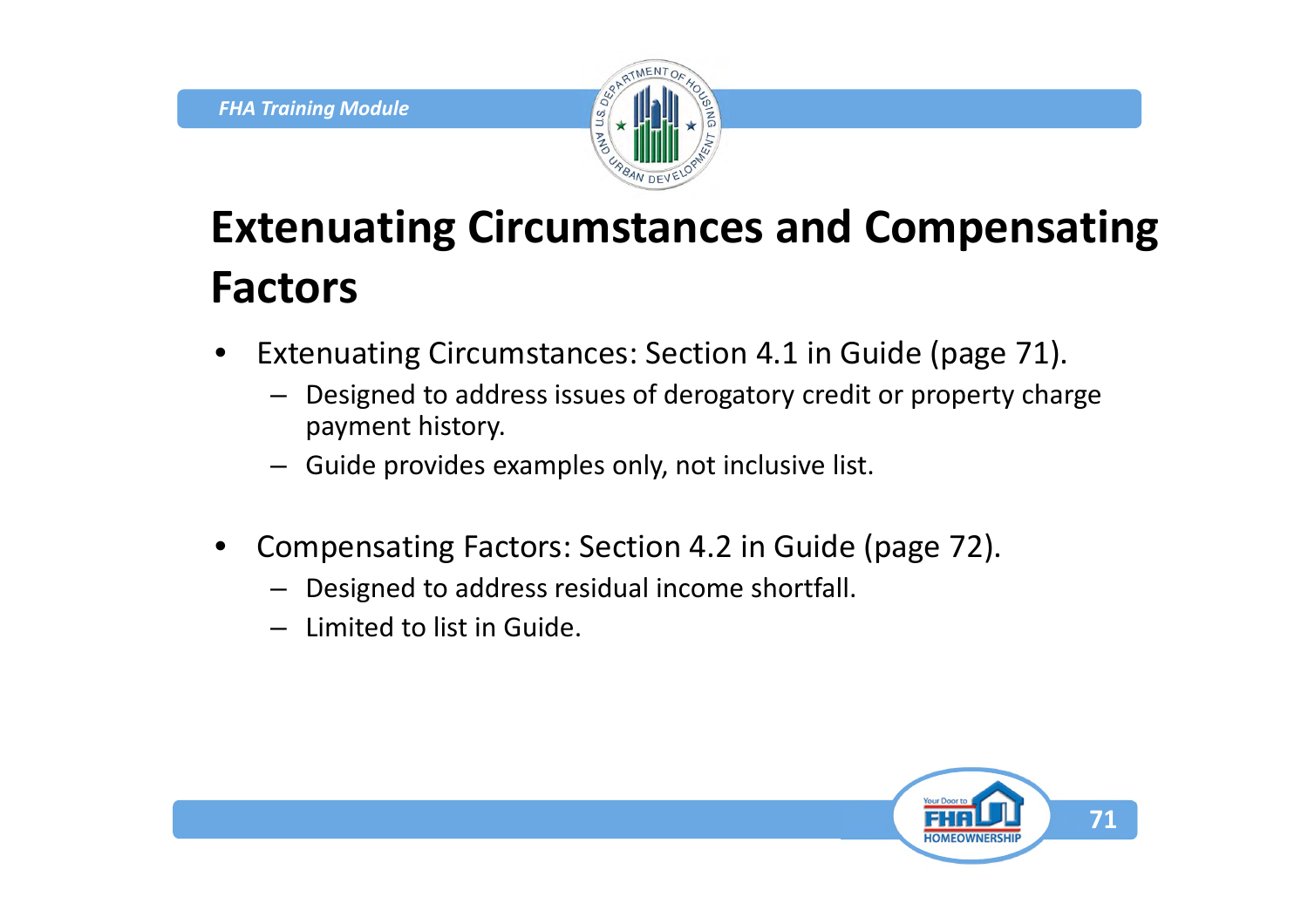# Extenuating Circumstances and Compensating Factors

- Extenuating Circumstances: Section 4.1 in Guide (page 71).
  - Designed to address issues of derogatory credit or property charge payment history.
  - Guide provides examples only, not inclusive list.

- Compensating Factors: Section 4.2 in Guide (page 72).
  - Designed to address residual income shortfall.
  - Limited to list in Guide.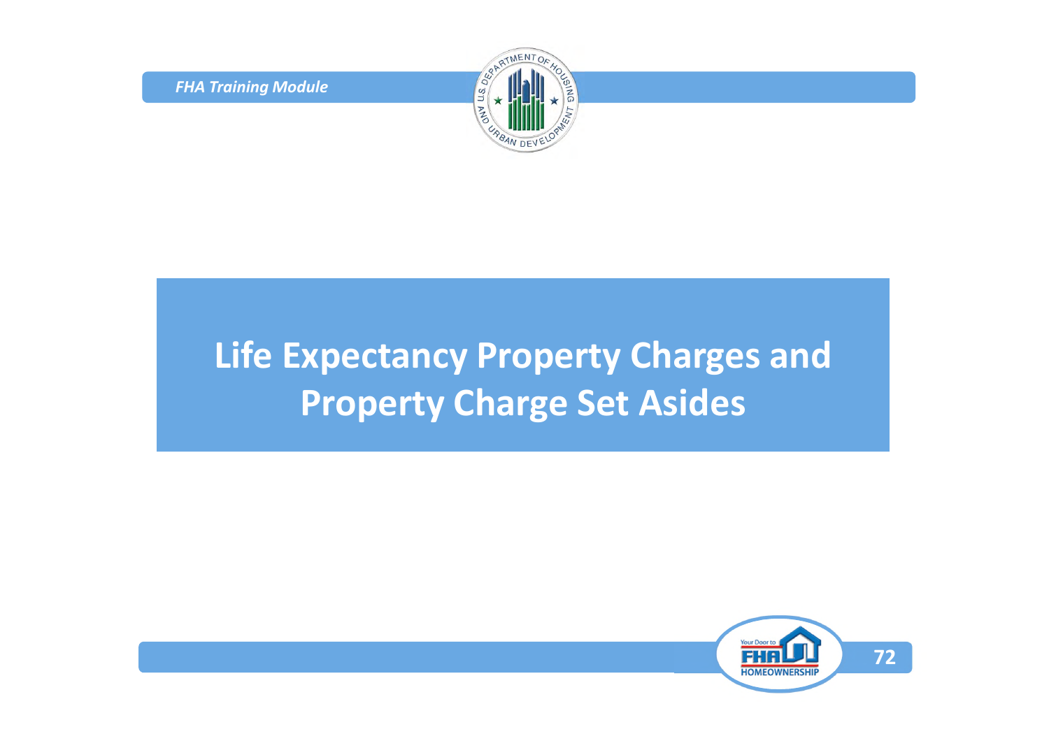# Life Expectancy Property Charges and Property Charge Set Asides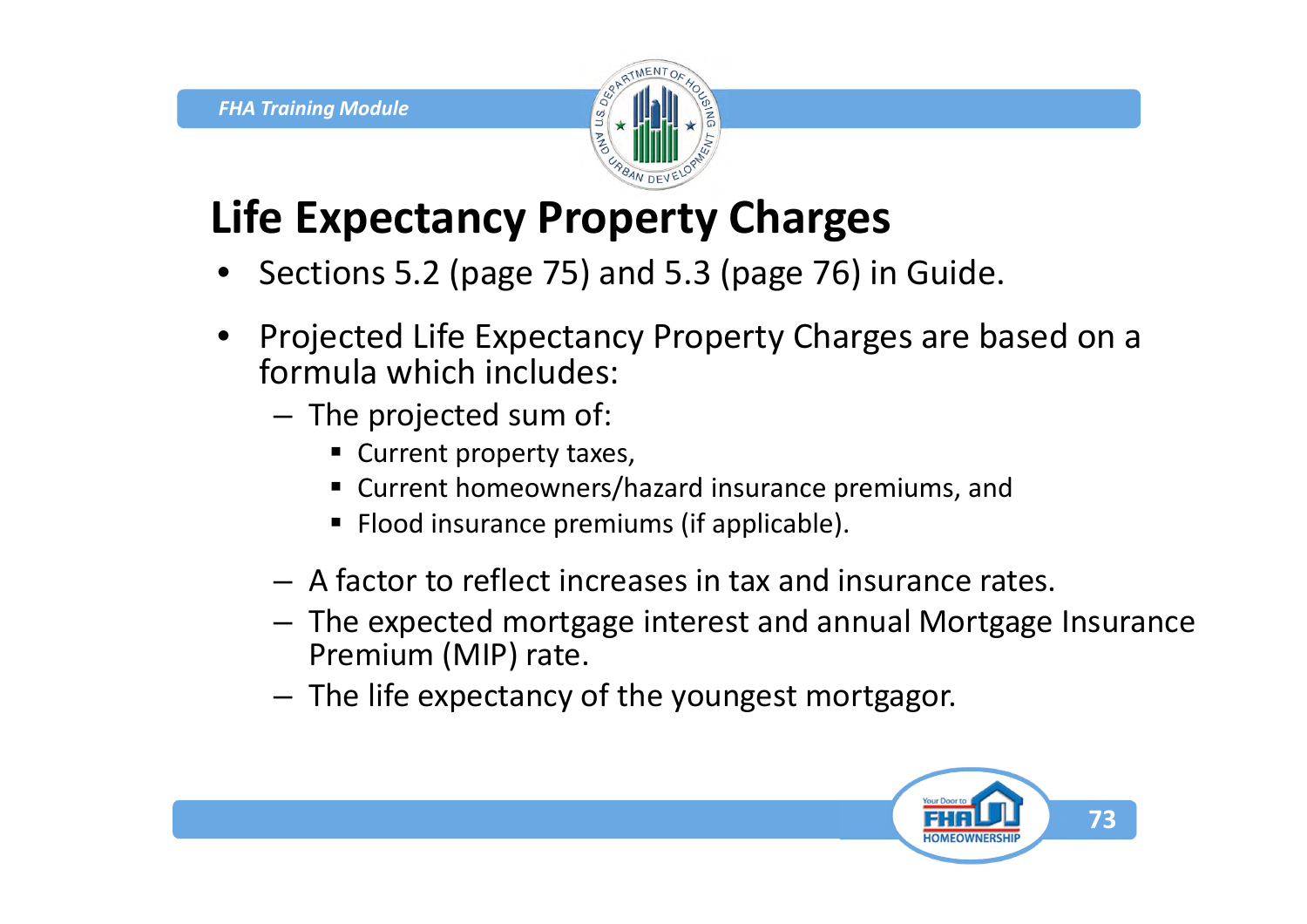# Life Expectancy Property Charges

- Sections 5.2 (page 75) and 5.3 (page 76) in Guide.
- Projected Life Expectancy Property Charges are based on a formula which includes:
  - The projected sum of:
    - Current property taxes,
    - Current homeowners/hazard insurance premiums, and
    - Flood insurance premiums (if applicable).
  - A factor to reflect increases in tax and insurance rates.
  - The expected mortgage interest and annual Mortgage Insurance Premium (MIP) rate.
  - The life expectancy of the youngest mortgagor.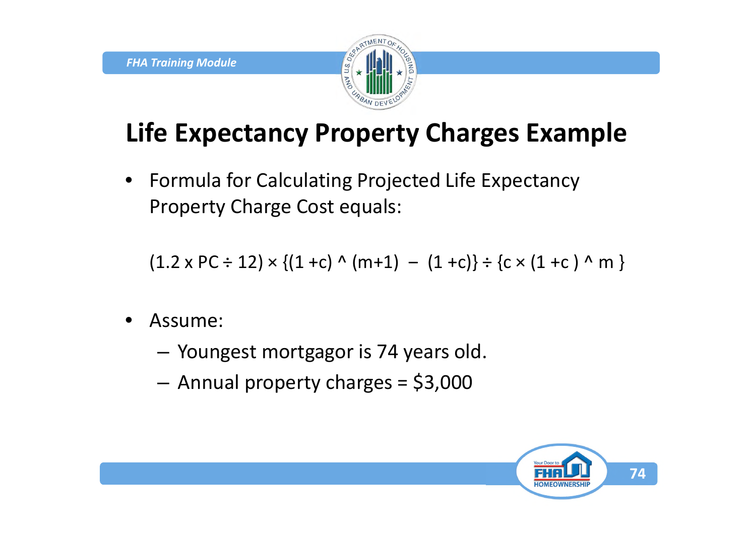# Life Expectancy Property Charges Example

- Formula for Calculating Projected Life Expectancy Property Charge Cost equals:

$$(1.2 \times PC \div 12) \times \{(1 + c)^{(m+1)} - (1 + c)\} \div \{c \times (1 + c)^{m}\}$$

- Assume:
  - Youngest mortgagor is 74 years old.
  - Annual property charges = \$3,000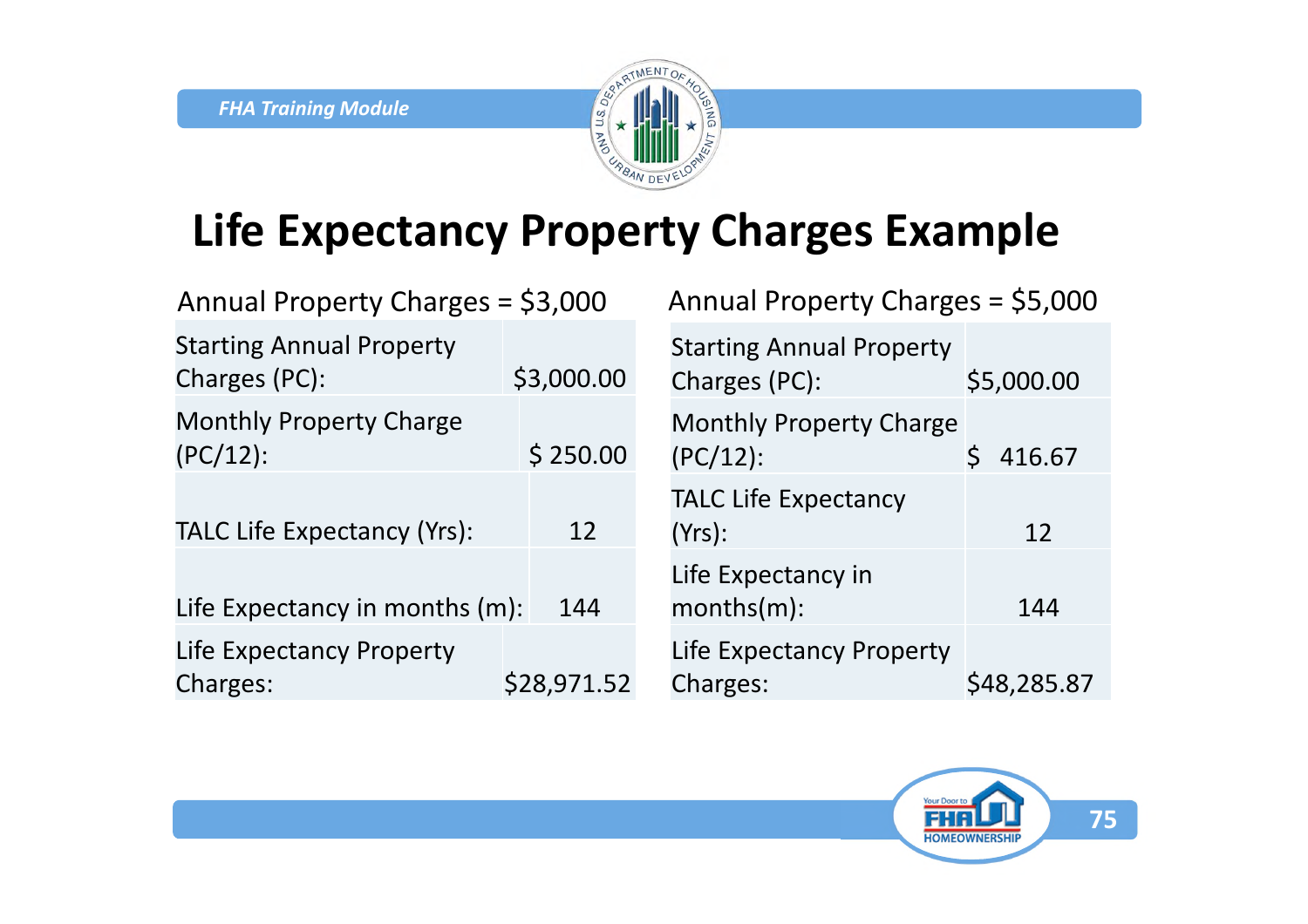# Life Expectancy Property Charges Example

Annual Property Charges = $3,000

| Starting Annual Property Charges (PC): | $3,000.00 |
|---|---|
| Monthly Property Charge (PC/12): | $ 250.00 |
| TALC Life Expectancy (Yrs): | 12 |
| Life Expectancy in months (m): | 144 |
| Life Expectancy Property Charges: | $28,971.52 |

Annual Property Charges = $5,000

| Starting Annual Property Charges (PC): | $5,000.00 |
|---|---|
| Monthly Property Charge (PC/12): | $ 416.67 |
| TALC Life Expectancy (Yrs): | 12 |
| Life Expectancy in months(m): | 144 |
| Life Expectancy Property Charges: | $48,285.87 |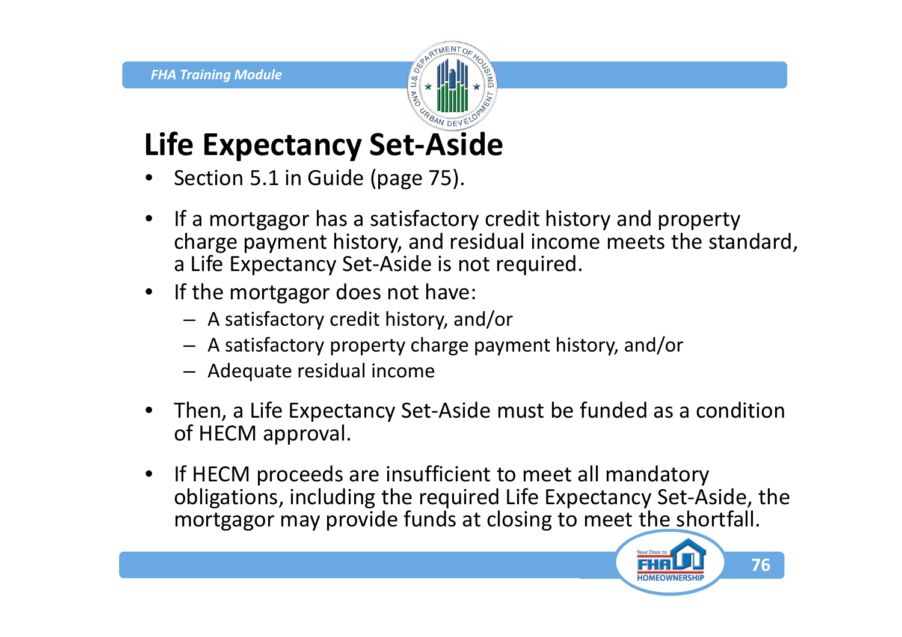# Life Expectancy Set-Aside

- Section 5.1 in Guide (page 75).
- If a mortgagor has a satisfactory credit history and property charge payment history, and residual income meets the standard, a Life Expectancy Set-Aside is not required.
- If the mortgagor does not have:
  - A satisfactory credit history, and/or
  - A satisfactory property charge payment history, and/or
  - Adequate residual income
- Then, a Life Expectancy Set-Aside must be funded as a condition of HECM approval.
- If HECM proceeds are insufficient to meet all mandatory obligations, including the required Life Expectancy Set-Aside, the mortgagor may provide funds at closing to meet the shortfall.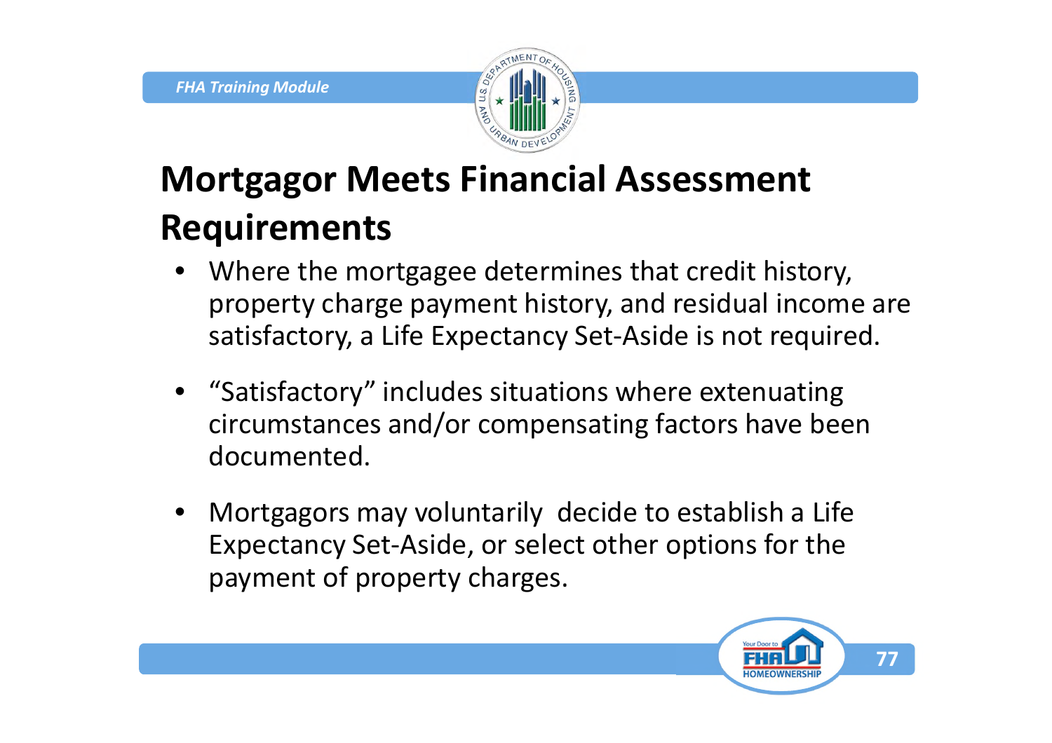# Mortgagor Meets Financial Assessment Requirements

- Where the mortgagee determines that credit history, property charge payment history, and residual income are satisfactory, a Life Expectancy Set-Aside is not required.
- "Satisfactory" includes situations where extenuating circumstances and/or compensating factors have been documented.
- Mortgagors may voluntarily decide to establish a Life Expectancy Set-Aside, or select other options for the payment of property charges.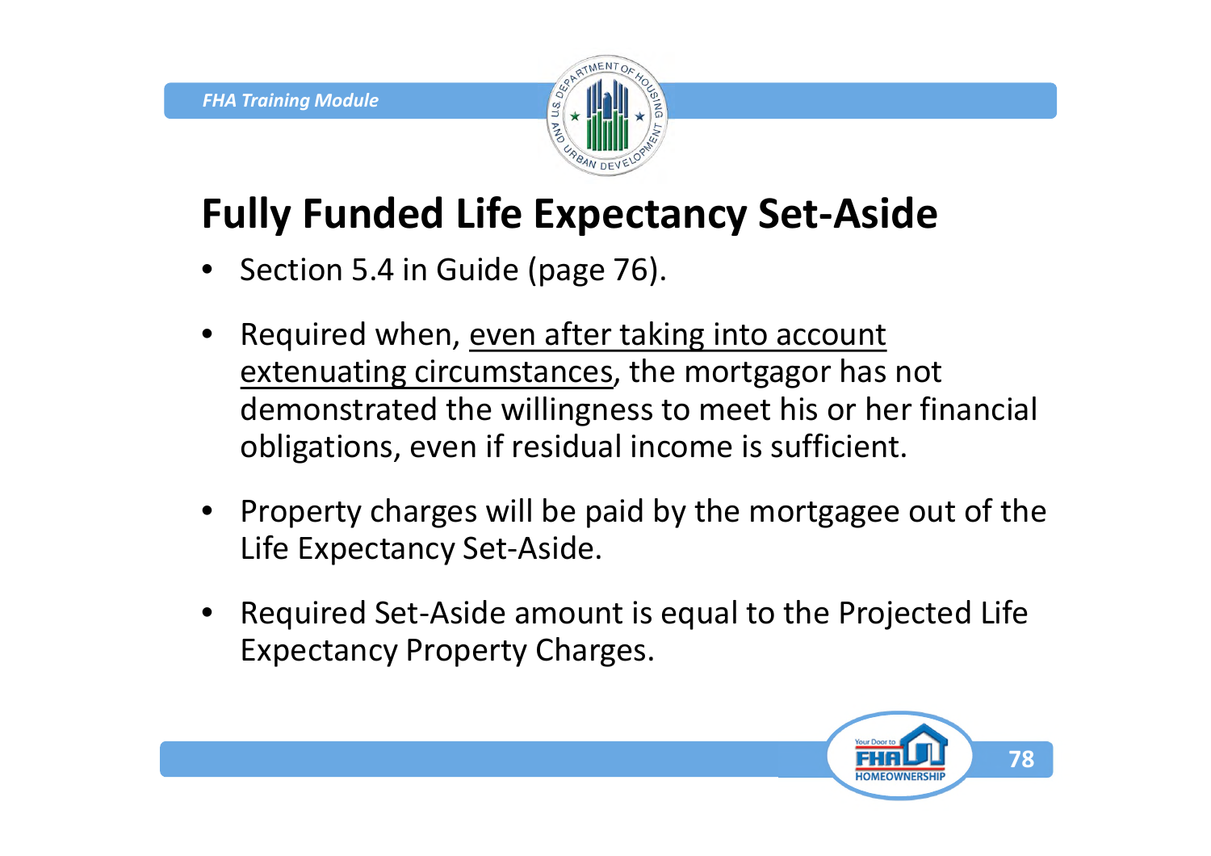# Fully Funded Life Expectancy Set-Aside

- Section 5.4 in Guide (page 76).
- Required when, <u>even after taking into account extenuating circumstances</u>, the mortgagor has not demonstrated the willingness to meet his or her financial obligations, even if residual income is sufficient.
- Property charges will be paid by the mortgagee out of the Life Expectancy Set-Aside.
- Required Set-Aside amount is equal to the Projected Life Expectancy Property Charges.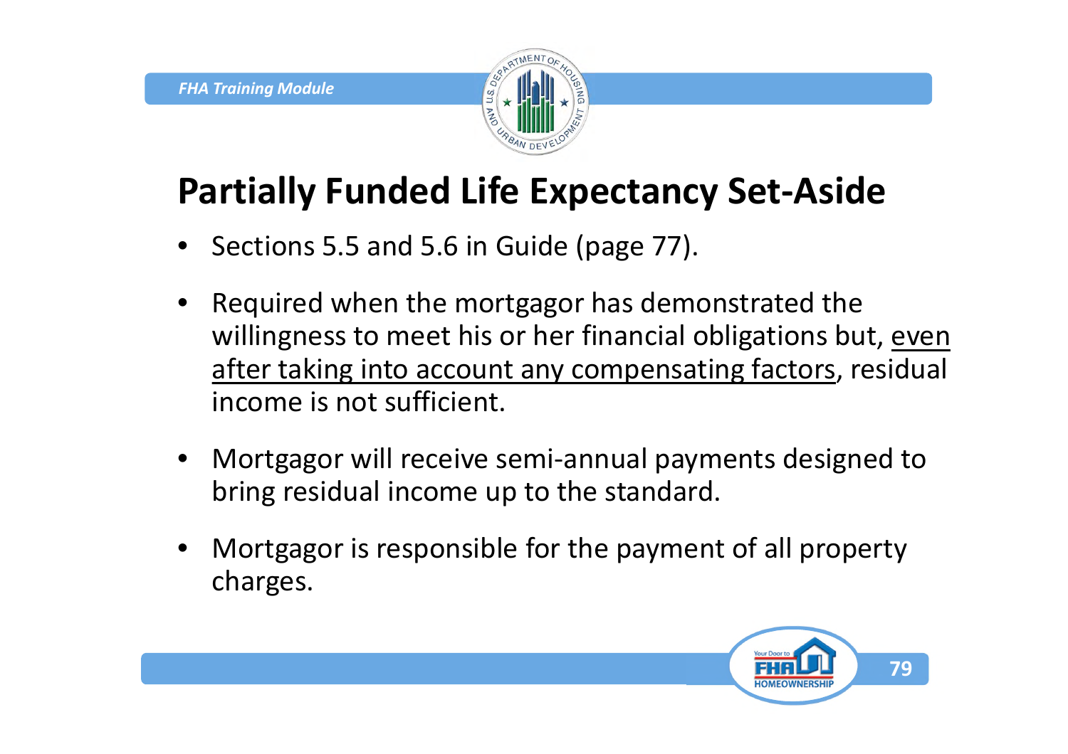# Partially Funded Life Expectancy Set-Aside

- Sections 5.5 and 5.6 in Guide (page 77).
- Required when the mortgagor has demonstrated the willingness to meet his or her financial obligations but, <u>even after taking into account any compensating factors</u>, residual income is not sufficient.
- Mortgagor will receive semi-annual payments designed to bring residual income up to the standard.
- Mortgagor is responsible for the payment of all property charges.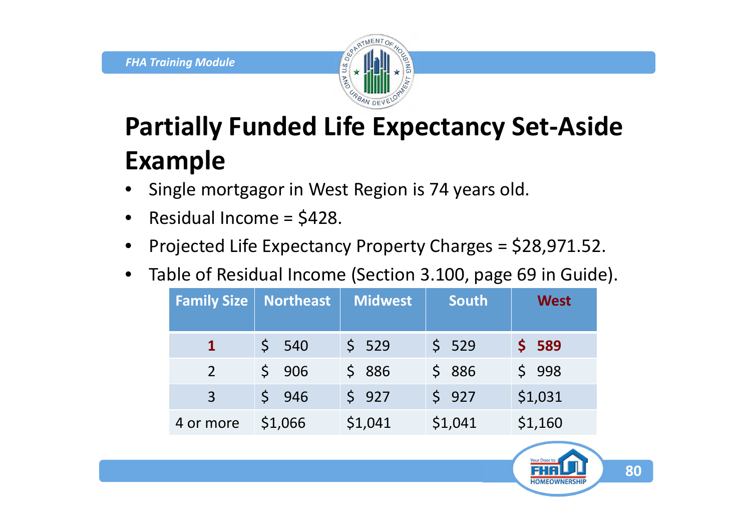# Partially Funded Life Expectancy Set-Aside Example

- Single mortgagor in West Region is 74 years old.
- Residual Income = $428.
- Projected Life Expectancy Property Charges = $28,971.52.
- Table of Residual Income (Section 3.100, page 69 in Guide).

| Family Size | Northeast | Midwest | South | West |
|---|---|---|---|---|
| **1** | $ 540 | $ 529 | $ 529 | **$ 589** |
| 2 | $ 906 | $ 886 | $ 886 | $ 998 |
| 3 | $ 946 | $ 927 | $ 927 | $1,031 |
| 4 or more | $1,066 | $1,041 | $1,041 | $1,160 |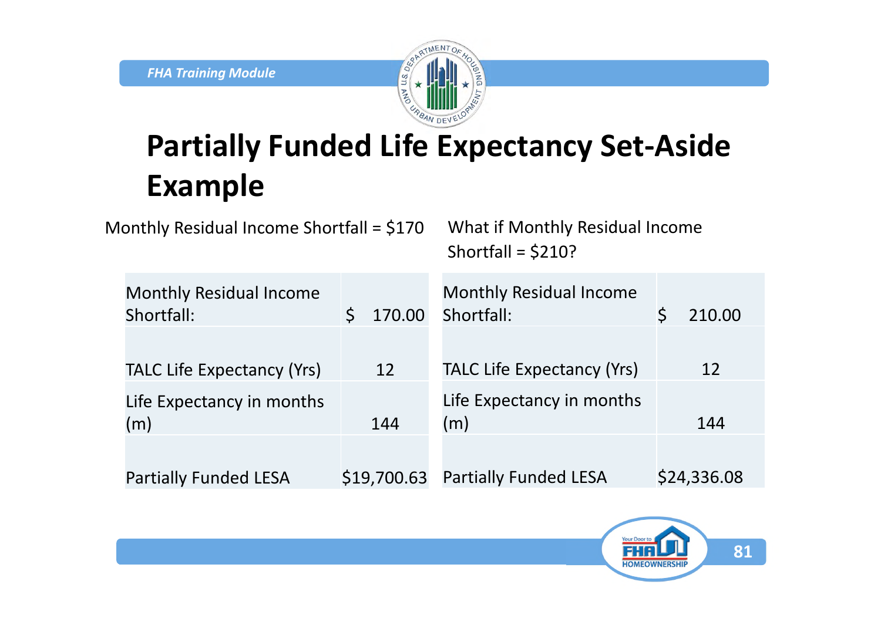# Partially Funded Life Expectancy Set-Aside Example

Monthly Residual Income Shortfall = $170

| Monthly Residual Income Shortfall: | $ 170.00 |
|---|---|
| TALC Life Expectancy (Yrs) | 12 |
| Life Expectancy in months (m) | 144 |
| Partially Funded LESA | $19,700.63 |

What if Monthly Residual Income Shortfall = $210?

| Monthly Residual Income Shortfall: | $ 210.00 |
|---|---|
| TALC Life Expectancy (Yrs) | 12 |
| Life Expectancy in months (m) | 144 |
| Partially Funded LESA | $24,336.08 |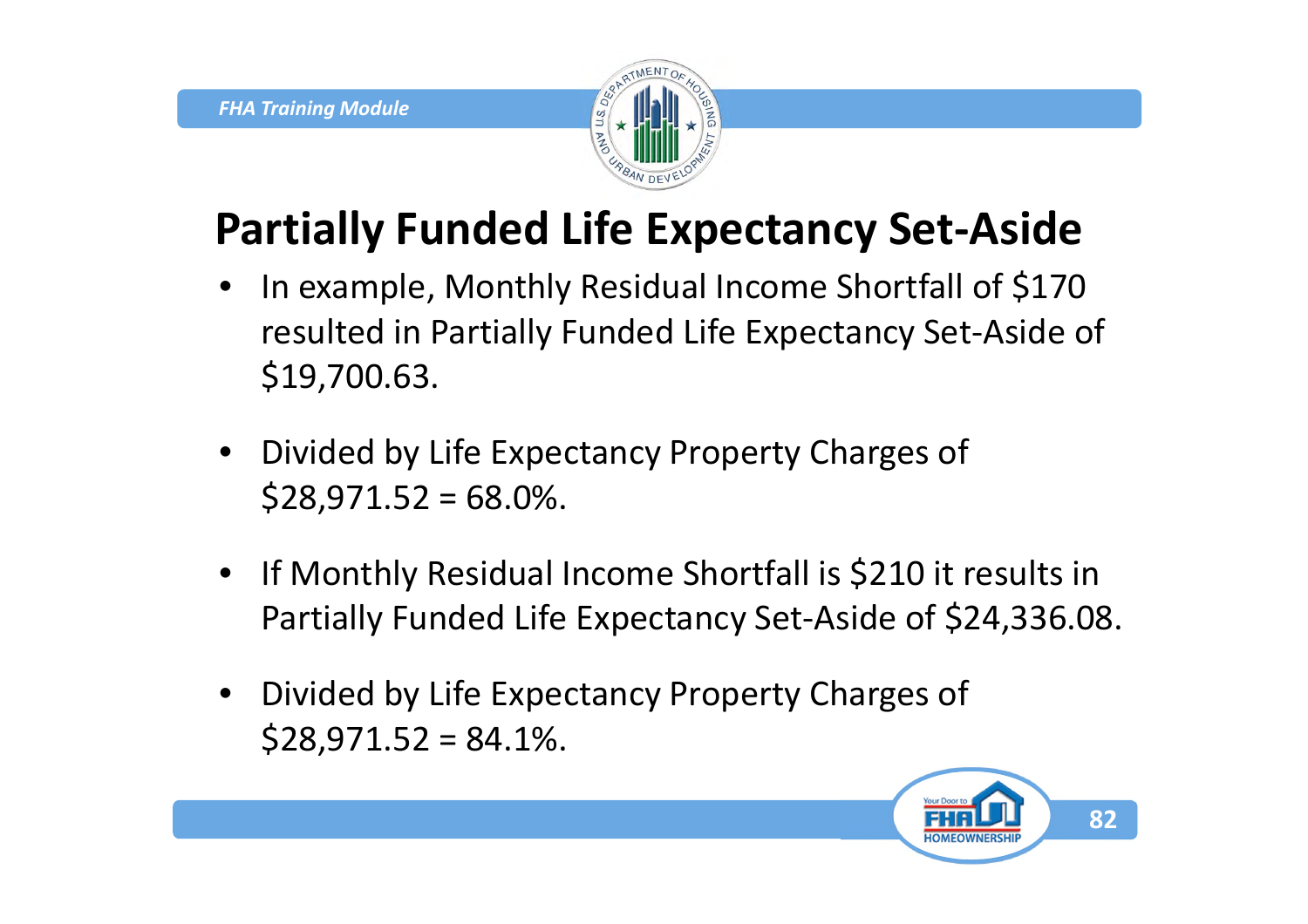# Partially Funded Life Expectancy Set-Aside

- In example, Monthly Residual Income Shortfall of $170 resulted in Partially Funded Life Expectancy Set-Aside of $19,700.63.
- Divided by Life Expectancy Property Charges of $28,971.52 = 68.0%.
- If Monthly Residual Income Shortfall is $210 it results in Partially Funded Life Expectancy Set-Aside of $24,336.08.
- Divided by Life Expectancy Property Charges of $28,971.52 = 84.1%.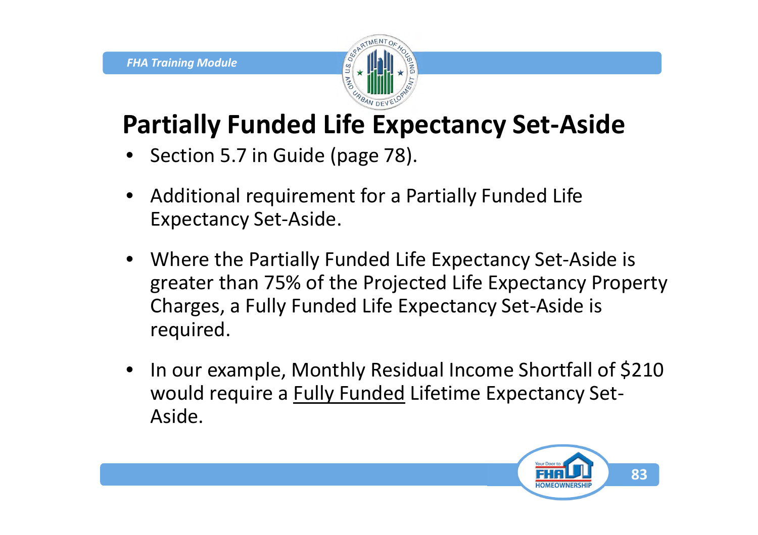# Partially Funded Life Expectancy Set-Aside

- Section 5.7 in Guide (page 78).
- Additional requirement for a Partially Funded Life Expectancy Set-Aside.
- Where the Partially Funded Life Expectancy Set-Aside is greater than 75% of the Projected Life Expectancy Property Charges, a Fully Funded Life Expectancy Set-Aside is required.
- In our example, Monthly Residual Income Shortfall of $210 would require a <u>Fully Funded</u> Lifetime Expectancy Set-Aside.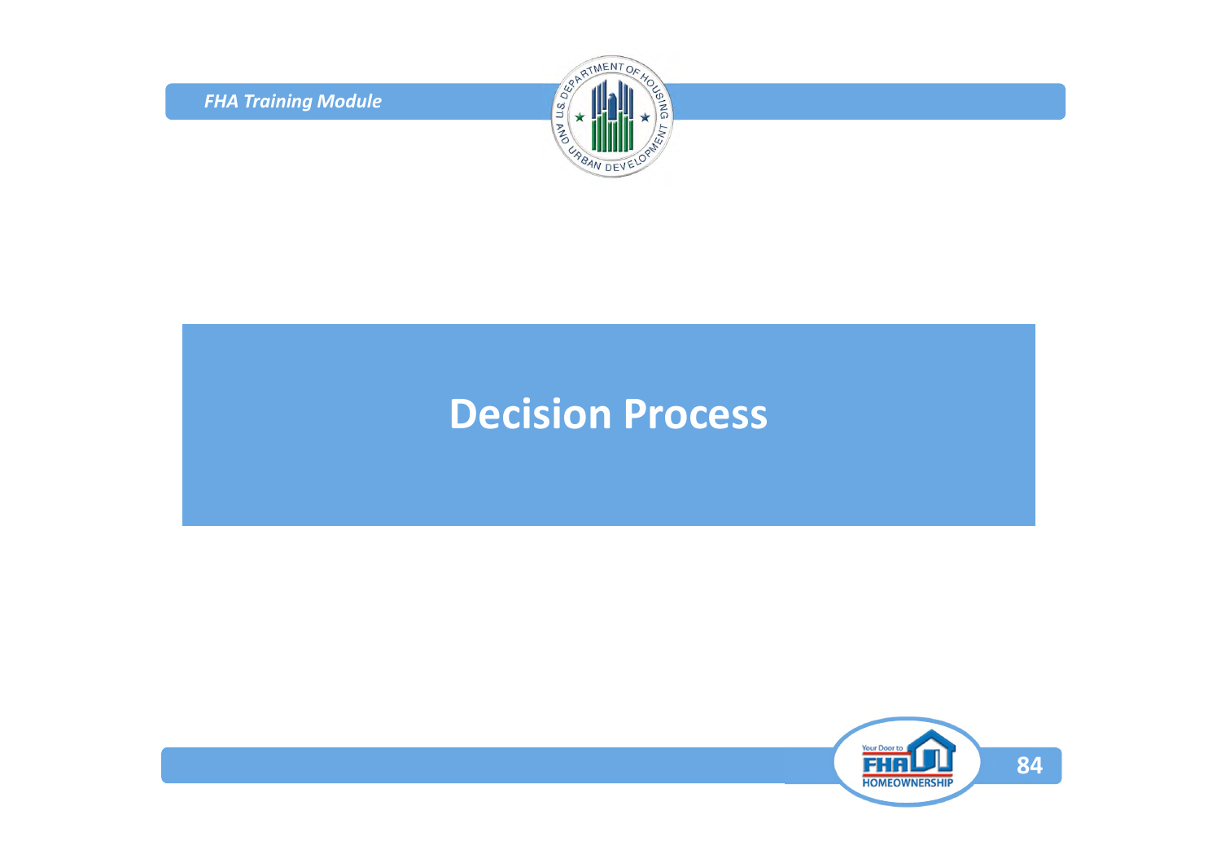# Decision Process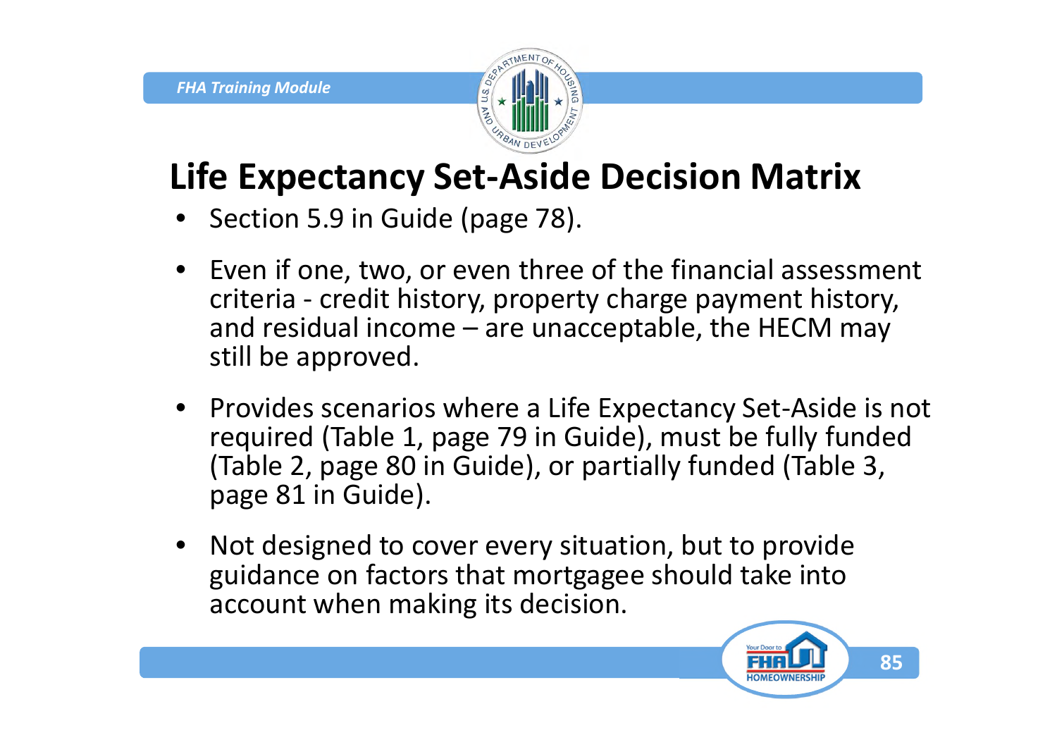# Life Expectancy Set-Aside Decision Matrix

- Section 5.9 in Guide (page 78).
- Even if one, two, or even three of the financial assessment criteria - credit history, property charge payment history, and residual income – are unacceptable, the HECM may still be approved.
- Provides scenarios where a Life Expectancy Set-Aside is not required (Table 1, page 79 in Guide), must be fully funded (Table 2, page 80 in Guide), or partially funded (Table 3, page 81 in Guide).
- Not designed to cover every situation, but to provide guidance on factors that mortgagee should take into account when making its decision.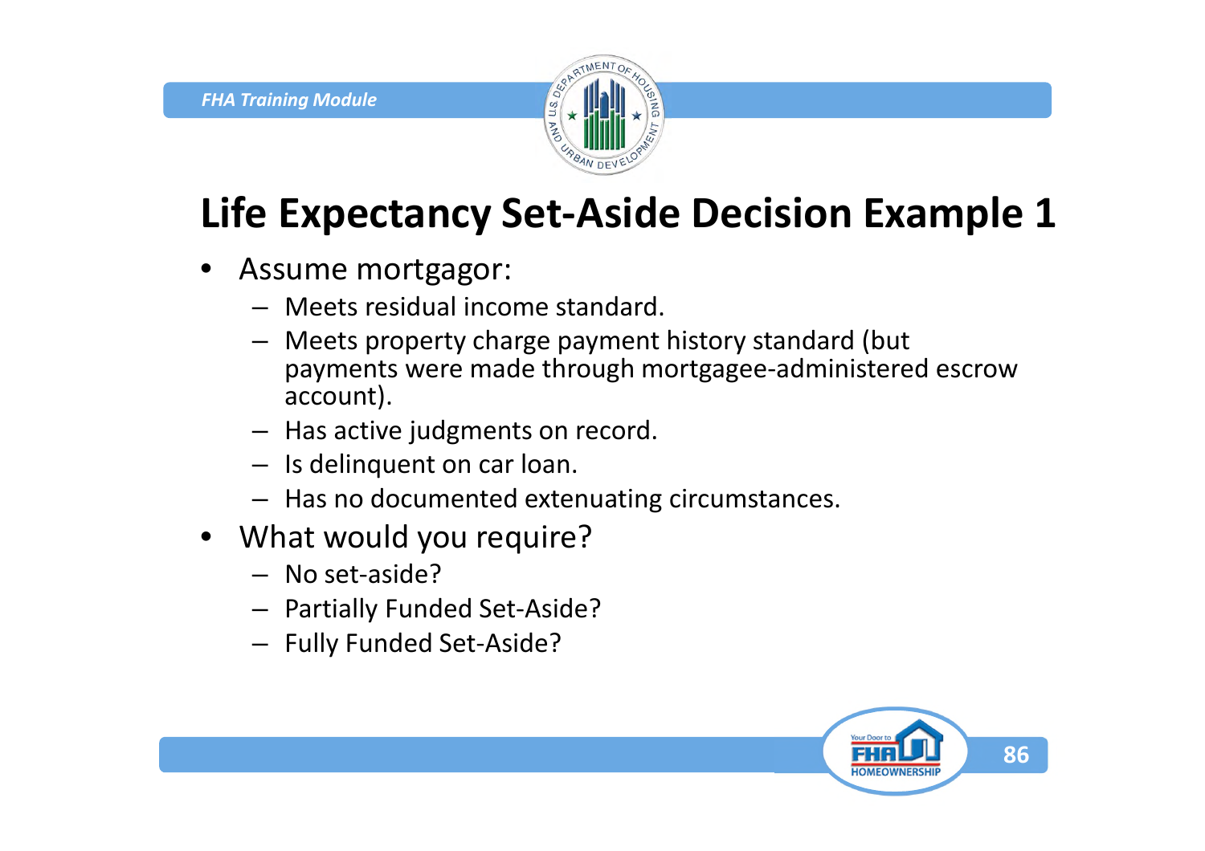# Life Expectancy Set-Aside Decision Example 1

- Assume mortgagor:
  - Meets residual income standard.
  - Meets property charge payment history standard (but payments were made through mortgagee-administered escrow account).
  - Has active judgments on record.
  - Is delinquent on car loan.
  - Has no documented extenuating circumstances.
- What would you require?
  - No set-aside?
  - Partially Funded Set-Aside?
  - Fully Funded Set-Aside?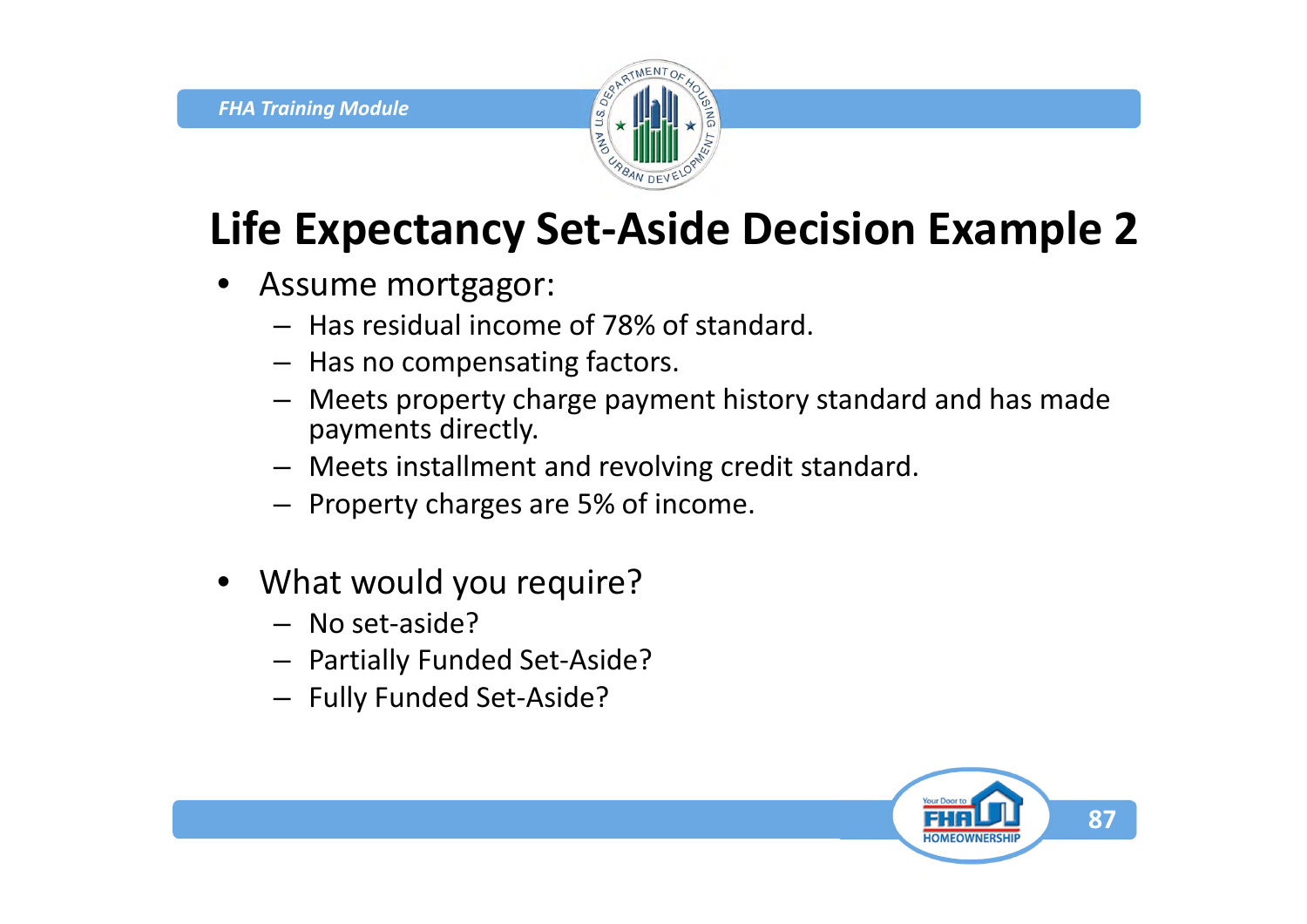# Life Expectancy Set-Aside Decision Example 2

- Assume mortgagor:
  - Has residual income of 78% of standard.
  - Has no compensating factors.
  - Meets property charge payment history standard and has made payments directly.
  - Meets installment and revolving credit standard.
  - Property charges are 5% of income.

- What would you require?
  - No set-aside?
  - Partially Funded Set-Aside?
  - Fully Funded Set-Aside?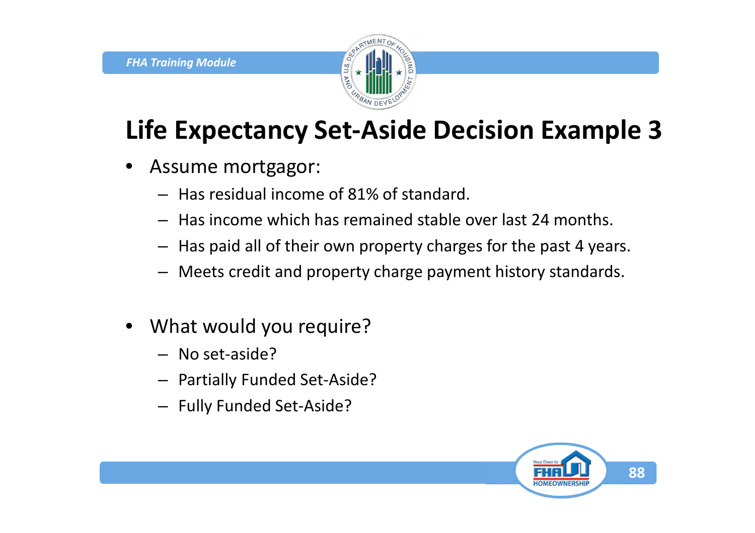# Life Expectancy Set-Aside Decision Example 3

- Assume mortgagor:
  - Has residual income of 81% of standard.
  - Has income which has remained stable over last 24 months.
  - Has paid all of their own property charges for the past 4 years.
  - Meets credit and property charge payment history standards.

- What would you require?
  - No set-aside?
  - Partially Funded Set-Aside?
  - Fully Funded Set-Aside?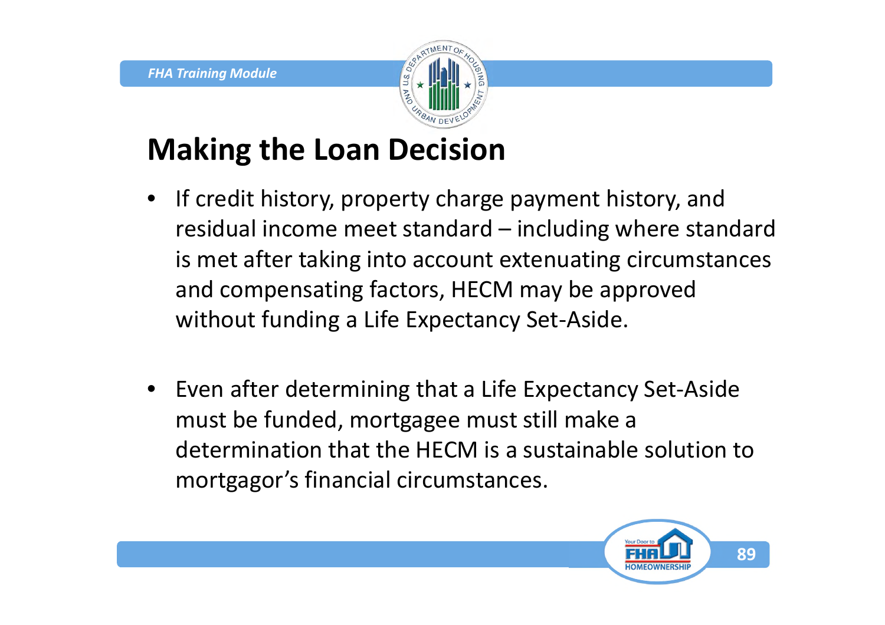# Making the Loan Decision

- If credit history, property charge payment history, and residual income meet standard – including where standard is met after taking into account extenuating circumstances and compensating factors, HECM may be approved without funding a Life Expectancy Set-Aside.

- Even after determining that a Life Expectancy Set-Aside must be funded, mortgagee must still make a determination that the HECM is a sustainable solution to mortgagor's financial circumstances.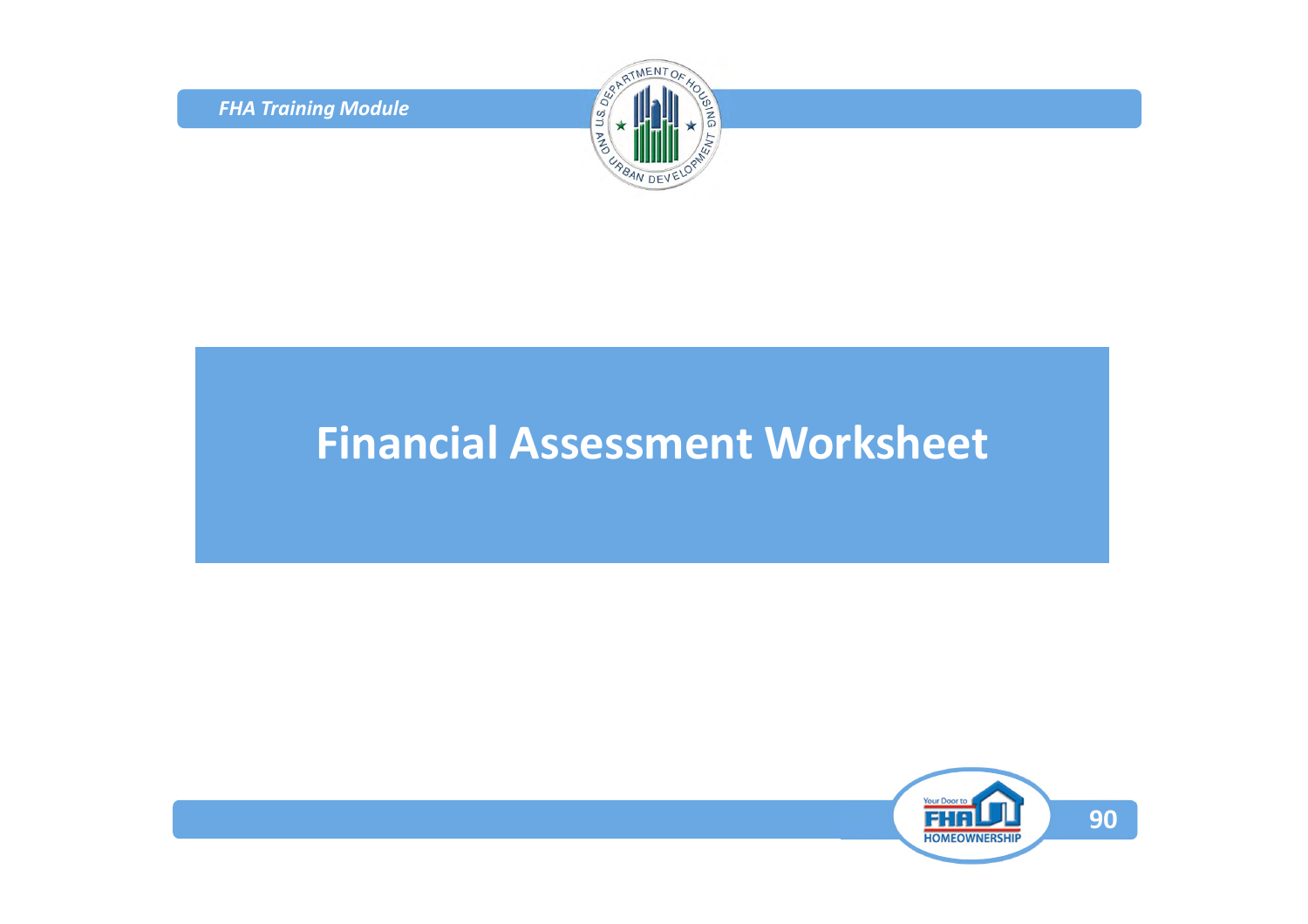# Financial Assessment Worksheet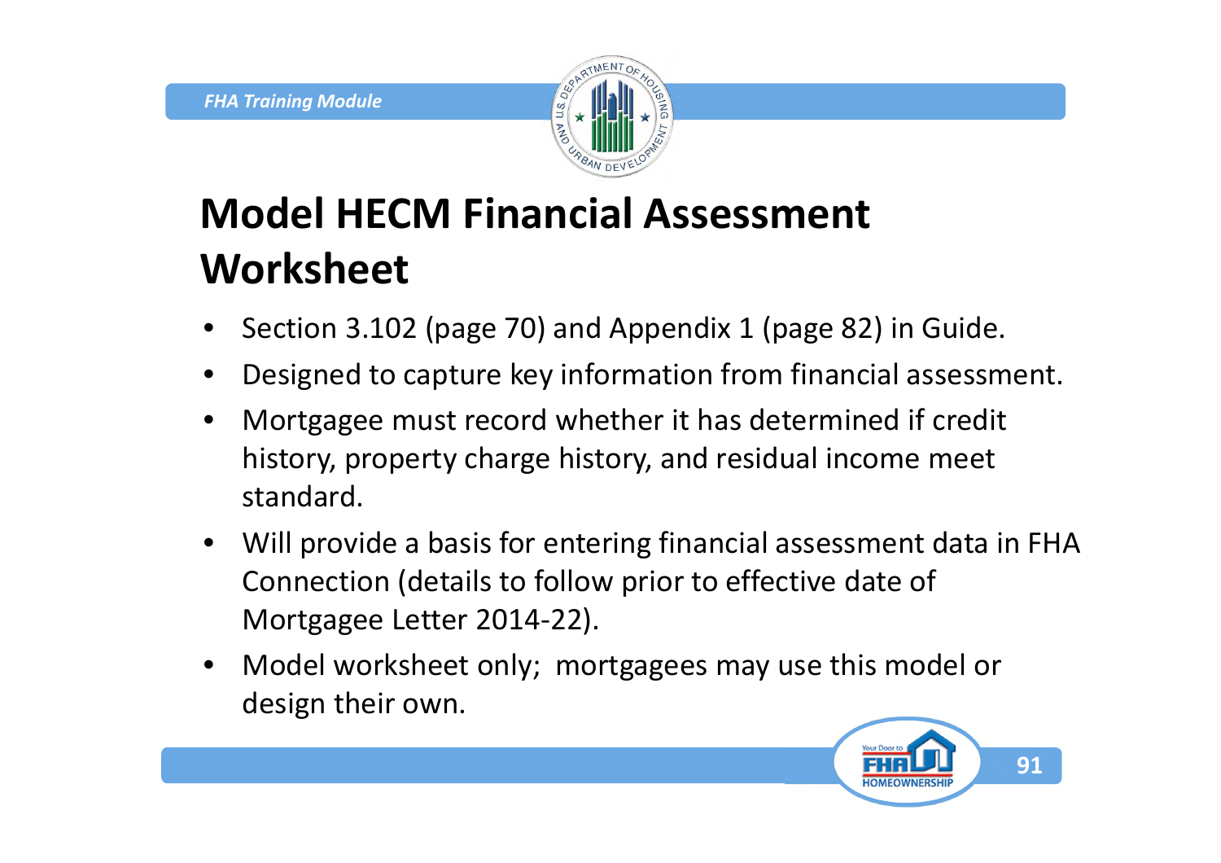# Model HECM Financial Assessment Worksheet

- Section 3.102 (page 70) and Appendix 1 (page 82) in Guide.
- Designed to capture key information from financial assessment.
- Mortgagee must record whether it has determined if credit history, property charge history, and residual income meet standard.
- Will provide a basis for entering financial assessment data in FHA Connection (details to follow prior to effective date of Mortgagee Letter 2014-22).
- Model worksheet only; mortgagees may use this model or design their own.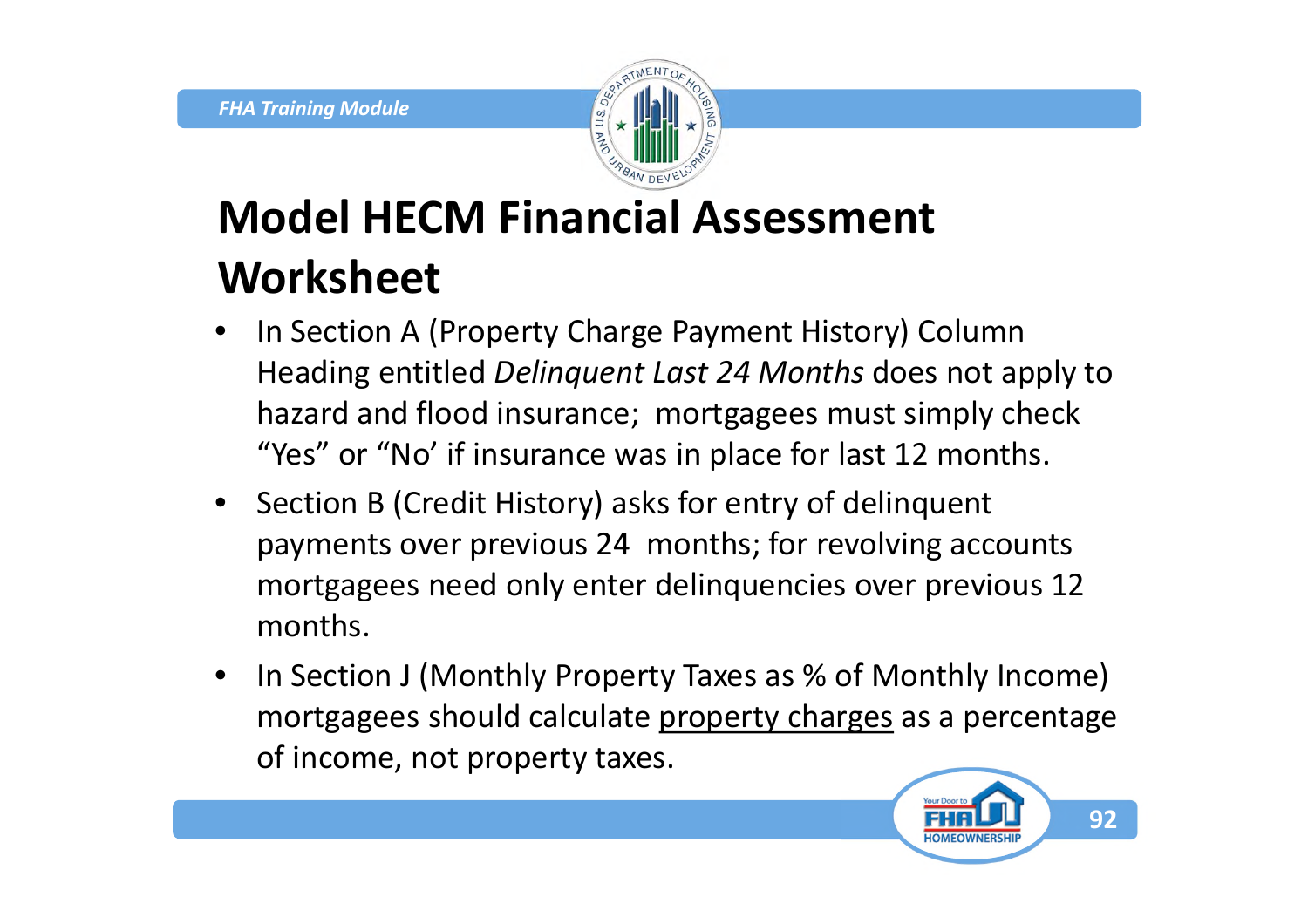# Model HECM Financial Assessment Worksheet

- In Section A (Property Charge Payment History) Column Heading entitled *Delinquent Last 24 Months* does not apply to hazard and flood insurance; mortgagees must simply check "Yes" or "No' if insurance was in place for last 12 months.
- Section B (Credit History) asks for entry of delinquent payments over previous 24 months; for revolving accounts mortgagees need only enter delinquencies over previous 12 months.
- In Section J (Monthly Property Taxes as % of Monthly Income) mortgagees should calculate <u>property charges</u> as a percentage of income, not property taxes.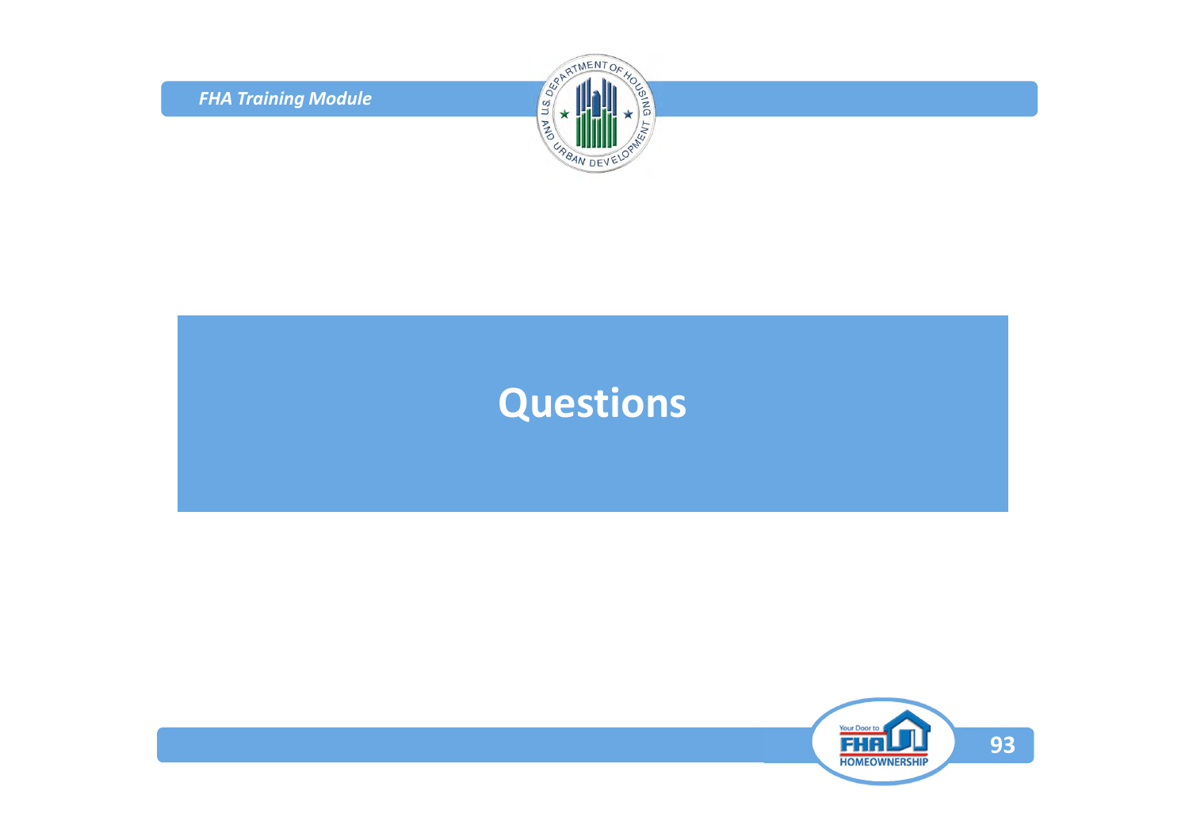# Questions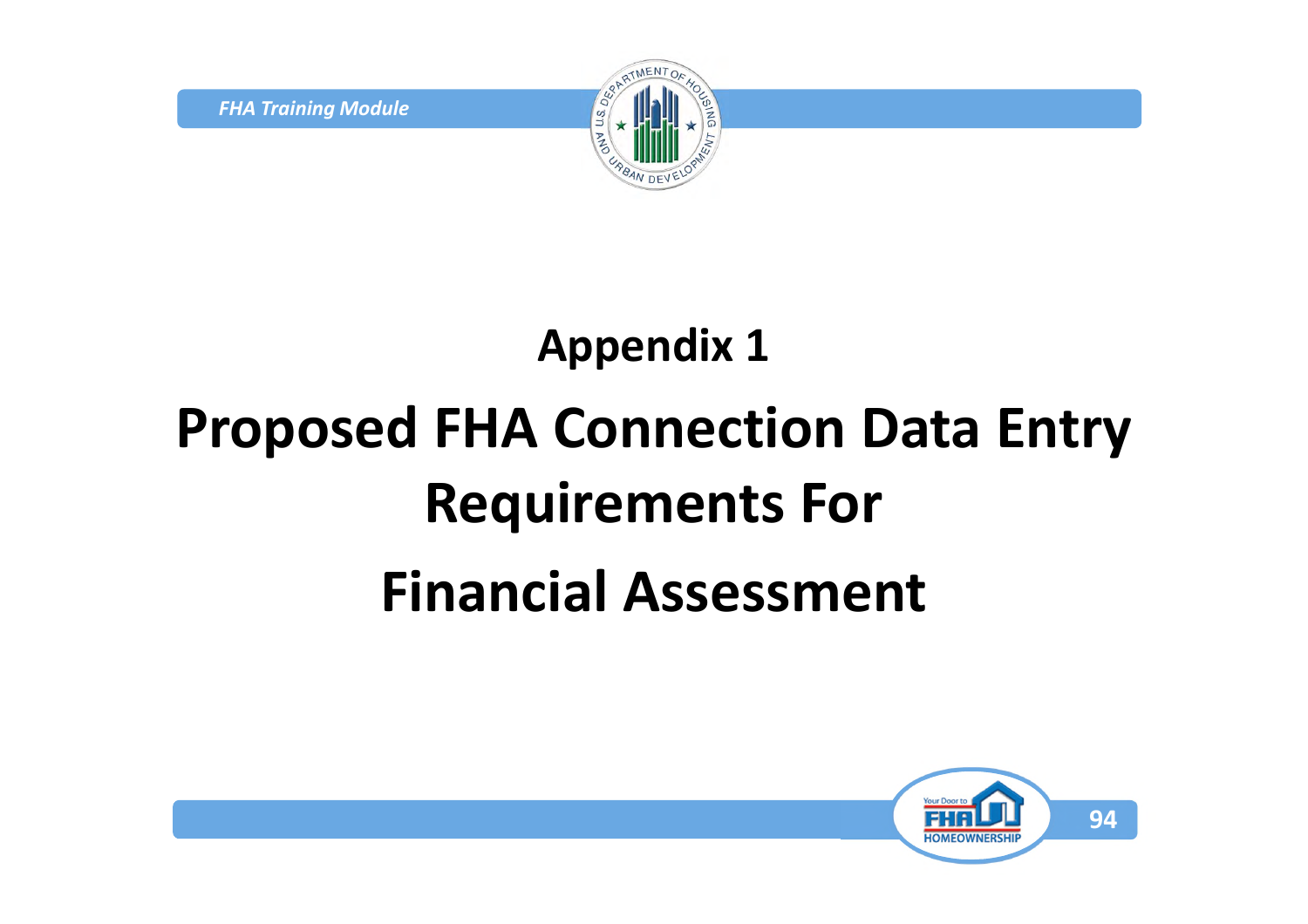# Appendix 1

# Proposed FHA Connection Data Entry Requirements For Financial Assessment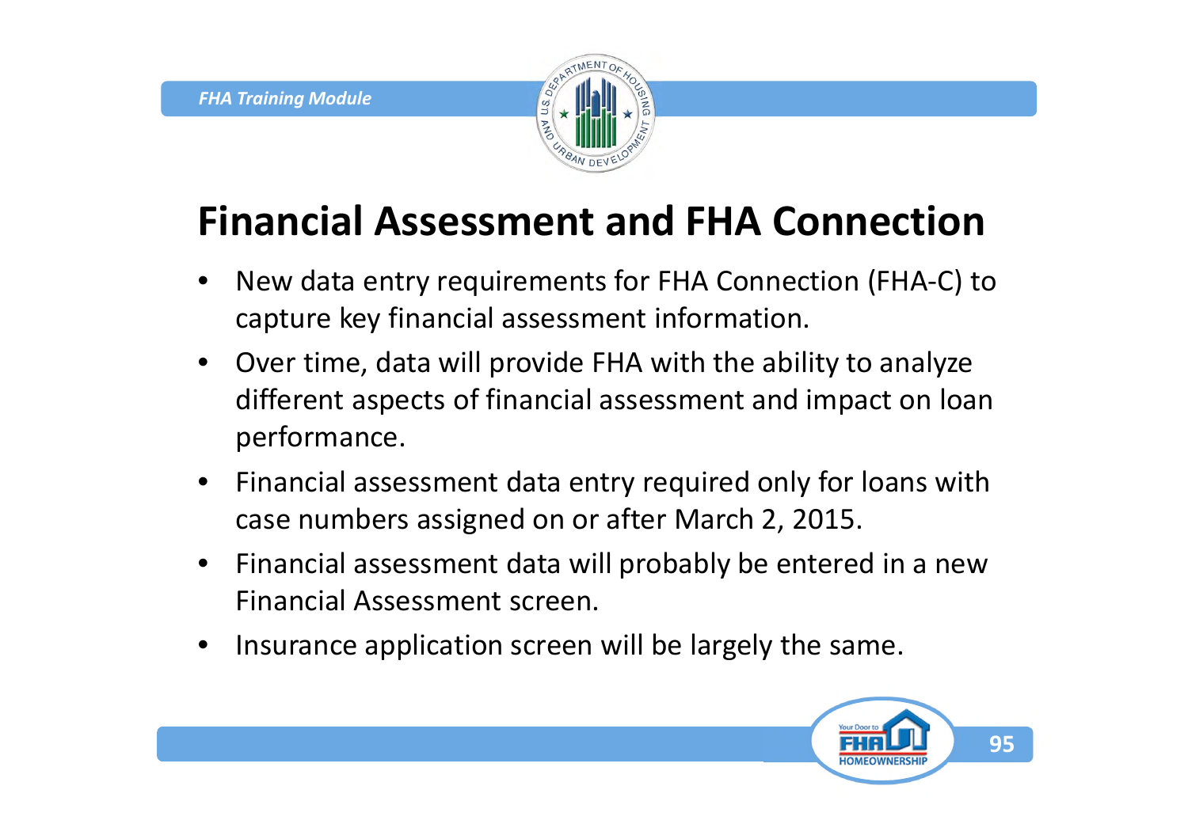# Financial Assessment and FHA Connection

- New data entry requirements for FHA Connection (FHA-C) to capture key financial assessment information.
- Over time, data will provide FHA with the ability to analyze different aspects of financial assessment and impact on loan performance.
- Financial assessment data entry required only for loans with case numbers assigned on or after March 2, 2015.
- Financial assessment data will probably be entered in a new Financial Assessment screen.
- Insurance application screen will be largely the same.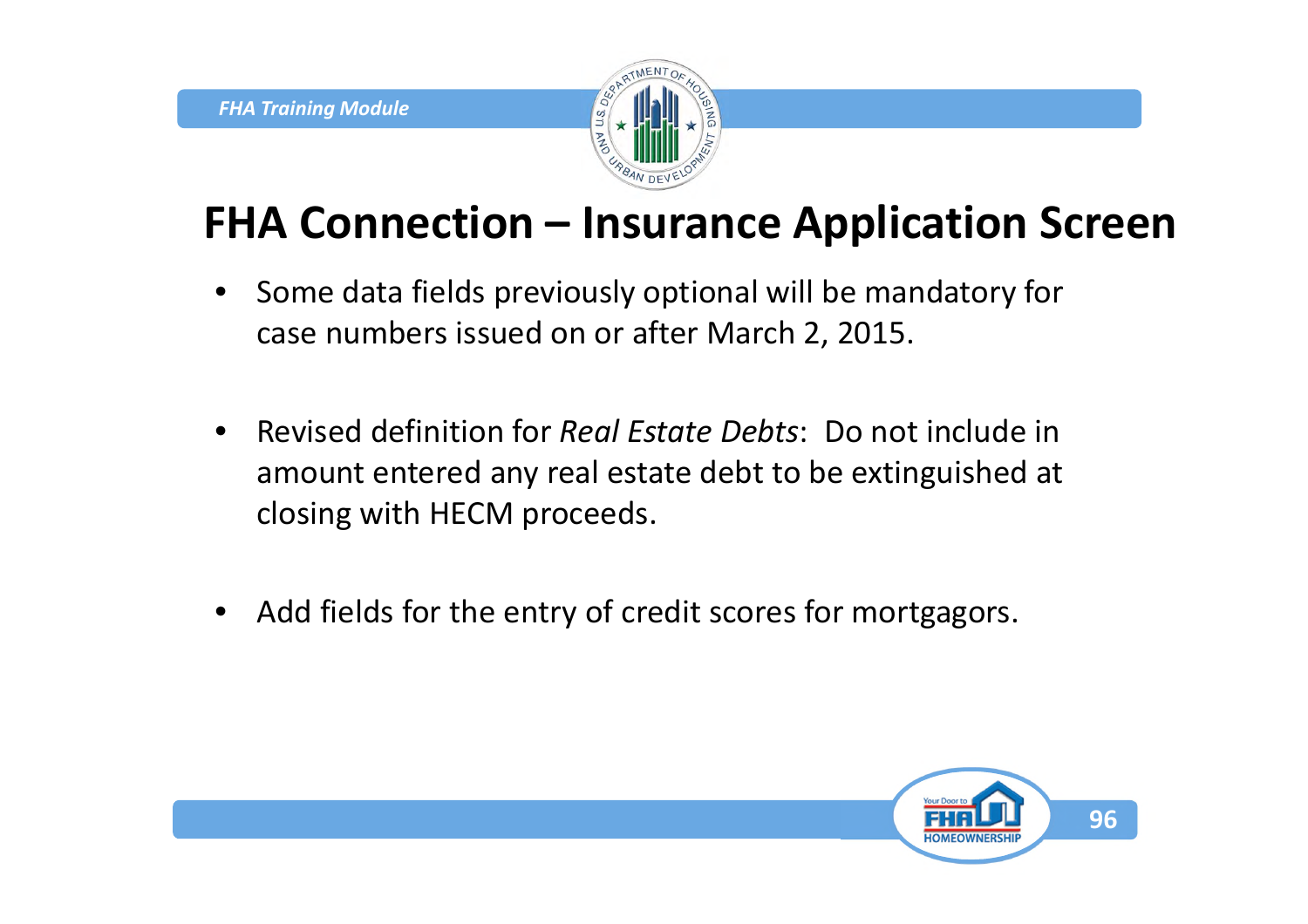# FHA Connection – Insurance Application Screen

- Some data fields previously optional will be mandatory for case numbers issued on or after March 2, 2015.
- Revised definition for *Real Estate Debts*: Do not include in amount entered any real estate debt to be extinguished at closing with HECM proceeds.
- Add fields for the entry of credit scores for mortgagors.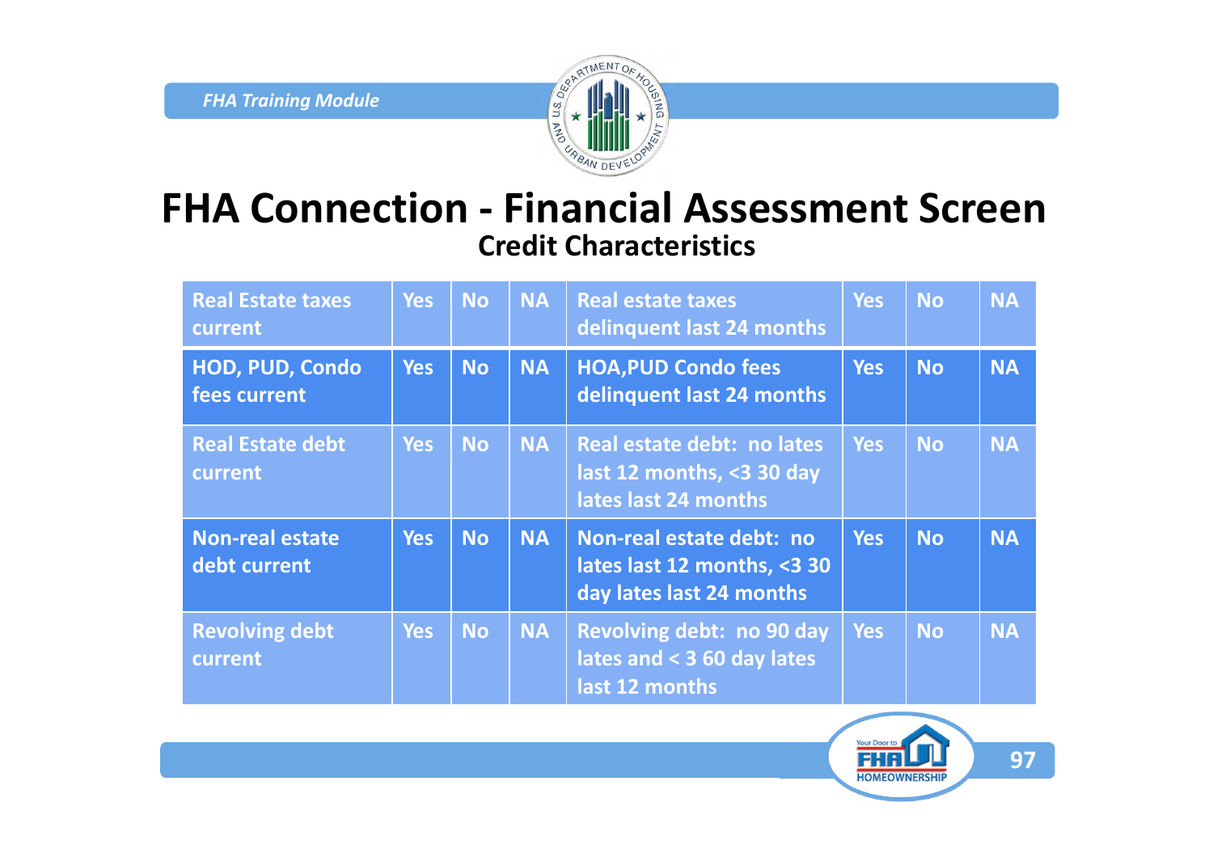# FHA Connection - Financial Assessment Screen

## Credit Characteristics

| Real Estate taxes current | Yes | No | NA | Real estate taxes delinquent last 24 months | Yes | No | NA |
|---|---|---|---|---|---|---|---|
| HOD, PUD, Condo fees current | Yes | No | NA | HOA,PUD Condo fees delinquent last 24 months | Yes | No | NA |
| Real Estate debt current | Yes | No | NA | Real estate debt: no lates last 12 months, <3 30 day lates last 24 months | Yes | No | NA |
| Non-real estate debt current | Yes | No | NA | Non-real estate debt: no lates last 12 months, <3 30 day lates last 24 months | Yes | No | NA |
| Revolving debt current | Yes | No | NA | Revolving debt: no 90 day lates and < 3 60 day lates last 12 months | Yes | No | NA |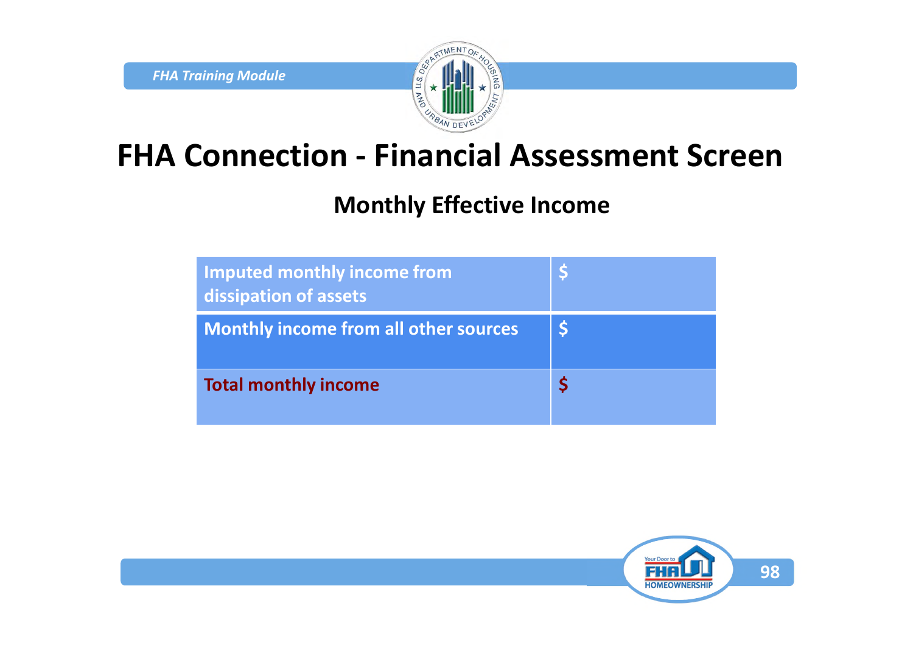# FHA Connection - Financial Assessment Screen

## Monthly Effective Income

| | |
|---|---|
| **Imputed monthly income from dissipation of assets** | **$** |
| **Monthly income from all other sources** | **$** |
| **Total monthly income** | **$** |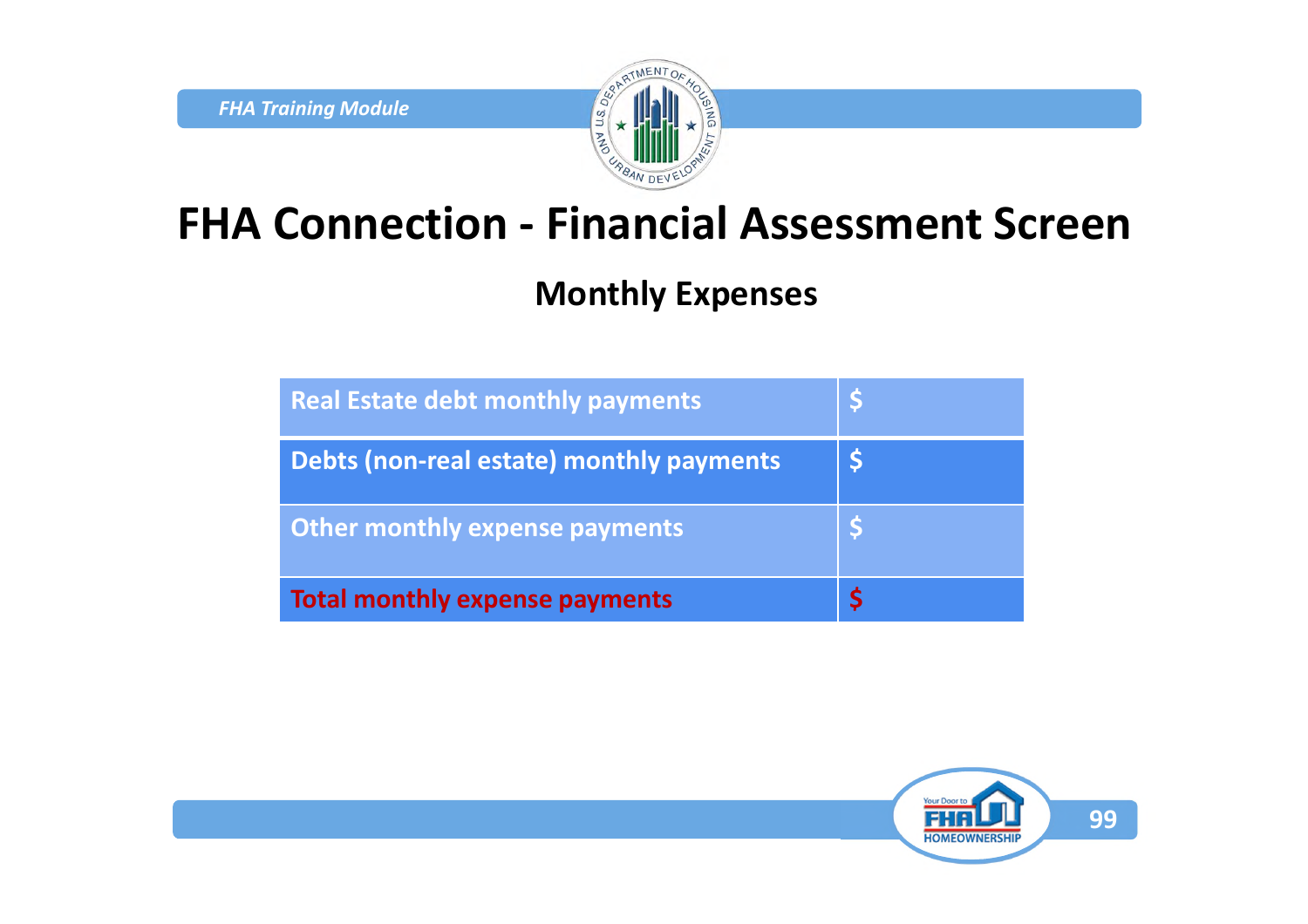# FHA Connection - Financial Assessment Screen

## Monthly Expenses

| | |
|---|---|
| Real Estate debt monthly payments | $ |
| Debts (non-real estate) monthly payments | $ |
| Other monthly expense payments | $ |
| Total monthly expense payments | $ |